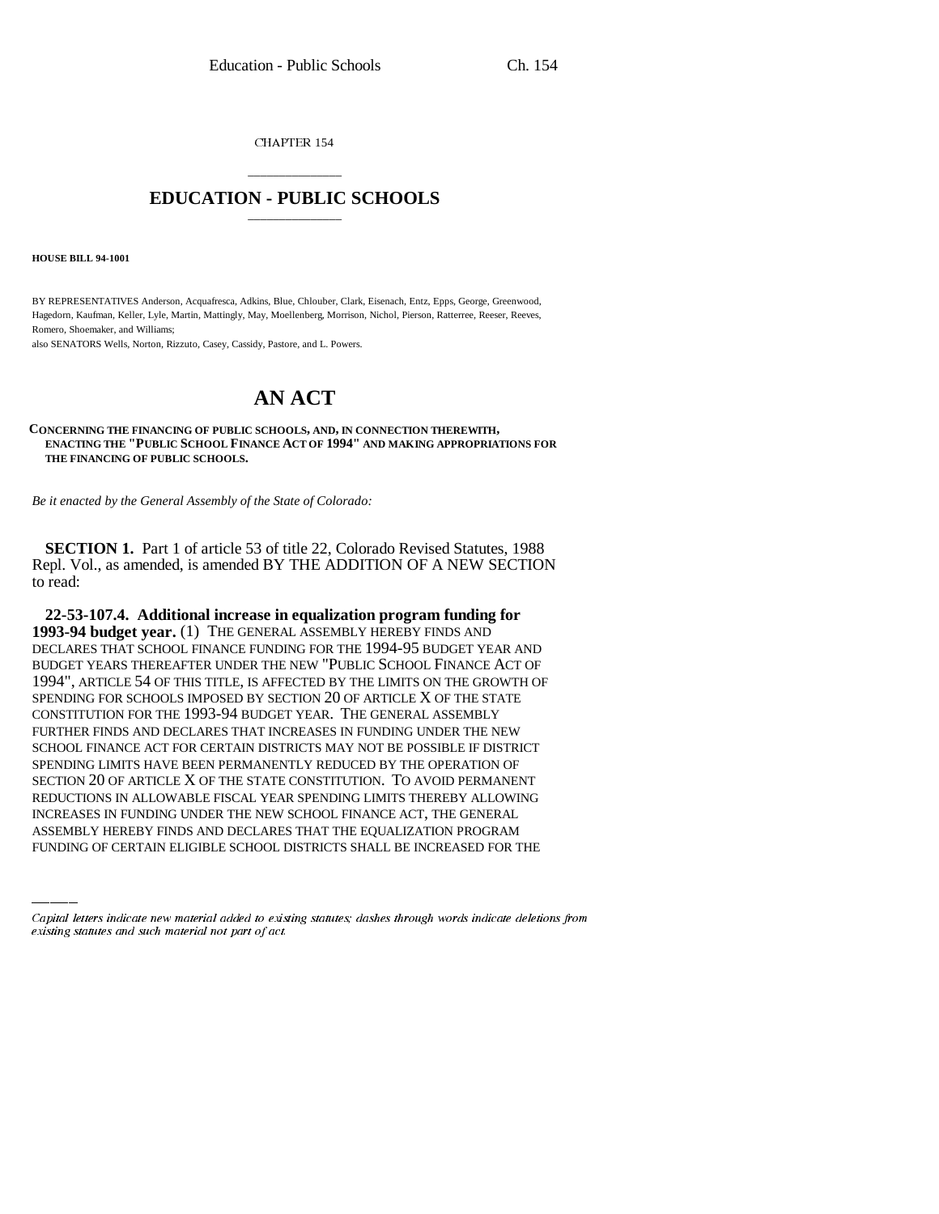CHAPTER 154

# EDUCATION - PUBLIC SCHOOLS

**HOUSE BILL 94-1001**

BY REPRESENTATIVES Anderson, Acquafresca, Adkins, Blue, Chlouber, Clark, Eisenach, Entz, Epps, George, Greenwood, Hagedorn, Kaufman, Keller, Lyle, Martin, Mattingly, May, Moellenberg, Morrison, Nichol, Pierson, Ratterree, Reeser, Reeves, Romero, Shoemaker, and Williams;
also SENATORS Wells, Norton, Rizzuto, Casey, Cassidy, Pastore, and L. Powers.

# AN ACT

**CONCERNING THE FINANCING OF PUBLIC SCHOOLS, AND, IN CONNECTION THEREWITH, ENACTING THE "PUBLIC SCHOOL FINANCE ACT OF 1994" AND MAKING APPROPRIATIONS FOR THE FINANCING OF PUBLIC SCHOOLS.**

*Be it enacted by the General Assembly of the State of Colorado:*

**SECTION 1.** Part 1 of article 53 of title 22, Colorado Revised Statutes, 1988 Repl. Vol., as amended, is amended BY THE ADDITION OF A NEW SECTION to read:

**22-53-107.4. Additional increase in equalization program funding for 1993-94 budget year.** (1) THE GENERAL ASSEMBLY HEREBY FINDS AND DECLARES THAT SCHOOL FINANCE FUNDING FOR THE 1994-95 BUDGET YEAR AND BUDGET YEARS THEREAFTER UNDER THE NEW "PUBLIC SCHOOL FINANCE ACT OF 1994", ARTICLE 54 OF THIS TITLE, IS AFFECTED BY THE LIMITS ON THE GROWTH OF SPENDING FOR SCHOOLS IMPOSED BY SECTION 20 OF ARTICLE X OF THE STATE CONSTITUTION FOR THE 1993-94 BUDGET YEAR. THE GENERAL ASSEMBLY FURTHER FINDS AND DECLARES THAT INCREASES IN FUNDING UNDER THE NEW SCHOOL FINANCE ACT FOR CERTAIN DISTRICTS MAY NOT BE POSSIBLE IF DISTRICT SPENDING LIMITS HAVE BEEN PERMANENTLY REDUCED BY THE OPERATION OF SECTION 20 OF ARTICLE X OF THE STATE CONSTITUTION. TO AVOID PERMANENT REDUCTIONS IN ALLOWABLE FISCAL YEAR SPENDING LIMITS THEREBY ALLOWING INCREASES IN FUNDING UNDER THE NEW SCHOOL FINANCE ACT, THE GENERAL ASSEMBLY HEREBY FINDS AND DECLARES THAT THE EQUALIZATION PROGRAM FUNDING OF CERTAIN ELIGIBLE SCHOOL DISTRICTS SHALL BE INCREASED FOR THE

*Capital letters indicate new material added to existing statutes; dashes through words indicate deletions from existing statutes and such material not part of act.*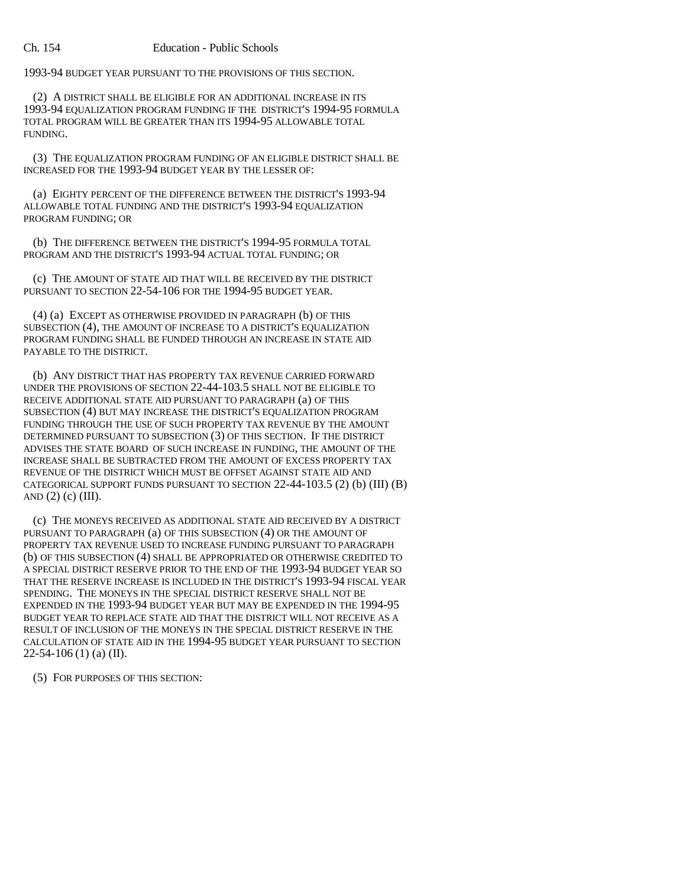1993-94 BUDGET YEAR PURSUANT TO THE PROVISIONS OF THIS SECTION.

(2) A DISTRICT SHALL BE ELIGIBLE FOR AN ADDITIONAL INCREASE IN ITS 1993-94 EQUALIZATION PROGRAM FUNDING IF THE DISTRICT'S 1994-95 FORMULA TOTAL PROGRAM WILL BE GREATER THAN ITS 1994-95 ALLOWABLE TOTAL FUNDING.

(3) THE EQUALIZATION PROGRAM FUNDING OF AN ELIGIBLE DISTRICT SHALL BE INCREASED FOR THE 1993-94 BUDGET YEAR BY THE LESSER OF:

(a) EIGHTY PERCENT OF THE DIFFERENCE BETWEEN THE DISTRICT'S 1993-94 ALLOWABLE TOTAL FUNDING AND THE DISTRICT'S 1993-94 EQUALIZATION PROGRAM FUNDING; OR

(b) THE DIFFERENCE BETWEEN THE DISTRICT'S 1994-95 FORMULA TOTAL PROGRAM AND THE DISTRICT'S 1993-94 ACTUAL TOTAL FUNDING; OR

(c) THE AMOUNT OF STATE AID THAT WILL BE RECEIVED BY THE DISTRICT PURSUANT TO SECTION 22-54-106 FOR THE 1994-95 BUDGET YEAR.

(4) (a) EXCEPT AS OTHERWISE PROVIDED IN PARAGRAPH (b) OF THIS SUBSECTION (4), THE AMOUNT OF INCREASE TO A DISTRICT'S EQUALIZATION PROGRAM FUNDING SHALL BE FUNDED THROUGH AN INCREASE IN STATE AID PAYABLE TO THE DISTRICT.

(b) ANY DISTRICT THAT HAS PROPERTY TAX REVENUE CARRIED FORWARD UNDER THE PROVISIONS OF SECTION 22-44-103.5 SHALL NOT BE ELIGIBLE TO RECEIVE ADDITIONAL STATE AID PURSUANT TO PARAGRAPH (a) OF THIS SUBSECTION (4) BUT MAY INCREASE THE DISTRICT'S EQUALIZATION PROGRAM FUNDING THROUGH THE USE OF SUCH PROPERTY TAX REVENUE BY THE AMOUNT DETERMINED PURSUANT TO SUBSECTION (3) OF THIS SECTION. IF THE DISTRICT ADVISES THE STATE BOARD OF SUCH INCREASE IN FUNDING, THE AMOUNT OF THE INCREASE SHALL BE SUBTRACTED FROM THE AMOUNT OF EXCESS PROPERTY TAX REVENUE OF THE DISTRICT WHICH MUST BE OFFSET AGAINST STATE AID AND CATEGORICAL SUPPORT FUNDS PURSUANT TO SECTION 22-44-103.5 (2) (b) (III) (B) AND (2) (c) (III).

(c) THE MONEYS RECEIVED AS ADDITIONAL STATE AID RECEIVED BY A DISTRICT PURSUANT TO PARAGRAPH (a) OF THIS SUBSECTION (4) OR THE AMOUNT OF PROPERTY TAX REVENUE USED TO INCREASE FUNDING PURSUANT TO PARAGRAPH (b) OF THIS SUBSECTION (4) SHALL BE APPROPRIATED OR OTHERWISE CREDITED TO A SPECIAL DISTRICT RESERVE PRIOR TO THE END OF THE 1993-94 BUDGET YEAR SO THAT THE RESERVE INCREASE IS INCLUDED IN THE DISTRICT'S 1993-94 FISCAL YEAR SPENDING. THE MONEYS IN THE SPECIAL DISTRICT RESERVE SHALL NOT BE EXPENDED IN THE 1993-94 BUDGET YEAR BUT MAY BE EXPENDED IN THE 1994-95 BUDGET YEAR TO REPLACE STATE AID THAT THE DISTRICT WILL NOT RECEIVE AS A RESULT OF INCLUSION OF THE MONEYS IN THE SPECIAL DISTRICT RESERVE IN THE CALCULATION OF STATE AID IN THE 1994-95 BUDGET YEAR PURSUANT TO SECTION 22-54-106 (1) (a) (II).

(5) FOR PURPOSES OF THIS SECTION: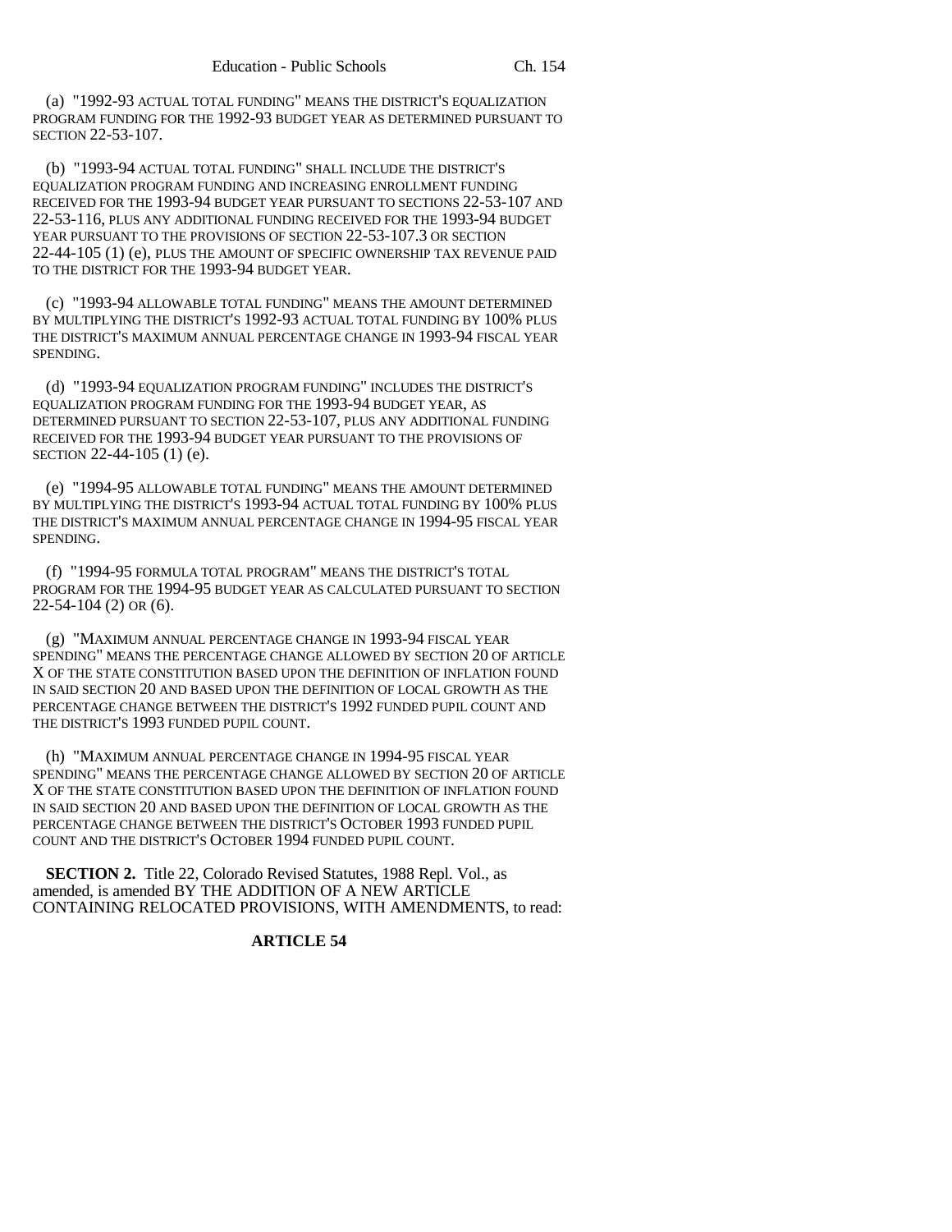(a) "1992-93 ACTUAL TOTAL FUNDING" MEANS THE DISTRICT'S EQUALIZATION PROGRAM FUNDING FOR THE 1992-93 BUDGET YEAR AS DETERMINED PURSUANT TO SECTION 22-53-107.

(b) "1993-94 ACTUAL TOTAL FUNDING" SHALL INCLUDE THE DISTRICT'S EQUALIZATION PROGRAM FUNDING AND INCREASING ENROLLMENT FUNDING RECEIVED FOR THE 1993-94 BUDGET YEAR PURSUANT TO SECTIONS 22-53-107 AND 22-53-116, PLUS ANY ADDITIONAL FUNDING RECEIVED FOR THE 1993-94 BUDGET YEAR PURSUANT TO THE PROVISIONS OF SECTION 22-53-107.3 OR SECTION 22-44-105 (1) (e), PLUS THE AMOUNT OF SPECIFIC OWNERSHIP TAX REVENUE PAID TO THE DISTRICT FOR THE 1993-94 BUDGET YEAR.

(c) "1993-94 ALLOWABLE TOTAL FUNDING" MEANS THE AMOUNT DETERMINED BY MULTIPLYING THE DISTRICT'S 1992-93 ACTUAL TOTAL FUNDING BY 100% PLUS THE DISTRICT'S MAXIMUM ANNUAL PERCENTAGE CHANGE IN 1993-94 FISCAL YEAR SPENDING.

(d) "1993-94 EQUALIZATION PROGRAM FUNDING" INCLUDES THE DISTRICT'S EQUALIZATION PROGRAM FUNDING FOR THE 1993-94 BUDGET YEAR, AS DETERMINED PURSUANT TO SECTION 22-53-107, PLUS ANY ADDITIONAL FUNDING RECEIVED FOR THE 1993-94 BUDGET YEAR PURSUANT TO THE PROVISIONS OF SECTION 22-44-105 (1) (e).

(e) "1994-95 ALLOWABLE TOTAL FUNDING" MEANS THE AMOUNT DETERMINED BY MULTIPLYING THE DISTRICT'S 1993-94 ACTUAL TOTAL FUNDING BY 100% PLUS THE DISTRICT'S MAXIMUM ANNUAL PERCENTAGE CHANGE IN 1994-95 FISCAL YEAR SPENDING.

(f) "1994-95 FORMULA TOTAL PROGRAM" MEANS THE DISTRICT'S TOTAL PROGRAM FOR THE 1994-95 BUDGET YEAR AS CALCULATED PURSUANT TO SECTION 22-54-104 (2) OR (6).

(g) "MAXIMUM ANNUAL PERCENTAGE CHANGE IN 1993-94 FISCAL YEAR SPENDING" MEANS THE PERCENTAGE CHANGE ALLOWED BY SECTION 20 OF ARTICLE X OF THE STATE CONSTITUTION BASED UPON THE DEFINITION OF INFLATION FOUND IN SAID SECTION 20 AND BASED UPON THE DEFINITION OF LOCAL GROWTH AS THE PERCENTAGE CHANGE BETWEEN THE DISTRICT'S 1992 FUNDED PUPIL COUNT AND THE DISTRICT'S 1993 FUNDED PUPIL COUNT.

(h) "MAXIMUM ANNUAL PERCENTAGE CHANGE IN 1994-95 FISCAL YEAR SPENDING" MEANS THE PERCENTAGE CHANGE ALLOWED BY SECTION 20 OF ARTICLE X OF THE STATE CONSTITUTION BASED UPON THE DEFINITION OF INFLATION FOUND IN SAID SECTION 20 AND BASED UPON THE DEFINITION OF LOCAL GROWTH AS THE PERCENTAGE CHANGE BETWEEN THE DISTRICT'S OCTOBER 1993 FUNDED PUPIL COUNT AND THE DISTRICT'S OCTOBER 1994 FUNDED PUPIL COUNT.

**SECTION 2.** Title 22, Colorado Revised Statutes, 1988 Repl. Vol., as amended, is amended BY THE ADDITION OF A NEW ARTICLE CONTAINING RELOCATED PROVISIONS, WITH AMENDMENTS, to read:

**ARTICLE 54**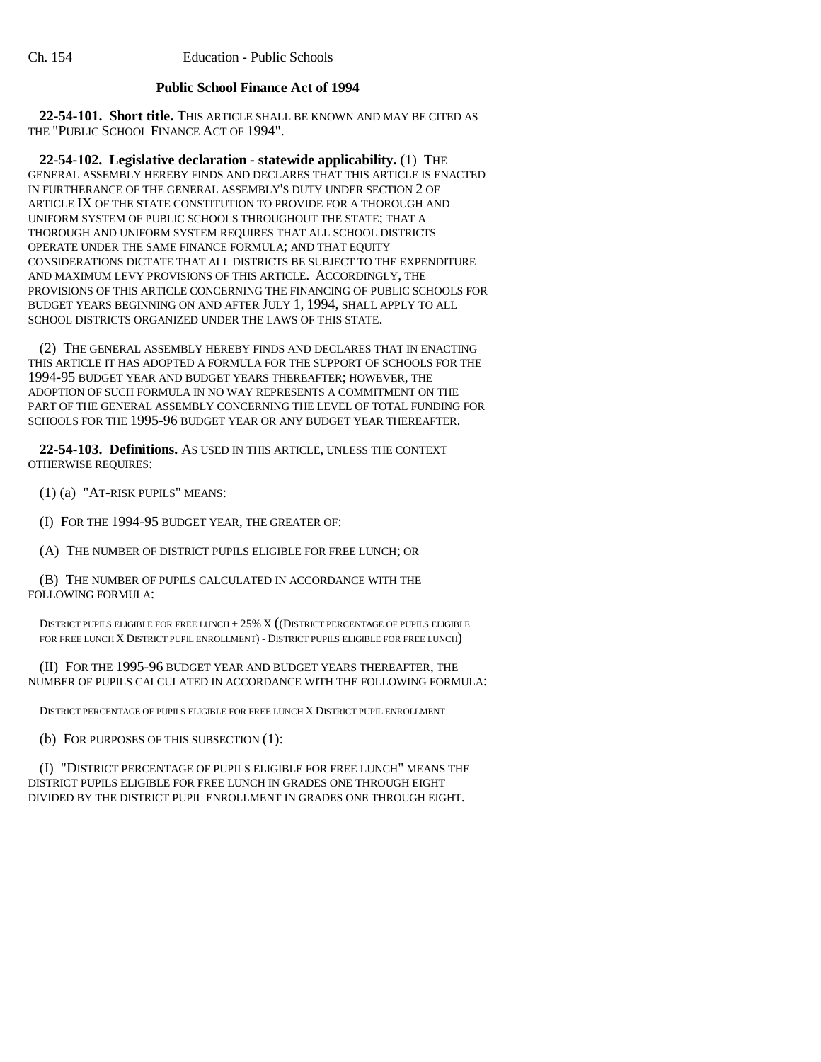## Public School Finance Act of 1994

**22-54-101. Short title.** THIS ARTICLE SHALL BE KNOWN AND MAY BE CITED AS THE "PUBLIC SCHOOL FINANCE ACT OF 1994".

**22-54-102. Legislative declaration - statewide applicability.** (1) THE GENERAL ASSEMBLY HEREBY FINDS AND DECLARES THAT THIS ARTICLE IS ENACTED IN FURTHERANCE OF THE GENERAL ASSEMBLY'S DUTY UNDER SECTION 2 OF ARTICLE IX OF THE STATE CONSTITUTION TO PROVIDE FOR A THOROUGH AND UNIFORM SYSTEM OF PUBLIC SCHOOLS THROUGHOUT THE STATE; THAT A THOROUGH AND UNIFORM SYSTEM REQUIRES THAT ALL SCHOOL DISTRICTS OPERATE UNDER THE SAME FINANCE FORMULA; AND THAT EQUITY CONSIDERATIONS DICTATE THAT ALL DISTRICTS BE SUBJECT TO THE EXPENDITURE AND MAXIMUM LEVY PROVISIONS OF THIS ARTICLE. ACCORDINGLY, THE PROVISIONS OF THIS ARTICLE CONCERNING THE FINANCING OF PUBLIC SCHOOLS FOR BUDGET YEARS BEGINNING ON AND AFTER JULY 1, 1994, SHALL APPLY TO ALL SCHOOL DISTRICTS ORGANIZED UNDER THE LAWS OF THIS STATE.

(2) THE GENERAL ASSEMBLY HEREBY FINDS AND DECLARES THAT IN ENACTING THIS ARTICLE IT HAS ADOPTED A FORMULA FOR THE SUPPORT OF SCHOOLS FOR THE 1994-95 BUDGET YEAR AND BUDGET YEARS THEREAFTER; HOWEVER, THE ADOPTION OF SUCH FORMULA IN NO WAY REPRESENTS A COMMITMENT ON THE PART OF THE GENERAL ASSEMBLY CONCERNING THE LEVEL OF TOTAL FUNDING FOR SCHOOLS FOR THE 1995-96 BUDGET YEAR OR ANY BUDGET YEAR THEREAFTER.

**22-54-103. Definitions.** AS USED IN THIS ARTICLE, UNLESS THE CONTEXT OTHERWISE REQUIRES:

(1) (a) "AT-RISK PUPILS" MEANS:

(I) FOR THE 1994-95 BUDGET YEAR, THE GREATER OF:

(A) THE NUMBER OF DISTRICT PUPILS ELIGIBLE FOR FREE LUNCH; OR

(B) THE NUMBER OF PUPILS CALCULATED IN ACCORDANCE WITH THE FOLLOWING FORMULA:

DISTRICT PUPILS ELIGIBLE FOR FREE LUNCH + 25% X ((DISTRICT PERCENTAGE OF PUPILS ELIGIBLE FOR FREE LUNCH X DISTRICT PUPIL ENROLLMENT) - DISTRICT PUPILS ELIGIBLE FOR FREE LUNCH)

(II) FOR THE 1995-96 BUDGET YEAR AND BUDGET YEARS THEREAFTER, THE NUMBER OF PUPILS CALCULATED IN ACCORDANCE WITH THE FOLLOWING FORMULA:

DISTRICT PERCENTAGE OF PUPILS ELIGIBLE FOR FREE LUNCH X DISTRICT PUPIL ENROLLMENT

(b) FOR PURPOSES OF THIS SUBSECTION (1):

(I) "DISTRICT PERCENTAGE OF PUPILS ELIGIBLE FOR FREE LUNCH" MEANS THE DISTRICT PUPILS ELIGIBLE FOR FREE LUNCH IN GRADES ONE THROUGH EIGHT DIVIDED BY THE DISTRICT PUPIL ENROLLMENT IN GRADES ONE THROUGH EIGHT.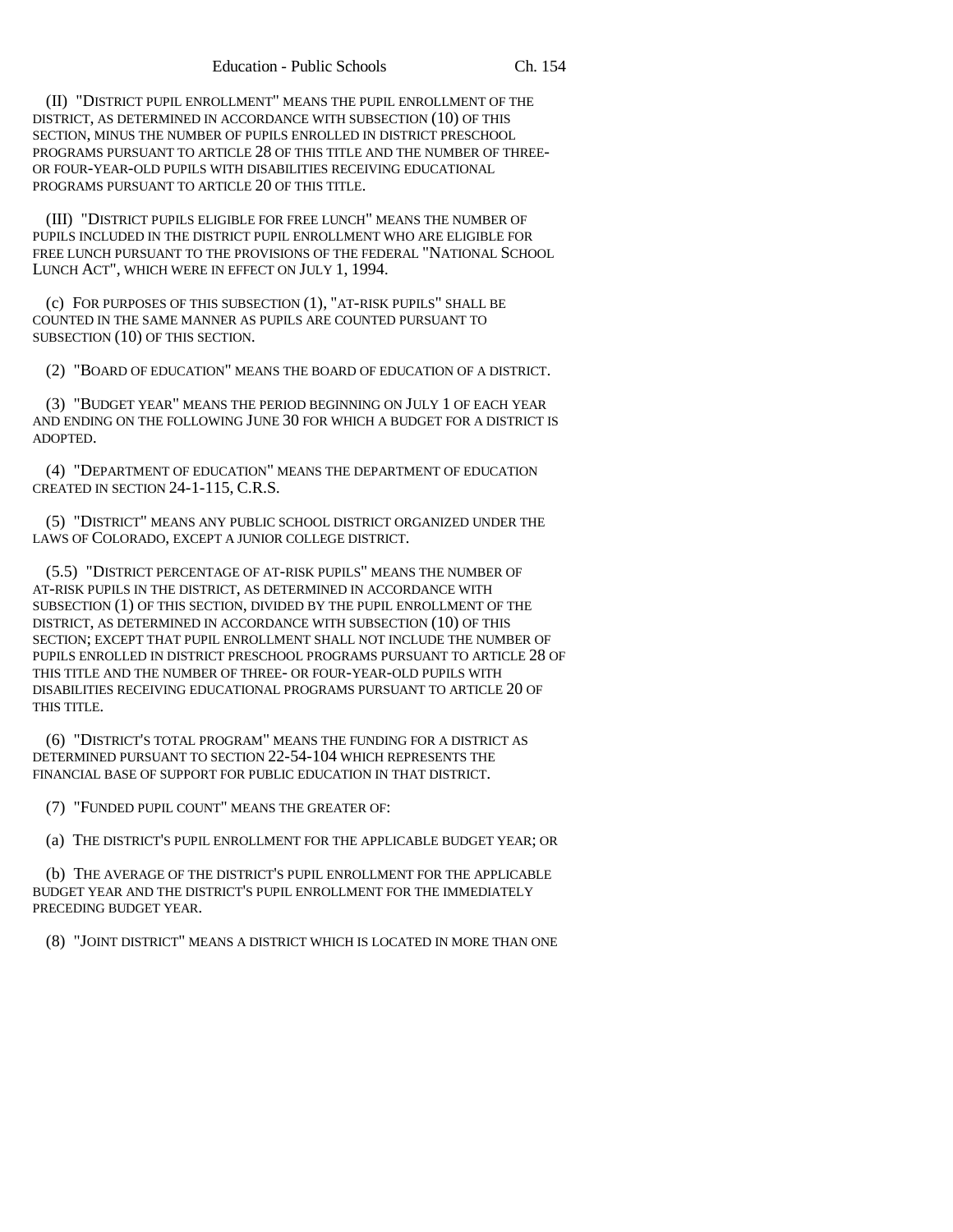(II) "DISTRICT PUPIL ENROLLMENT" MEANS THE PUPIL ENROLLMENT OF THE DISTRICT, AS DETERMINED IN ACCORDANCE WITH SUBSECTION (10) OF THIS SECTION, MINUS THE NUMBER OF PUPILS ENROLLED IN DISTRICT PRESCHOOL PROGRAMS PURSUANT TO ARTICLE 28 OF THIS TITLE AND THE NUMBER OF THREE- OR FOUR-YEAR-OLD PUPILS WITH DISABILITIES RECEIVING EDUCATIONAL PROGRAMS PURSUANT TO ARTICLE 20 OF THIS TITLE.

(III) "DISTRICT PUPILS ELIGIBLE FOR FREE LUNCH" MEANS THE NUMBER OF PUPILS INCLUDED IN THE DISTRICT PUPIL ENROLLMENT WHO ARE ELIGIBLE FOR FREE LUNCH PURSUANT TO THE PROVISIONS OF THE FEDERAL "NATIONAL SCHOOL LUNCH ACT", WHICH WERE IN EFFECT ON JULY 1, 1994.

(c) FOR PURPOSES OF THIS SUBSECTION (1), "AT-RISK PUPILS" SHALL BE COUNTED IN THE SAME MANNER AS PUPILS ARE COUNTED PURSUANT TO SUBSECTION (10) OF THIS SECTION.

(2) "BOARD OF EDUCATION" MEANS THE BOARD OF EDUCATION OF A DISTRICT.

(3) "BUDGET YEAR" MEANS THE PERIOD BEGINNING ON JULY 1 OF EACH YEAR AND ENDING ON THE FOLLOWING JUNE 30 FOR WHICH A BUDGET FOR A DISTRICT IS ADOPTED.

(4) "DEPARTMENT OF EDUCATION" MEANS THE DEPARTMENT OF EDUCATION CREATED IN SECTION 24-1-115, C.R.S.

(5) "DISTRICT" MEANS ANY PUBLIC SCHOOL DISTRICT ORGANIZED UNDER THE LAWS OF COLORADO, EXCEPT A JUNIOR COLLEGE DISTRICT.

(5.5) "DISTRICT PERCENTAGE OF AT-RISK PUPILS" MEANS THE NUMBER OF AT-RISK PUPILS IN THE DISTRICT, AS DETERMINED IN ACCORDANCE WITH SUBSECTION (1) OF THIS SECTION, DIVIDED BY THE PUPIL ENROLLMENT OF THE DISTRICT, AS DETERMINED IN ACCORDANCE WITH SUBSECTION (10) OF THIS SECTION; EXCEPT THAT PUPIL ENROLLMENT SHALL NOT INCLUDE THE NUMBER OF PUPILS ENROLLED IN DISTRICT PRESCHOOL PROGRAMS PURSUANT TO ARTICLE 28 OF THIS TITLE AND THE NUMBER OF THREE- OR FOUR-YEAR-OLD PUPILS WITH DISABILITIES RECEIVING EDUCATIONAL PROGRAMS PURSUANT TO ARTICLE 20 OF THIS TITLE.

(6) "DISTRICT'S TOTAL PROGRAM" MEANS THE FUNDING FOR A DISTRICT AS DETERMINED PURSUANT TO SECTION 22-54-104 WHICH REPRESENTS THE FINANCIAL BASE OF SUPPORT FOR PUBLIC EDUCATION IN THAT DISTRICT.

(7) "FUNDED PUPIL COUNT" MEANS THE GREATER OF:

(a) THE DISTRICT'S PUPIL ENROLLMENT FOR THE APPLICABLE BUDGET YEAR; OR

(b) THE AVERAGE OF THE DISTRICT'S PUPIL ENROLLMENT FOR THE APPLICABLE BUDGET YEAR AND THE DISTRICT'S PUPIL ENROLLMENT FOR THE IMMEDIATELY PRECEDING BUDGET YEAR.

(8) "JOINT DISTRICT" MEANS A DISTRICT WHICH IS LOCATED IN MORE THAN ONE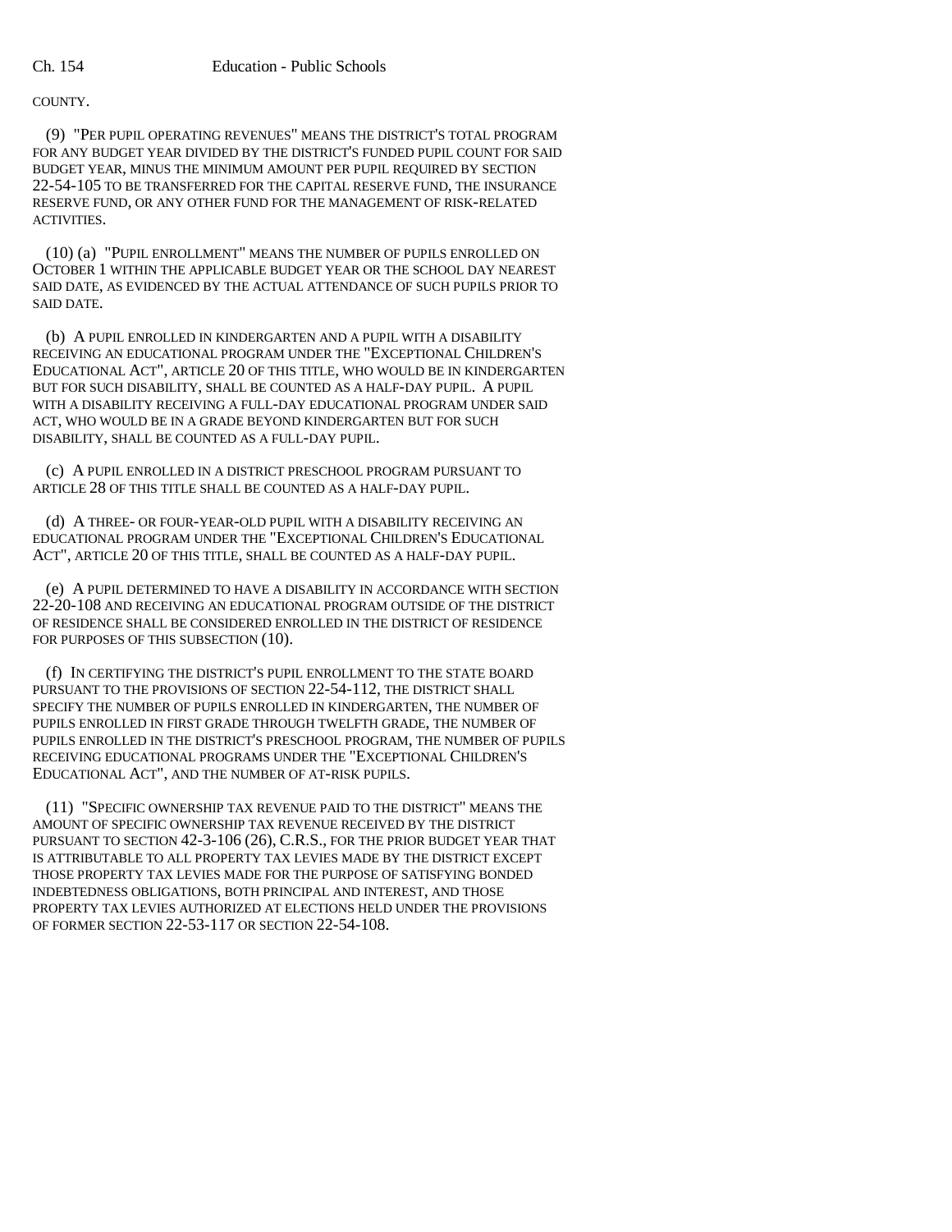COUNTY.

(9) "PER PUPIL OPERATING REVENUES" MEANS THE DISTRICT'S TOTAL PROGRAM FOR ANY BUDGET YEAR DIVIDED BY THE DISTRICT'S FUNDED PUPIL COUNT FOR SAID BUDGET YEAR, MINUS THE MINIMUM AMOUNT PER PUPIL REQUIRED BY SECTION 22-54-105 TO BE TRANSFERRED FOR THE CAPITAL RESERVE FUND, THE INSURANCE RESERVE FUND, OR ANY OTHER FUND FOR THE MANAGEMENT OF RISK-RELATED ACTIVITIES.

(10) (a) "PUPIL ENROLLMENT" MEANS THE NUMBER OF PUPILS ENROLLED ON OCTOBER 1 WITHIN THE APPLICABLE BUDGET YEAR OR THE SCHOOL DAY NEAREST SAID DATE, AS EVIDENCED BY THE ACTUAL ATTENDANCE OF SUCH PUPILS PRIOR TO SAID DATE.

(b) A PUPIL ENROLLED IN KINDERGARTEN AND A PUPIL WITH A DISABILITY RECEIVING AN EDUCATIONAL PROGRAM UNDER THE "EXCEPTIONAL CHILDREN'S EDUCATIONAL ACT", ARTICLE 20 OF THIS TITLE, WHO WOULD BE IN KINDERGARTEN BUT FOR SUCH DISABILITY, SHALL BE COUNTED AS A HALF-DAY PUPIL. A PUPIL WITH A DISABILITY RECEIVING A FULL-DAY EDUCATIONAL PROGRAM UNDER SAID ACT, WHO WOULD BE IN A GRADE BEYOND KINDERGARTEN BUT FOR SUCH DISABILITY, SHALL BE COUNTED AS A FULL-DAY PUPIL.

(c) A PUPIL ENROLLED IN A DISTRICT PRESCHOOL PROGRAM PURSUANT TO ARTICLE 28 OF THIS TITLE SHALL BE COUNTED AS A HALF-DAY PUPIL.

(d) A THREE- OR FOUR-YEAR-OLD PUPIL WITH A DISABILITY RECEIVING AN EDUCATIONAL PROGRAM UNDER THE "EXCEPTIONAL CHILDREN'S EDUCATIONAL ACT", ARTICLE 20 OF THIS TITLE, SHALL BE COUNTED AS A HALF-DAY PUPIL.

(e) A PUPIL DETERMINED TO HAVE A DISABILITY IN ACCORDANCE WITH SECTION 22-20-108 AND RECEIVING AN EDUCATIONAL PROGRAM OUTSIDE OF THE DISTRICT OF RESIDENCE SHALL BE CONSIDERED ENROLLED IN THE DISTRICT OF RESIDENCE FOR PURPOSES OF THIS SUBSECTION (10).

(f) IN CERTIFYING THE DISTRICT'S PUPIL ENROLLMENT TO THE STATE BOARD PURSUANT TO THE PROVISIONS OF SECTION 22-54-112, THE DISTRICT SHALL SPECIFY THE NUMBER OF PUPILS ENROLLED IN KINDERGARTEN, THE NUMBER OF PUPILS ENROLLED IN FIRST GRADE THROUGH TWELFTH GRADE, THE NUMBER OF PUPILS ENROLLED IN THE DISTRICT'S PRESCHOOL PROGRAM, THE NUMBER OF PUPILS RECEIVING EDUCATIONAL PROGRAMS UNDER THE "EXCEPTIONAL CHILDREN'S EDUCATIONAL ACT", AND THE NUMBER OF AT-RISK PUPILS.

(11) "SPECIFIC OWNERSHIP TAX REVENUE PAID TO THE DISTRICT" MEANS THE AMOUNT OF SPECIFIC OWNERSHIP TAX REVENUE RECEIVED BY THE DISTRICT PURSUANT TO SECTION 42-3-106 (26), C.R.S., FOR THE PRIOR BUDGET YEAR THAT IS ATTRIBUTABLE TO ALL PROPERTY TAX LEVIES MADE BY THE DISTRICT EXCEPT THOSE PROPERTY TAX LEVIES MADE FOR THE PURPOSE OF SATISFYING BONDED INDEBTEDNESS OBLIGATIONS, BOTH PRINCIPAL AND INTEREST, AND THOSE PROPERTY TAX LEVIES AUTHORIZED AT ELECTIONS HELD UNDER THE PROVISIONS OF FORMER SECTION 22-53-117 OR SECTION 22-54-108.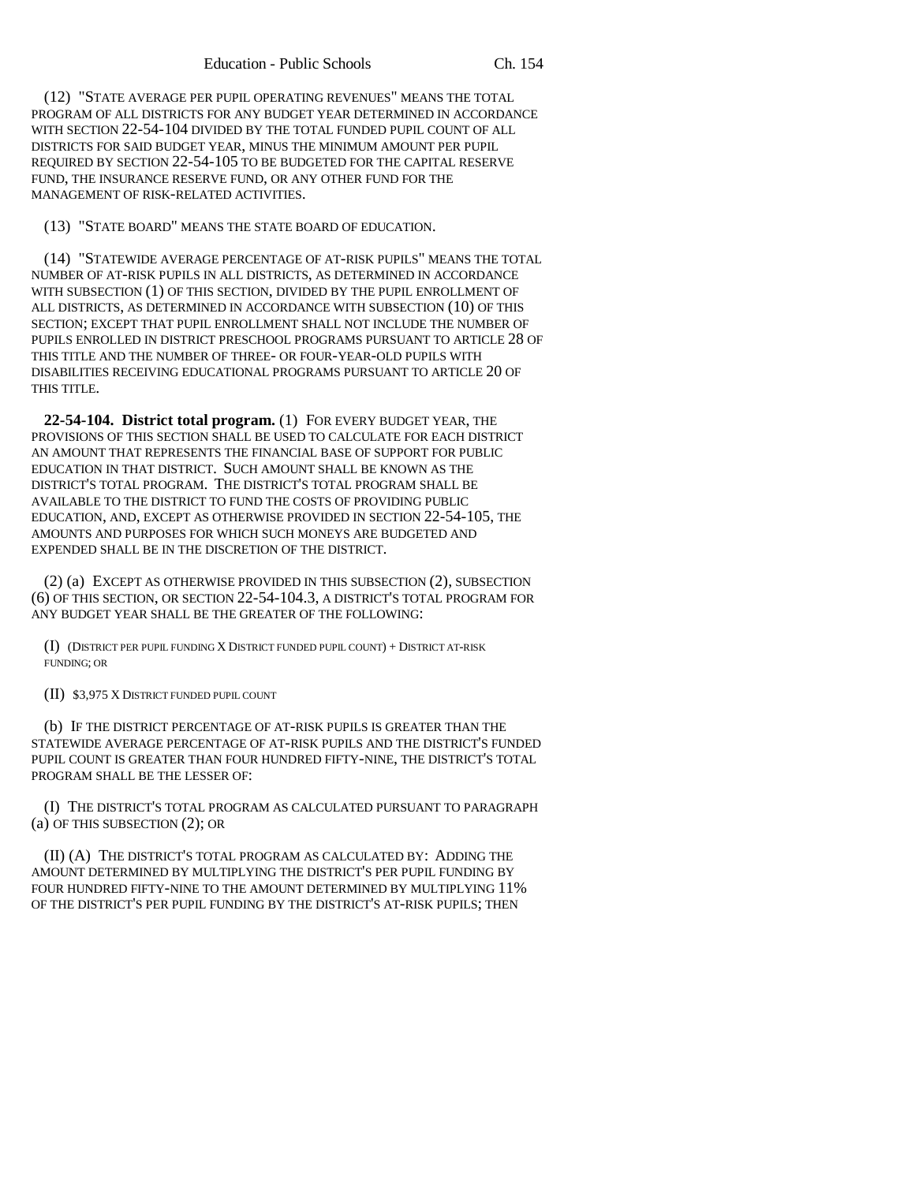(12) "STATE AVERAGE PER PUPIL OPERATING REVENUES" MEANS THE TOTAL PROGRAM OF ALL DISTRICTS FOR ANY BUDGET YEAR DETERMINED IN ACCORDANCE WITH SECTION 22-54-104 DIVIDED BY THE TOTAL FUNDED PUPIL COUNT OF ALL DISTRICTS FOR SAID BUDGET YEAR, MINUS THE MINIMUM AMOUNT PER PUPIL REQUIRED BY SECTION 22-54-105 TO BE BUDGETED FOR THE CAPITAL RESERVE FUND, THE INSURANCE RESERVE FUND, OR ANY OTHER FUND FOR THE MANAGEMENT OF RISK-RELATED ACTIVITIES.

(13) "STATE BOARD" MEANS THE STATE BOARD OF EDUCATION.

(14) "STATEWIDE AVERAGE PERCENTAGE OF AT-RISK PUPILS" MEANS THE TOTAL NUMBER OF AT-RISK PUPILS IN ALL DISTRICTS, AS DETERMINED IN ACCORDANCE WITH SUBSECTION (1) OF THIS SECTION, DIVIDED BY THE PUPIL ENROLLMENT OF ALL DISTRICTS, AS DETERMINED IN ACCORDANCE WITH SUBSECTION (10) OF THIS SECTION; EXCEPT THAT PUPIL ENROLLMENT SHALL NOT INCLUDE THE NUMBER OF PUPILS ENROLLED IN DISTRICT PRESCHOOL PROGRAMS PURSUANT TO ARTICLE 28 OF THIS TITLE AND THE NUMBER OF THREE- OR FOUR-YEAR-OLD PUPILS WITH DISABILITIES RECEIVING EDUCATIONAL PROGRAMS PURSUANT TO ARTICLE 20 OF THIS TITLE.

**22-54-104. District total program.** (1) FOR EVERY BUDGET YEAR, THE PROVISIONS OF THIS SECTION SHALL BE USED TO CALCULATE FOR EACH DISTRICT AN AMOUNT THAT REPRESENTS THE FINANCIAL BASE OF SUPPORT FOR PUBLIC EDUCATION IN THAT DISTRICT. SUCH AMOUNT SHALL BE KNOWN AS THE DISTRICT'S TOTAL PROGRAM. THE DISTRICT'S TOTAL PROGRAM SHALL BE AVAILABLE TO THE DISTRICT TO FUND THE COSTS OF PROVIDING PUBLIC EDUCATION, AND, EXCEPT AS OTHERWISE PROVIDED IN SECTION 22-54-105, THE AMOUNTS AND PURPOSES FOR WHICH SUCH MONEYS ARE BUDGETED AND EXPENDED SHALL BE IN THE DISCRETION OF THE DISTRICT.

(2) (a) EXCEPT AS OTHERWISE PROVIDED IN THIS SUBSECTION (2), SUBSECTION (6) OF THIS SECTION, OR SECTION 22-54-104.3, A DISTRICT'S TOTAL PROGRAM FOR ANY BUDGET YEAR SHALL BE THE GREATER OF THE FOLLOWING:

(I) (DISTRICT PER PUPIL FUNDING X DISTRICT FUNDED PUPIL COUNT) + DISTRICT AT-RISK FUNDING; OR

(II) $3,975 X DISTRICT FUNDED PUPIL COUNT

(b) IF THE DISTRICT PERCENTAGE OF AT-RISK PUPILS IS GREATER THAN THE STATEWIDE AVERAGE PERCENTAGE OF AT-RISK PUPILS AND THE DISTRICT'S FUNDED PUPIL COUNT IS GREATER THAN FOUR HUNDRED FIFTY-NINE, THE DISTRICT'S TOTAL PROGRAM SHALL BE THE LESSER OF:

(I) THE DISTRICT'S TOTAL PROGRAM AS CALCULATED PURSUANT TO PARAGRAPH (a) OF THIS SUBSECTION (2); OR

(II) (A) THE DISTRICT'S TOTAL PROGRAM AS CALCULATED BY: ADDING THE AMOUNT DETERMINED BY MULTIPLYING THE DISTRICT'S PER PUPIL FUNDING BY FOUR HUNDRED FIFTY-NINE TO THE AMOUNT DETERMINED BY MULTIPLYING 11% OF THE DISTRICT'S PER PUPIL FUNDING BY THE DISTRICT'S AT-RISK PUPILS; THEN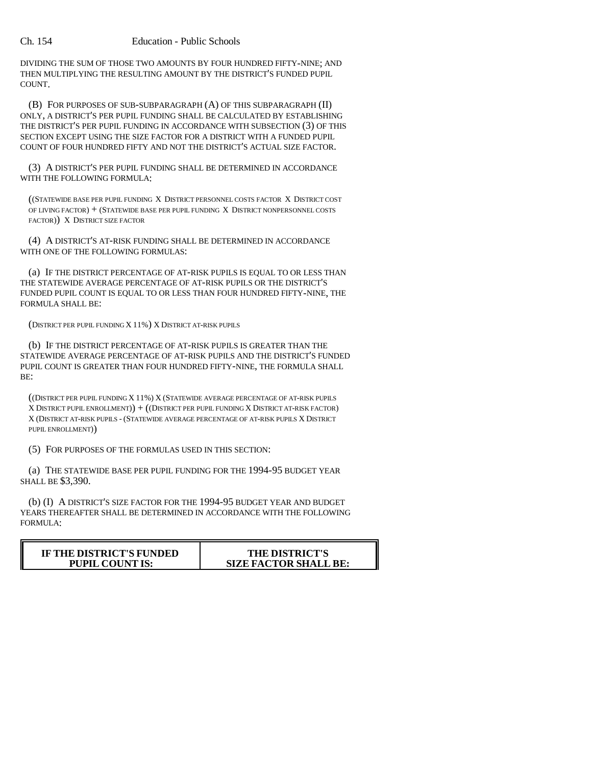DIVIDING THE SUM OF THOSE TWO AMOUNTS BY FOUR HUNDRED FIFTY-NINE; AND THEN MULTIPLYING THE RESULTING AMOUNT BY THE DISTRICT'S FUNDED PUPIL COUNT.

(B) FOR PURPOSES OF SUB-SUBPARAGRAPH (A) OF THIS SUBPARAGRAPH (II) ONLY, A DISTRICT'S PER PUPIL FUNDING SHALL BE CALCULATED BY ESTABLISHING THE DISTRICT'S PER PUPIL FUNDING IN ACCORDANCE WITH SUBSECTION (3) OF THIS SECTION EXCEPT USING THE SIZE FACTOR FOR A DISTRICT WITH A FUNDED PUPIL COUNT OF FOUR HUNDRED FIFTY AND NOT THE DISTRICT'S ACTUAL SIZE FACTOR.

(3) A DISTRICT'S PER PUPIL FUNDING SHALL BE DETERMINED IN ACCORDANCE WITH THE FOLLOWING FORMULA:

((STATEWIDE BASE PER PUPIL FUNDING X DISTRICT PERSONNEL COSTS FACTOR X DISTRICT COST OF LIVING FACTOR) + (STATEWIDE BASE PER PUPIL FUNDING X DISTRICT NONPERSONNEL COSTS FACTOR)) X DISTRICT SIZE FACTOR

(4) A DISTRICT'S AT-RISK FUNDING SHALL BE DETERMINED IN ACCORDANCE WITH ONE OF THE FOLLOWING FORMULAS:

(a) IF THE DISTRICT PERCENTAGE OF AT-RISK PUPILS IS EQUAL TO OR LESS THAN THE STATEWIDE AVERAGE PERCENTAGE OF AT-RISK PUPILS OR THE DISTRICT'S FUNDED PUPIL COUNT IS EQUAL TO OR LESS THAN FOUR HUNDRED FIFTY-NINE, THE FORMULA SHALL BE:

(DISTRICT PER PUPIL FUNDING X 11%) X DISTRICT AT-RISK PUPILS

(b) IF THE DISTRICT PERCENTAGE OF AT-RISK PUPILS IS GREATER THAN THE STATEWIDE AVERAGE PERCENTAGE OF AT-RISK PUPILS AND THE DISTRICT'S FUNDED PUPIL COUNT IS GREATER THAN FOUR HUNDRED FIFTY-NINE, THE FORMULA SHALL BE:

((DISTRICT PER PUPIL FUNDING X 11%) X (STATEWIDE AVERAGE PERCENTAGE OF AT-RISK PUPILS X DISTRICT PUPIL ENROLLMENT)) + ((DISTRICT PER PUPIL FUNDING X DISTRICT AT-RISK FACTOR) X (DISTRICT AT-RISK PUPILS - (STATEWIDE AVERAGE PERCENTAGE OF AT-RISK PUPILS X DISTRICT PUPIL ENROLLMENT))

(5) FOR PURPOSES OF THE FORMULAS USED IN THIS SECTION:

(a) THE STATEWIDE BASE PER PUPIL FUNDING FOR THE 1994-95 BUDGET YEAR SHALL BE $3,390.

(b) (I) A DISTRICT'S SIZE FACTOR FOR THE 1994-95 BUDGET YEAR AND BUDGET YEARS THEREAFTER SHALL BE DETERMINED IN ACCORDANCE WITH THE FOLLOWING FORMULA:

| IF THE DISTRICT'S FUNDED PUPIL COUNT IS: | THE DISTRICT'S SIZE FACTOR SHALL BE: |
|---|---|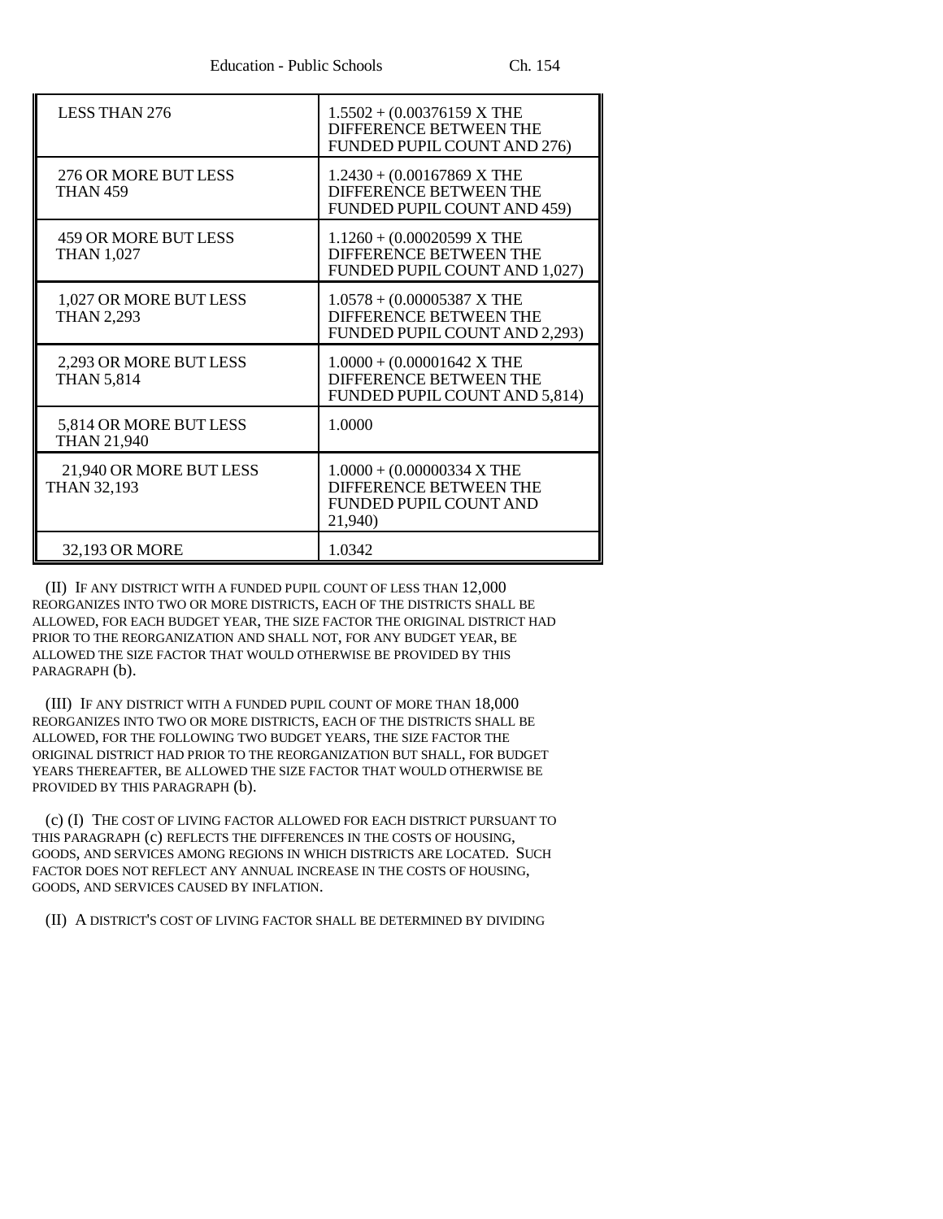| | |
|---|---|
| LESS THAN 276 | 1.5502 + (0.00376159 X THE DIFFERENCE BETWEEN THE FUNDED PUPIL COUNT AND 276) |
| 276 OR MORE BUT LESS THAN 459 | 1.2430 + (0.00167869 X THE DIFFERENCE BETWEEN THE FUNDED PUPIL COUNT AND 459) |
| 459 OR MORE BUT LESS THAN 1,027 | 1.1260 + (0.00020599 X THE DIFFERENCE BETWEEN THE FUNDED PUPIL COUNT AND 1,027) |
| 1,027 OR MORE BUT LESS THAN 2,293 | 1.0578 + (0.00005387 X THE DIFFERENCE BETWEEN THE FUNDED PUPIL COUNT AND 2,293) |
| 2,293 OR MORE BUT LESS THAN 5,814 | 1.0000 + (0.00001642 X THE DIFFERENCE BETWEEN THE FUNDED PUPIL COUNT AND 5,814) |
| 5,814 OR MORE BUT LESS THAN 21,940 | 1.0000 |
| 21,940 OR MORE BUT LESS THAN 32,193 | 1.0000 + (0.00000334 X THE DIFFERENCE BETWEEN THE FUNDED PUPIL COUNT AND 21,940) |
| 32,193 OR MORE | 1.0342 |

(II) IF ANY DISTRICT WITH A FUNDED PUPIL COUNT OF LESS THAN 12,000 REORGANIZES INTO TWO OR MORE DISTRICTS, EACH OF THE DISTRICTS SHALL BE ALLOWED, FOR EACH BUDGET YEAR, THE SIZE FACTOR THE ORIGINAL DISTRICT HAD PRIOR TO THE REORGANIZATION AND SHALL NOT, FOR ANY BUDGET YEAR, BE ALLOWED THE SIZE FACTOR THAT WOULD OTHERWISE BE PROVIDED BY THIS PARAGRAPH (b).

(III) IF ANY DISTRICT WITH A FUNDED PUPIL COUNT OF MORE THAN 18,000 REORGANIZES INTO TWO OR MORE DISTRICTS, EACH OF THE DISTRICTS SHALL BE ALLOWED, FOR THE FOLLOWING TWO BUDGET YEARS, THE SIZE FACTOR THE ORIGINAL DISTRICT HAD PRIOR TO THE REORGANIZATION BUT SHALL, FOR BUDGET YEARS THEREAFTER, BE ALLOWED THE SIZE FACTOR THAT WOULD OTHERWISE BE PROVIDED BY THIS PARAGRAPH (b).

(c) (I) THE COST OF LIVING FACTOR ALLOWED FOR EACH DISTRICT PURSUANT TO THIS PARAGRAPH (c) REFLECTS THE DIFFERENCES IN THE COSTS OF HOUSING, GOODS, AND SERVICES AMONG REGIONS IN WHICH DISTRICTS ARE LOCATED. SUCH FACTOR DOES NOT REFLECT ANY ANNUAL INCREASE IN THE COSTS OF HOUSING, GOODS, AND SERVICES CAUSED BY INFLATION.

(II) A DISTRICT'S COST OF LIVING FACTOR SHALL BE DETERMINED BY DIVIDING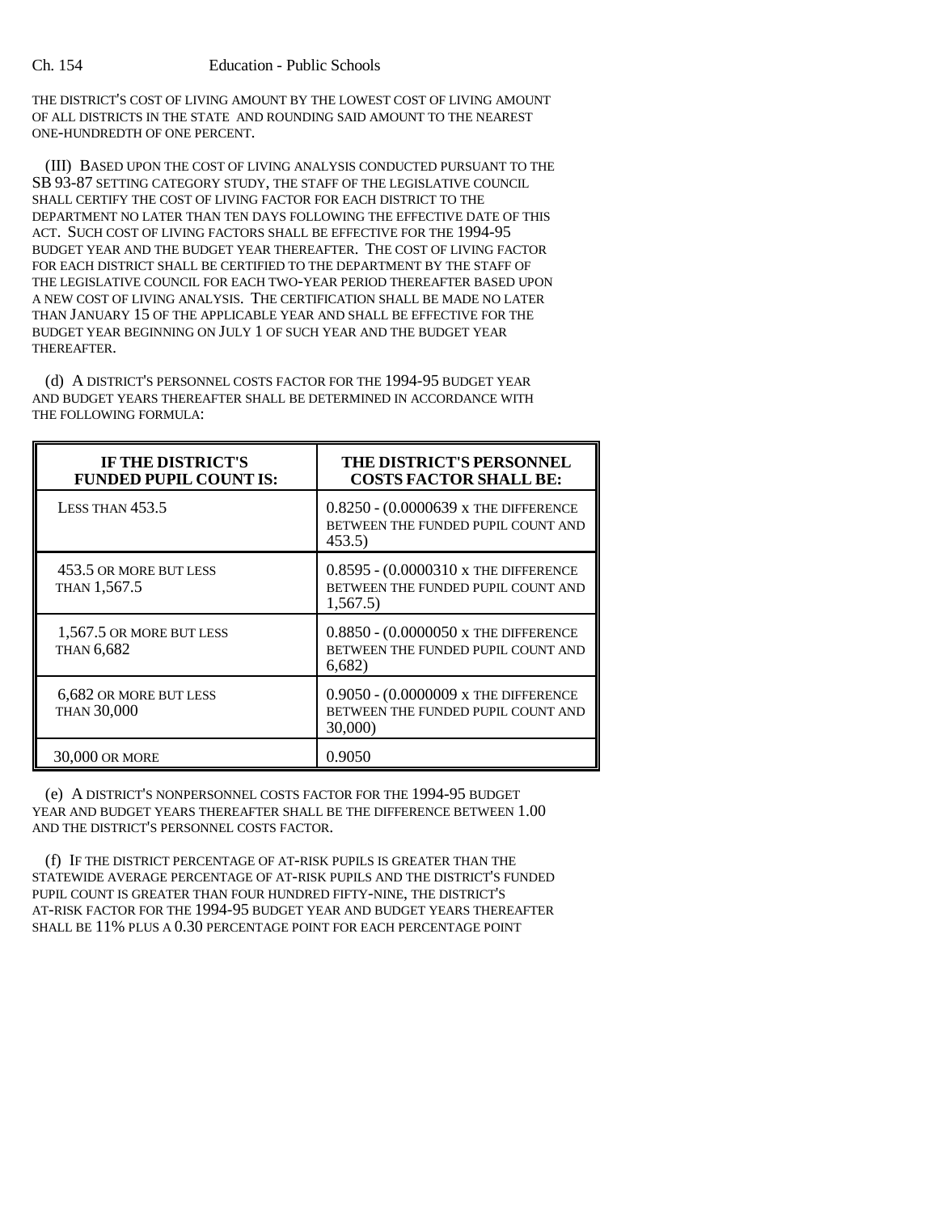THE DISTRICT'S COST OF LIVING AMOUNT BY THE LOWEST COST OF LIVING AMOUNT OF ALL DISTRICTS IN THE STATE AND ROUNDING SAID AMOUNT TO THE NEAREST ONE-HUNDREDTH OF ONE PERCENT.

(III) BASED UPON THE COST OF LIVING ANALYSIS CONDUCTED PURSUANT TO THE SB 93-87 SETTING CATEGORY STUDY, THE STAFF OF THE LEGISLATIVE COUNCIL SHALL CERTIFY THE COST OF LIVING FACTOR FOR EACH DISTRICT TO THE DEPARTMENT NO LATER THAN TEN DAYS FOLLOWING THE EFFECTIVE DATE OF THIS ACT. SUCH COST OF LIVING FACTORS SHALL BE EFFECTIVE FOR THE 1994-95 BUDGET YEAR AND THE BUDGET YEAR THEREAFTER. THE COST OF LIVING FACTOR FOR EACH DISTRICT SHALL BE CERTIFIED TO THE DEPARTMENT BY THE STAFF OF THE LEGISLATIVE COUNCIL FOR EACH TWO-YEAR PERIOD THEREAFTER BASED UPON A NEW COST OF LIVING ANALYSIS. THE CERTIFICATION SHALL BE MADE NO LATER THAN JANUARY 15 OF THE APPLICABLE YEAR AND SHALL BE EFFECTIVE FOR THE BUDGET YEAR BEGINNING ON JULY 1 OF SUCH YEAR AND THE BUDGET YEAR THEREAFTER.

(d) A DISTRICT'S PERSONNEL COSTS FACTOR FOR THE 1994-95 BUDGET YEAR AND BUDGET YEARS THEREAFTER SHALL BE DETERMINED IN ACCORDANCE WITH THE FOLLOWING FORMULA:

| IF THE DISTRICT'S FUNDED PUPIL COUNT IS: | THE DISTRICT'S PERSONNEL COSTS FACTOR SHALL BE: |
|---|---|
| LESS THAN 453.5 | 0.8250 - (0.0000639 X THE DIFFERENCE BETWEEN THE FUNDED PUPIL COUNT AND 453.5) |
| 453.5 OR MORE BUT LESS THAN 1,567.5 | 0.8595 - (0.0000310 X THE DIFFERENCE BETWEEN THE FUNDED PUPIL COUNT AND 1,567.5) |
| 1,567.5 OR MORE BUT LESS THAN 6,682 | 0.8850 - (0.0000050 X THE DIFFERENCE BETWEEN THE FUNDED PUPIL COUNT AND 6,682) |
| 6,682 OR MORE BUT LESS THAN 30,000 | 0.9050 - (0.0000009 X THE DIFFERENCE BETWEEN THE FUNDED PUPIL COUNT AND 30,000) |
| 30,000 OR MORE | 0.9050 |

(e) A DISTRICT'S NONPERSONNEL COSTS FACTOR FOR THE 1994-95 BUDGET YEAR AND BUDGET YEARS THEREAFTER SHALL BE THE DIFFERENCE BETWEEN 1.00 AND THE DISTRICT'S PERSONNEL COSTS FACTOR.

(f) IF THE DISTRICT PERCENTAGE OF AT-RISK PUPILS IS GREATER THAN THE STATEWIDE AVERAGE PERCENTAGE OF AT-RISK PUPILS AND THE DISTRICT'S FUNDED PUPIL COUNT IS GREATER THAN FOUR HUNDRED FIFTY-NINE, THE DISTRICT'S AT-RISK FACTOR FOR THE 1994-95 BUDGET YEAR AND BUDGET YEARS THEREAFTER SHALL BE 11% PLUS A 0.30 PERCENTAGE POINT FOR EACH PERCENTAGE POINT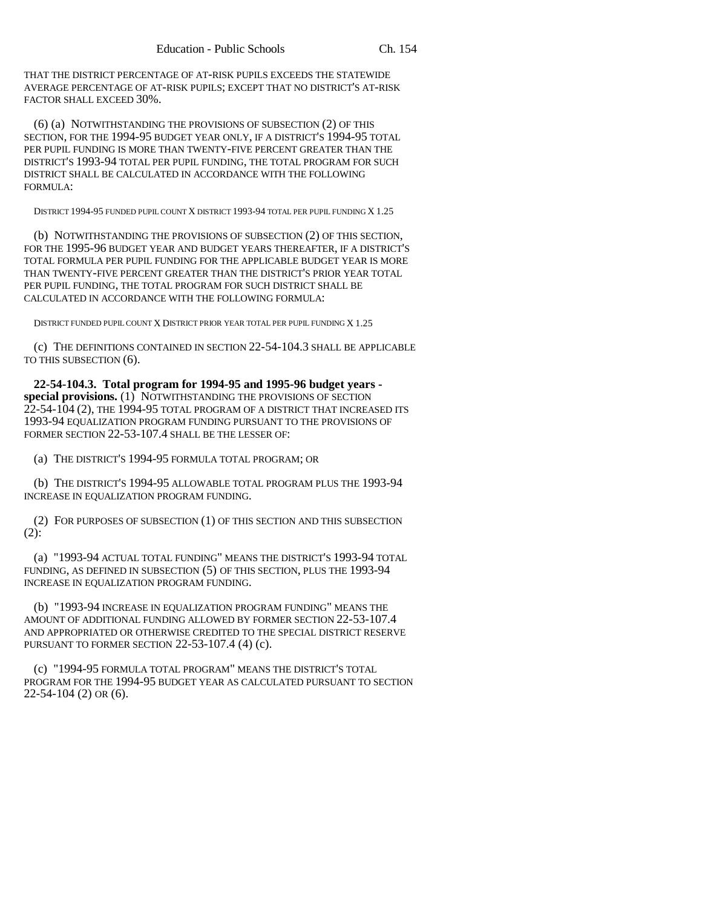THAT THE DISTRICT PERCENTAGE OF AT-RISK PUPILS EXCEEDS THE STATEWIDE AVERAGE PERCENTAGE OF AT-RISK PUPILS; EXCEPT THAT NO DISTRICT'S AT-RISK FACTOR SHALL EXCEED 30%.

(6) (a) NOTWITHSTANDING THE PROVISIONS OF SUBSECTION (2) OF THIS SECTION, FOR THE 1994-95 BUDGET YEAR ONLY, IF A DISTRICT'S 1994-95 TOTAL PER PUPIL FUNDING IS MORE THAN TWENTY-FIVE PERCENT GREATER THAN THE DISTRICT'S 1993-94 TOTAL PER PUPIL FUNDING, THE TOTAL PROGRAM FOR SUCH DISTRICT SHALL BE CALCULATED IN ACCORDANCE WITH THE FOLLOWING FORMULA:

DISTRICT 1994-95 FUNDED PUPIL COUNT X DISTRICT 1993-94 TOTAL PER PUPIL FUNDING X 1.25

(b) NOTWITHSTANDING THE PROVISIONS OF SUBSECTION (2) OF THIS SECTION, FOR THE 1995-96 BUDGET YEAR AND BUDGET YEARS THEREAFTER, IF A DISTRICT'S TOTAL FORMULA PER PUPIL FUNDING FOR THE APPLICABLE BUDGET YEAR IS MORE THAN TWENTY-FIVE PERCENT GREATER THAN THE DISTRICT'S PRIOR YEAR TOTAL PER PUPIL FUNDING, THE TOTAL PROGRAM FOR SUCH DISTRICT SHALL BE CALCULATED IN ACCORDANCE WITH THE FOLLOWING FORMULA:

DISTRICT FUNDED PUPIL COUNT X DISTRICT PRIOR YEAR TOTAL PER PUPIL FUNDING X 1.25

(c) THE DEFINITIONS CONTAINED IN SECTION 22-54-104.3 SHALL BE APPLICABLE TO THIS SUBSECTION (6).

**22-54-104.3. Total program for 1994-95 and 1995-96 budget years - special provisions.** (1) NOTWITHSTANDING THE PROVISIONS OF SECTION 22-54-104 (2), THE 1994-95 TOTAL PROGRAM OF A DISTRICT THAT INCREASED ITS 1993-94 EQUALIZATION PROGRAM FUNDING PURSUANT TO THE PROVISIONS OF FORMER SECTION 22-53-107.4 SHALL BE THE LESSER OF:

(a) THE DISTRICT'S 1994-95 FORMULA TOTAL PROGRAM; OR

(b) THE DISTRICT'S 1994-95 ALLOWABLE TOTAL PROGRAM PLUS THE 1993-94 INCREASE IN EQUALIZATION PROGRAM FUNDING.

(2) FOR PURPOSES OF SUBSECTION (1) OF THIS SECTION AND THIS SUBSECTION (2):

(a) "1993-94 ACTUAL TOTAL FUNDING" MEANS THE DISTRICT'S 1993-94 TOTAL FUNDING, AS DEFINED IN SUBSECTION (5) OF THIS SECTION, PLUS THE 1993-94 INCREASE IN EQUALIZATION PROGRAM FUNDING.

(b) "1993-94 INCREASE IN EQUALIZATION PROGRAM FUNDING" MEANS THE AMOUNT OF ADDITIONAL FUNDING ALLOWED BY FORMER SECTION 22-53-107.4 AND APPROPRIATED OR OTHERWISE CREDITED TO THE SPECIAL DISTRICT RESERVE PURSUANT TO FORMER SECTION 22-53-107.4 (4) (c).

(c) "1994-95 FORMULA TOTAL PROGRAM" MEANS THE DISTRICT'S TOTAL PROGRAM FOR THE 1994-95 BUDGET YEAR AS CALCULATED PURSUANT TO SECTION 22-54-104 (2) OR (6).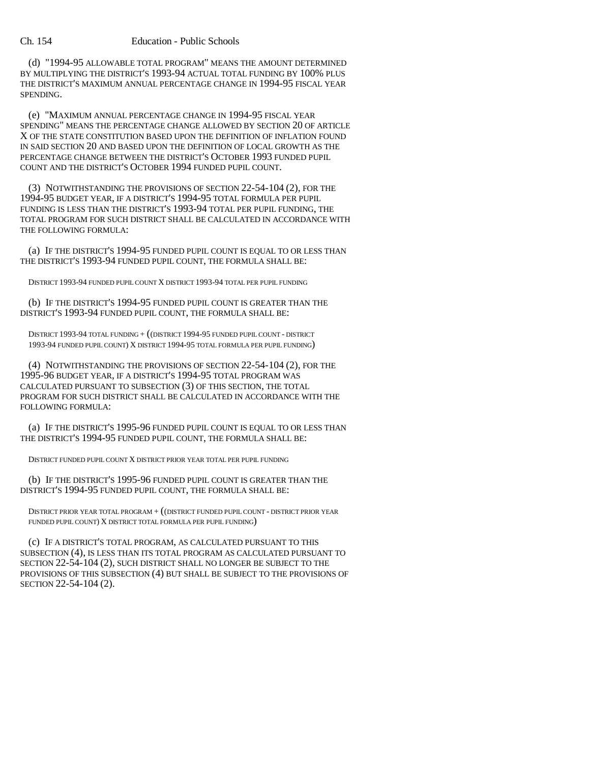(d) "1994-95 ALLOWABLE TOTAL PROGRAM" MEANS THE AMOUNT DETERMINED BY MULTIPLYING THE DISTRICT'S 1993-94 ACTUAL TOTAL FUNDING BY 100% PLUS THE DISTRICT'S MAXIMUM ANNUAL PERCENTAGE CHANGE IN 1994-95 FISCAL YEAR SPENDING.

(e) "MAXIMUM ANNUAL PERCENTAGE CHANGE IN 1994-95 FISCAL YEAR SPENDING" MEANS THE PERCENTAGE CHANGE ALLOWED BY SECTION 20 OF ARTICLE X OF THE STATE CONSTITUTION BASED UPON THE DEFINITION OF INFLATION FOUND IN SAID SECTION 20 AND BASED UPON THE DEFINITION OF LOCAL GROWTH AS THE PERCENTAGE CHANGE BETWEEN THE DISTRICT'S OCTOBER 1993 FUNDED PUPIL COUNT AND THE DISTRICT'S OCTOBER 1994 FUNDED PUPIL COUNT.

(3) NOTWITHSTANDING THE PROVISIONS OF SECTION 22-54-104 (2), FOR THE 1994-95 BUDGET YEAR, IF A DISTRICT'S 1994-95 TOTAL FORMULA PER PUPIL FUNDING IS LESS THAN THE DISTRICT'S 1993-94 TOTAL PER PUPIL FUNDING, THE TOTAL PROGRAM FOR SUCH DISTRICT SHALL BE CALCULATED IN ACCORDANCE WITH THE FOLLOWING FORMULA:

(a) IF THE DISTRICT'S 1994-95 FUNDED PUPIL COUNT IS EQUAL TO OR LESS THAN THE DISTRICT'S 1993-94 FUNDED PUPIL COUNT, THE FORMULA SHALL BE:

DISTRICT 1993-94 FUNDED PUPIL COUNT X DISTRICT 1993-94 TOTAL PER PUPIL FUNDING

(b) IF THE DISTRICT'S 1994-95 FUNDED PUPIL COUNT IS GREATER THAN THE DISTRICT'S 1993-94 FUNDED PUPIL COUNT, THE FORMULA SHALL BE:

DISTRICT 1993-94 TOTAL FUNDING + ((DISTRICT 1994-95 FUNDED PUPIL COUNT - DISTRICT 1993-94 FUNDED PUPIL COUNT) X DISTRICT 1994-95 TOTAL FORMULA PER PUPIL FUNDING)

(4) NOTWITHSTANDING THE PROVISIONS OF SECTION 22-54-104 (2), FOR THE 1995-96 BUDGET YEAR, IF A DISTRICT'S 1994-95 TOTAL PROGRAM WAS CALCULATED PURSUANT TO SUBSECTION (3) OF THIS SECTION, THE TOTAL PROGRAM FOR SUCH DISTRICT SHALL BE CALCULATED IN ACCORDANCE WITH THE FOLLOWING FORMULA:

(a) IF THE DISTRICT'S 1995-96 FUNDED PUPIL COUNT IS EQUAL TO OR LESS THAN THE DISTRICT'S 1994-95 FUNDED PUPIL COUNT, THE FORMULA SHALL BE:

DISTRICT FUNDED PUPIL COUNT X DISTRICT PRIOR YEAR TOTAL PER PUPIL FUNDING

(b) IF THE DISTRICT'S 1995-96 FUNDED PUPIL COUNT IS GREATER THAN THE DISTRICT'S 1994-95 FUNDED PUPIL COUNT, THE FORMULA SHALL BE:

DISTRICT PRIOR YEAR TOTAL PROGRAM + ((DISTRICT FUNDED PUPIL COUNT - DISTRICT PRIOR YEAR FUNDED PUPIL COUNT) X DISTRICT TOTAL FORMULA PER PUPIL FUNDING)

(c) IF A DISTRICT'S TOTAL PROGRAM, AS CALCULATED PURSUANT TO THIS SUBSECTION (4), IS LESS THAN ITS TOTAL PROGRAM AS CALCULATED PURSUANT TO SECTION 22-54-104 (2), SUCH DISTRICT SHALL NO LONGER BE SUBJECT TO THE PROVISIONS OF THIS SUBSECTION (4) BUT SHALL BE SUBJECT TO THE PROVISIONS OF SECTION 22-54-104 (2).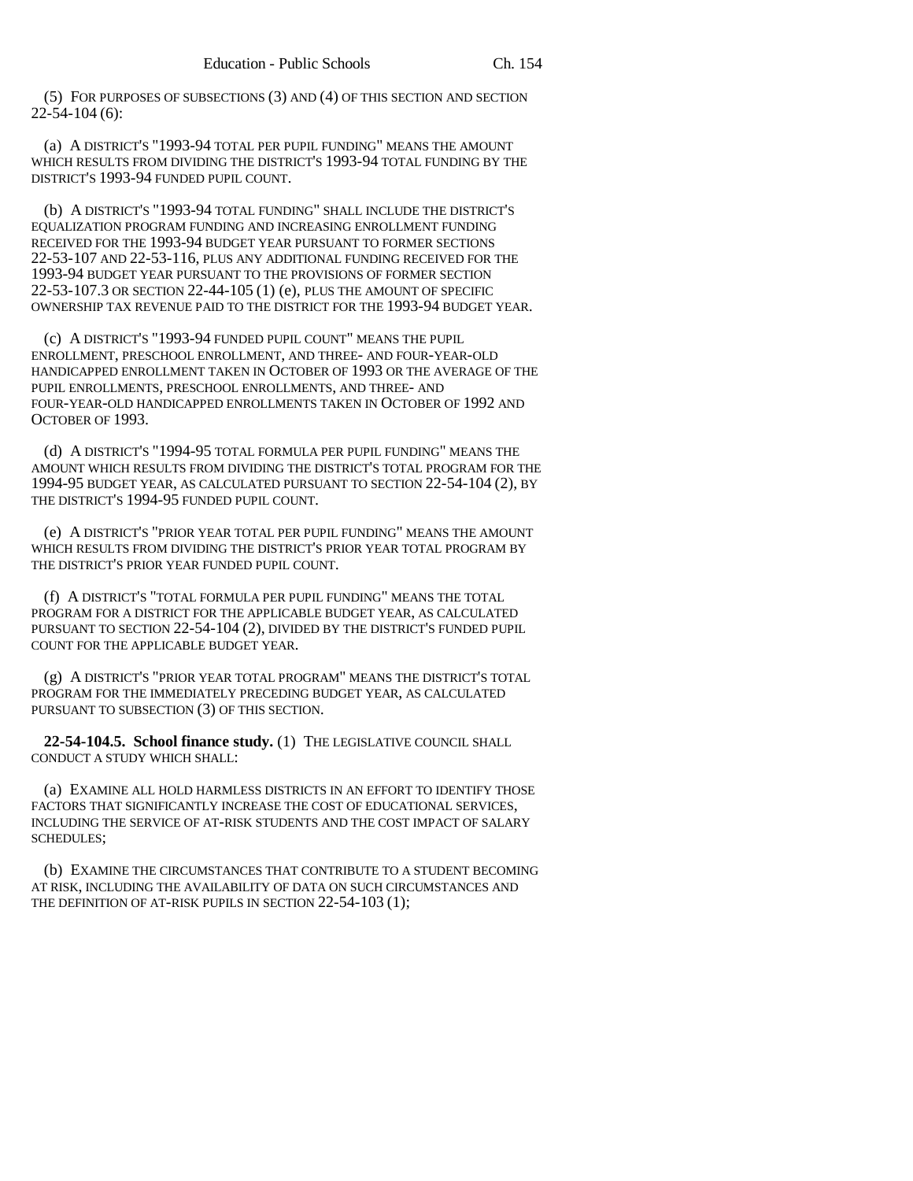(5) FOR PURPOSES OF SUBSECTIONS (3) AND (4) OF THIS SECTION AND SECTION 22-54-104 (6):

(a) A DISTRICT'S "1993-94 TOTAL PER PUPIL FUNDING" MEANS THE AMOUNT WHICH RESULTS FROM DIVIDING THE DISTRICT'S 1993-94 TOTAL FUNDING BY THE DISTRICT'S 1993-94 FUNDED PUPIL COUNT.

(b) A DISTRICT'S "1993-94 TOTAL FUNDING" SHALL INCLUDE THE DISTRICT'S EQUALIZATION PROGRAM FUNDING AND INCREASING ENROLLMENT FUNDING RECEIVED FOR THE 1993-94 BUDGET YEAR PURSUANT TO FORMER SECTIONS 22-53-107 AND 22-53-116, PLUS ANY ADDITIONAL FUNDING RECEIVED FOR THE 1993-94 BUDGET YEAR PURSUANT TO THE PROVISIONS OF FORMER SECTION 22-53-107.3 OR SECTION 22-44-105 (1) (e), PLUS THE AMOUNT OF SPECIFIC OWNERSHIP TAX REVENUE PAID TO THE DISTRICT FOR THE 1993-94 BUDGET YEAR.

(c) A DISTRICT'S "1993-94 FUNDED PUPIL COUNT" MEANS THE PUPIL ENROLLMENT, PRESCHOOL ENROLLMENT, AND THREE- AND FOUR-YEAR-OLD HANDICAPPED ENROLLMENT TAKEN IN OCTOBER OF 1993 OR THE AVERAGE OF THE PUPIL ENROLLMENTS, PRESCHOOL ENROLLMENTS, AND THREE- AND FOUR-YEAR-OLD HANDICAPPED ENROLLMENTS TAKEN IN OCTOBER OF 1992 AND OCTOBER OF 1993.

(d) A DISTRICT'S "1994-95 TOTAL FORMULA PER PUPIL FUNDING" MEANS THE AMOUNT WHICH RESULTS FROM DIVIDING THE DISTRICT'S TOTAL PROGRAM FOR THE 1994-95 BUDGET YEAR, AS CALCULATED PURSUANT TO SECTION 22-54-104 (2), BY THE DISTRICT'S 1994-95 FUNDED PUPIL COUNT.

(e) A DISTRICT'S "PRIOR YEAR TOTAL PER PUPIL FUNDING" MEANS THE AMOUNT WHICH RESULTS FROM DIVIDING THE DISTRICT'S PRIOR YEAR TOTAL PROGRAM BY THE DISTRICT'S PRIOR YEAR FUNDED PUPIL COUNT.

(f) A DISTRICT'S "TOTAL FORMULA PER PUPIL FUNDING" MEANS THE TOTAL PROGRAM FOR A DISTRICT FOR THE APPLICABLE BUDGET YEAR, AS CALCULATED PURSUANT TO SECTION 22-54-104 (2), DIVIDED BY THE DISTRICT'S FUNDED PUPIL COUNT FOR THE APPLICABLE BUDGET YEAR.

(g) A DISTRICT'S "PRIOR YEAR TOTAL PROGRAM" MEANS THE DISTRICT'S TOTAL PROGRAM FOR THE IMMEDIATELY PRECEDING BUDGET YEAR, AS CALCULATED PURSUANT TO SUBSECTION (3) OF THIS SECTION.

**22-54-104.5. School finance study.** (1) THE LEGISLATIVE COUNCIL SHALL CONDUCT A STUDY WHICH SHALL:

(a) EXAMINE ALL HOLD HARMLESS DISTRICTS IN AN EFFORT TO IDENTIFY THOSE FACTORS THAT SIGNIFICANTLY INCREASE THE COST OF EDUCATIONAL SERVICES, INCLUDING THE SERVICE OF AT-RISK STUDENTS AND THE COST IMPACT OF SALARY SCHEDULES;

(b) EXAMINE THE CIRCUMSTANCES THAT CONTRIBUTE TO A STUDENT BECOMING AT RISK, INCLUDING THE AVAILABILITY OF DATA ON SUCH CIRCUMSTANCES AND THE DEFINITION OF AT-RISK PUPILS IN SECTION 22-54-103 (1);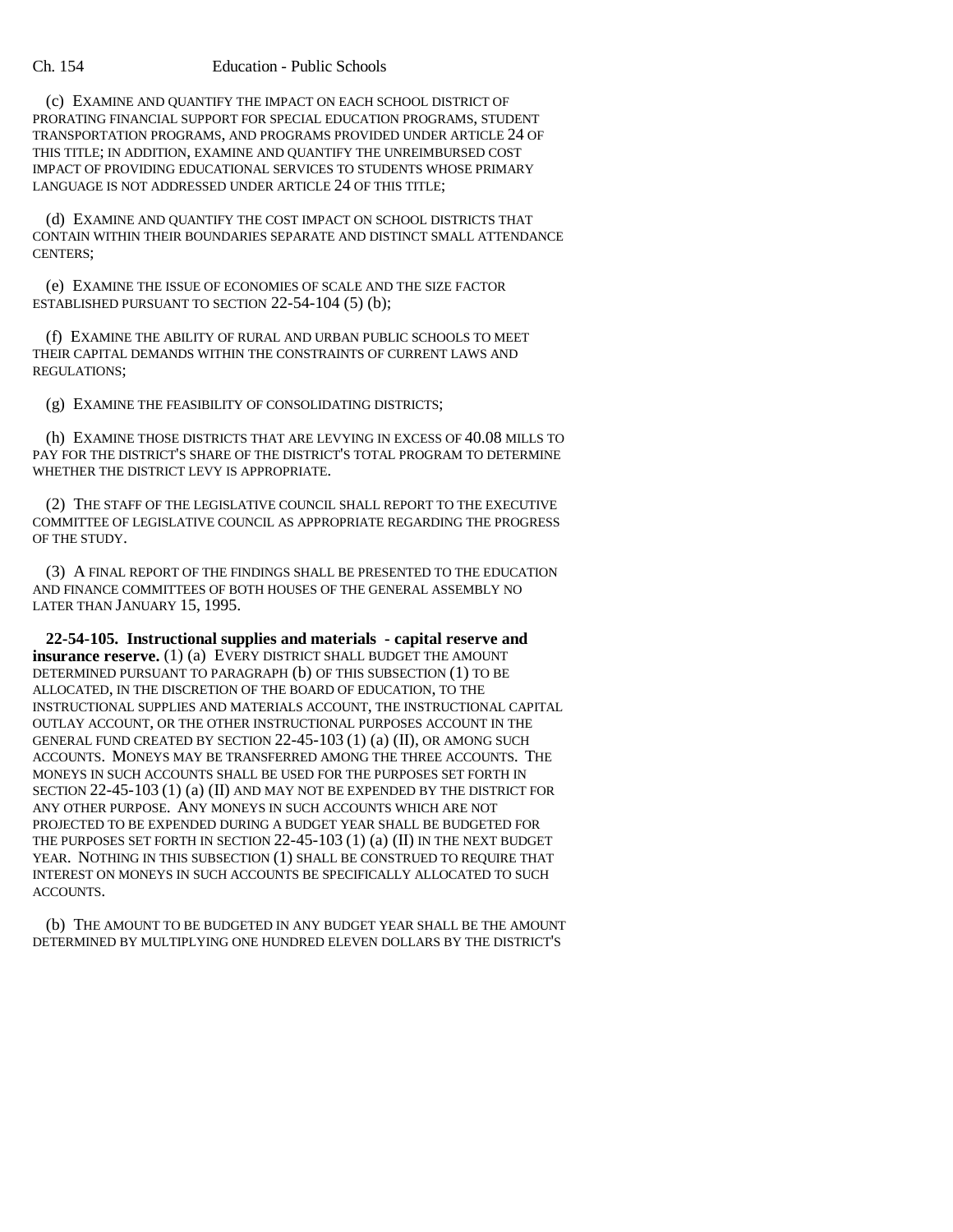(c) EXAMINE AND QUANTIFY THE IMPACT ON EACH SCHOOL DISTRICT OF PRORATING FINANCIAL SUPPORT FOR SPECIAL EDUCATION PROGRAMS, STUDENT TRANSPORTATION PROGRAMS, AND PROGRAMS PROVIDED UNDER ARTICLE 24 OF THIS TITLE; IN ADDITION, EXAMINE AND QUANTIFY THE UNREIMBURSED COST IMPACT OF PROVIDING EDUCATIONAL SERVICES TO STUDENTS WHOSE PRIMARY LANGUAGE IS NOT ADDRESSED UNDER ARTICLE 24 OF THIS TITLE;

(d) EXAMINE AND QUANTIFY THE COST IMPACT ON SCHOOL DISTRICTS THAT CONTAIN WITHIN THEIR BOUNDARIES SEPARATE AND DISTINCT SMALL ATTENDANCE CENTERS;

(e) EXAMINE THE ISSUE OF ECONOMIES OF SCALE AND THE SIZE FACTOR ESTABLISHED PURSUANT TO SECTION 22-54-104 (5) (b);

(f) EXAMINE THE ABILITY OF RURAL AND URBAN PUBLIC SCHOOLS TO MEET THEIR CAPITAL DEMANDS WITHIN THE CONSTRAINTS OF CURRENT LAWS AND REGULATIONS;

(g) EXAMINE THE FEASIBILITY OF CONSOLIDATING DISTRICTS;

(h) EXAMINE THOSE DISTRICTS THAT ARE LEVYING IN EXCESS OF 40.08 MILLS TO PAY FOR THE DISTRICT'S SHARE OF THE DISTRICT'S TOTAL PROGRAM TO DETERMINE WHETHER THE DISTRICT LEVY IS APPROPRIATE.

(2) THE STAFF OF THE LEGISLATIVE COUNCIL SHALL REPORT TO THE EXECUTIVE COMMITTEE OF LEGISLATIVE COUNCIL AS APPROPRIATE REGARDING THE PROGRESS OF THE STUDY.

(3) A FINAL REPORT OF THE FINDINGS SHALL BE PRESENTED TO THE EDUCATION AND FINANCE COMMITTEES OF BOTH HOUSES OF THE GENERAL ASSEMBLY NO LATER THAN JANUARY 15, 1995.

**22-54-105. Instructional supplies and materials - capital reserve and insurance reserve.** (1) (a) EVERY DISTRICT SHALL BUDGET THE AMOUNT DETERMINED PURSUANT TO PARAGRAPH (b) OF THIS SUBSECTION (1) TO BE ALLOCATED, IN THE DISCRETION OF THE BOARD OF EDUCATION, TO THE INSTRUCTIONAL SUPPLIES AND MATERIALS ACCOUNT, THE INSTRUCTIONAL CAPITAL OUTLAY ACCOUNT, OR THE OTHER INSTRUCTIONAL PURPOSES ACCOUNT IN THE GENERAL FUND CREATED BY SECTION 22-45-103 (1) (a) (II), OR AMONG SUCH ACCOUNTS. MONEYS MAY BE TRANSFERRED AMONG THE THREE ACCOUNTS. THE MONEYS IN SUCH ACCOUNTS SHALL BE USED FOR THE PURPOSES SET FORTH IN SECTION 22-45-103 (1) (a) (II) AND MAY NOT BE EXPENDED BY THE DISTRICT FOR ANY OTHER PURPOSE. ANY MONEYS IN SUCH ACCOUNTS WHICH ARE NOT PROJECTED TO BE EXPENDED DURING A BUDGET YEAR SHALL BE BUDGETED FOR THE PURPOSES SET FORTH IN SECTION 22-45-103 (1) (a) (II) IN THE NEXT BUDGET YEAR. NOTHING IN THIS SUBSECTION (1) SHALL BE CONSTRUED TO REQUIRE THAT INTEREST ON MONEYS IN SUCH ACCOUNTS BE SPECIFICALLY ALLOCATED TO SUCH ACCOUNTS.

(b) THE AMOUNT TO BE BUDGETED IN ANY BUDGET YEAR SHALL BE THE AMOUNT DETERMINED BY MULTIPLYING ONE HUNDRED ELEVEN DOLLARS BY THE DISTRICT'S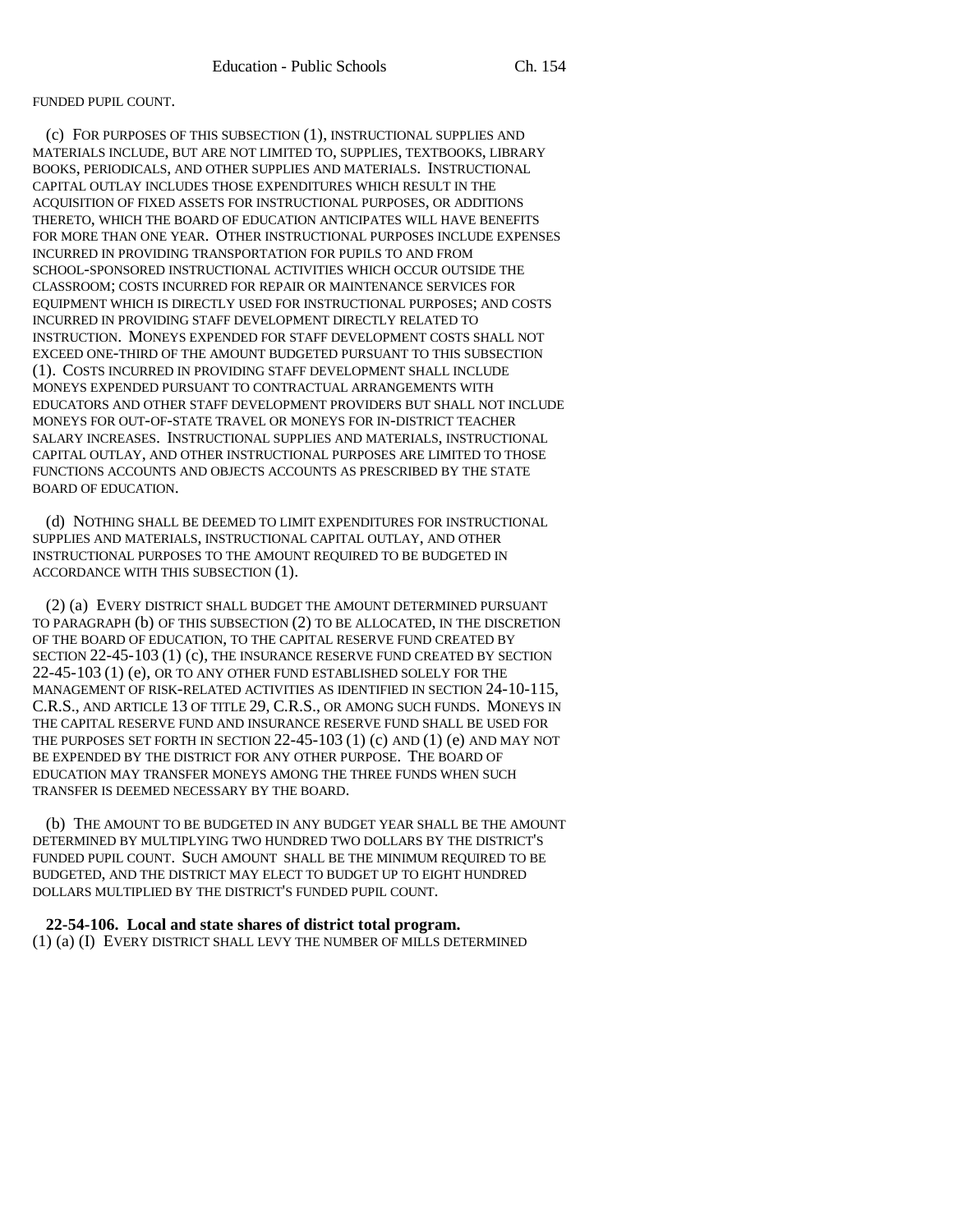FUNDED PUPIL COUNT.

(c) FOR PURPOSES OF THIS SUBSECTION (1), INSTRUCTIONAL SUPPLIES AND MATERIALS INCLUDE, BUT ARE NOT LIMITED TO, SUPPLIES, TEXTBOOKS, LIBRARY BOOKS, PERIODICALS, AND OTHER SUPPLIES AND MATERIALS. INSTRUCTIONAL CAPITAL OUTLAY INCLUDES THOSE EXPENDITURES WHICH RESULT IN THE ACQUISITION OF FIXED ASSETS FOR INSTRUCTIONAL PURPOSES, OR ADDITIONS THERETO, WHICH THE BOARD OF EDUCATION ANTICIPATES WILL HAVE BENEFITS FOR MORE THAN ONE YEAR. OTHER INSTRUCTIONAL PURPOSES INCLUDE EXPENSES INCURRED IN PROVIDING TRANSPORTATION FOR PUPILS TO AND FROM SCHOOL-SPONSORED INSTRUCTIONAL ACTIVITIES WHICH OCCUR OUTSIDE THE CLASSROOM; COSTS INCURRED FOR REPAIR OR MAINTENANCE SERVICES FOR EQUIPMENT WHICH IS DIRECTLY USED FOR INSTRUCTIONAL PURPOSES; AND COSTS INCURRED IN PROVIDING STAFF DEVELOPMENT DIRECTLY RELATED TO INSTRUCTION. MONEYS EXPENDED FOR STAFF DEVELOPMENT COSTS SHALL NOT EXCEED ONE-THIRD OF THE AMOUNT BUDGETED PURSUANT TO THIS SUBSECTION (1). COSTS INCURRED IN PROVIDING STAFF DEVELOPMENT SHALL INCLUDE MONEYS EXPENDED PURSUANT TO CONTRACTUAL ARRANGEMENTS WITH EDUCATORS AND OTHER STAFF DEVELOPMENT PROVIDERS BUT SHALL NOT INCLUDE MONEYS FOR OUT-OF-STATE TRAVEL OR MONEYS FOR IN-DISTRICT TEACHER SALARY INCREASES. INSTRUCTIONAL SUPPLIES AND MATERIALS, INSTRUCTIONAL CAPITAL OUTLAY, AND OTHER INSTRUCTIONAL PURPOSES ARE LIMITED TO THOSE FUNCTIONS ACCOUNTS AND OBJECTS ACCOUNTS AS PRESCRIBED BY THE STATE BOARD OF EDUCATION.

(d) NOTHING SHALL BE DEEMED TO LIMIT EXPENDITURES FOR INSTRUCTIONAL SUPPLIES AND MATERIALS, INSTRUCTIONAL CAPITAL OUTLAY, AND OTHER INSTRUCTIONAL PURPOSES TO THE AMOUNT REQUIRED TO BE BUDGETED IN ACCORDANCE WITH THIS SUBSECTION (1).

(2) (a) EVERY DISTRICT SHALL BUDGET THE AMOUNT DETERMINED PURSUANT TO PARAGRAPH (b) OF THIS SUBSECTION (2) TO BE ALLOCATED, IN THE DISCRETION OF THE BOARD OF EDUCATION, TO THE CAPITAL RESERVE FUND CREATED BY SECTION 22-45-103 (1) (c), THE INSURANCE RESERVE FUND CREATED BY SECTION 22-45-103 (1) (e), OR TO ANY OTHER FUND ESTABLISHED SOLELY FOR THE MANAGEMENT OF RISK-RELATED ACTIVITIES AS IDENTIFIED IN SECTION 24-10-115, C.R.S., AND ARTICLE 13 OF TITLE 29, C.R.S., OR AMONG SUCH FUNDS. MONEYS IN THE CAPITAL RESERVE FUND AND INSURANCE RESERVE FUND SHALL BE USED FOR THE PURPOSES SET FORTH IN SECTION 22-45-103 (1) (c) AND (1) (e) AND MAY NOT BE EXPENDED BY THE DISTRICT FOR ANY OTHER PURPOSE. THE BOARD OF EDUCATION MAY TRANSFER MONEYS AMONG THE THREE FUNDS WHEN SUCH TRANSFER IS DEEMED NECESSARY BY THE BOARD.

(b) THE AMOUNT TO BE BUDGETED IN ANY BUDGET YEAR SHALL BE THE AMOUNT DETERMINED BY MULTIPLYING TWO HUNDRED TWO DOLLARS BY THE DISTRICT'S FUNDED PUPIL COUNT. SUCH AMOUNT SHALL BE THE MINIMUM REQUIRED TO BE BUDGETED, AND THE DISTRICT MAY ELECT TO BUDGET UP TO EIGHT HUNDRED DOLLARS MULTIPLIED BY THE DISTRICT'S FUNDED PUPIL COUNT.

**22-54-106. Local and state shares of district total program.** (1) (a) (I) EVERY DISTRICT SHALL LEVY THE NUMBER OF MILLS DETERMINED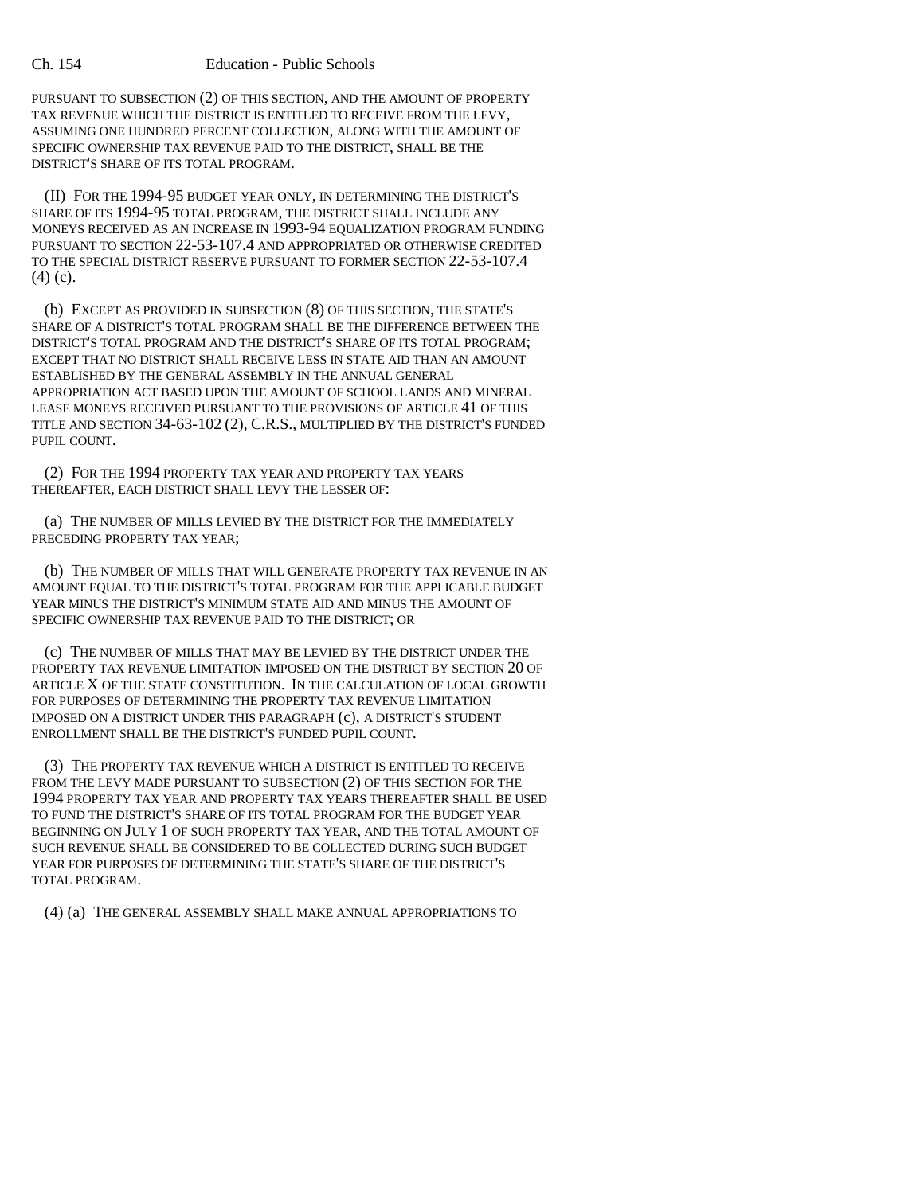PURSUANT TO SUBSECTION (2) OF THIS SECTION, AND THE AMOUNT OF PROPERTY TAX REVENUE WHICH THE DISTRICT IS ENTITLED TO RECEIVE FROM THE LEVY, ASSUMING ONE HUNDRED PERCENT COLLECTION, ALONG WITH THE AMOUNT OF SPECIFIC OWNERSHIP TAX REVENUE PAID TO THE DISTRICT, SHALL BE THE DISTRICT'S SHARE OF ITS TOTAL PROGRAM.

(II) FOR THE 1994-95 BUDGET YEAR ONLY, IN DETERMINING THE DISTRICT'S SHARE OF ITS 1994-95 TOTAL PROGRAM, THE DISTRICT SHALL INCLUDE ANY MONEYS RECEIVED AS AN INCREASE IN 1993-94 EQUALIZATION PROGRAM FUNDING PURSUANT TO SECTION 22-53-107.4 AND APPROPRIATED OR OTHERWISE CREDITED TO THE SPECIAL DISTRICT RESERVE PURSUANT TO FORMER SECTION 22-53-107.4 (4) (c).

(b) EXCEPT AS PROVIDED IN SUBSECTION (8) OF THIS SECTION, THE STATE'S SHARE OF A DISTRICT'S TOTAL PROGRAM SHALL BE THE DIFFERENCE BETWEEN THE DISTRICT'S TOTAL PROGRAM AND THE DISTRICT'S SHARE OF ITS TOTAL PROGRAM; EXCEPT THAT NO DISTRICT SHALL RECEIVE LESS IN STATE AID THAN AN AMOUNT ESTABLISHED BY THE GENERAL ASSEMBLY IN THE ANNUAL GENERAL APPROPRIATION ACT BASED UPON THE AMOUNT OF SCHOOL LANDS AND MINERAL LEASE MONEYS RECEIVED PURSUANT TO THE PROVISIONS OF ARTICLE 41 OF THIS TITLE AND SECTION 34-63-102 (2), C.R.S., MULTIPLIED BY THE DISTRICT'S FUNDED PUPIL COUNT.

(2) FOR THE 1994 PROPERTY TAX YEAR AND PROPERTY TAX YEARS THEREAFTER, EACH DISTRICT SHALL LEVY THE LESSER OF:

(a) THE NUMBER OF MILLS LEVIED BY THE DISTRICT FOR THE IMMEDIATELY PRECEDING PROPERTY TAX YEAR;

(b) THE NUMBER OF MILLS THAT WILL GENERATE PROPERTY TAX REVENUE IN AN AMOUNT EQUAL TO THE DISTRICT'S TOTAL PROGRAM FOR THE APPLICABLE BUDGET YEAR MINUS THE DISTRICT'S MINIMUM STATE AID AND MINUS THE AMOUNT OF SPECIFIC OWNERSHIP TAX REVENUE PAID TO THE DISTRICT; OR

(c) THE NUMBER OF MILLS THAT MAY BE LEVIED BY THE DISTRICT UNDER THE PROPERTY TAX REVENUE LIMITATION IMPOSED ON THE DISTRICT BY SECTION 20 OF ARTICLE X OF THE STATE CONSTITUTION. IN THE CALCULATION OF LOCAL GROWTH FOR PURPOSES OF DETERMINING THE PROPERTY TAX REVENUE LIMITATION IMPOSED ON A DISTRICT UNDER THIS PARAGRAPH (c), A DISTRICT'S STUDENT ENROLLMENT SHALL BE THE DISTRICT'S FUNDED PUPIL COUNT.

(3) THE PROPERTY TAX REVENUE WHICH A DISTRICT IS ENTITLED TO RECEIVE FROM THE LEVY MADE PURSUANT TO SUBSECTION (2) OF THIS SECTION FOR THE 1994 PROPERTY TAX YEAR AND PROPERTY TAX YEARS THEREAFTER SHALL BE USED TO FUND THE DISTRICT'S SHARE OF ITS TOTAL PROGRAM FOR THE BUDGET YEAR BEGINNING ON JULY 1 OF SUCH PROPERTY TAX YEAR, AND THE TOTAL AMOUNT OF SUCH REVENUE SHALL BE CONSIDERED TO BE COLLECTED DURING SUCH BUDGET YEAR FOR PURPOSES OF DETERMINING THE STATE'S SHARE OF THE DISTRICT'S TOTAL PROGRAM.

(4) (a) THE GENERAL ASSEMBLY SHALL MAKE ANNUAL APPROPRIATIONS TO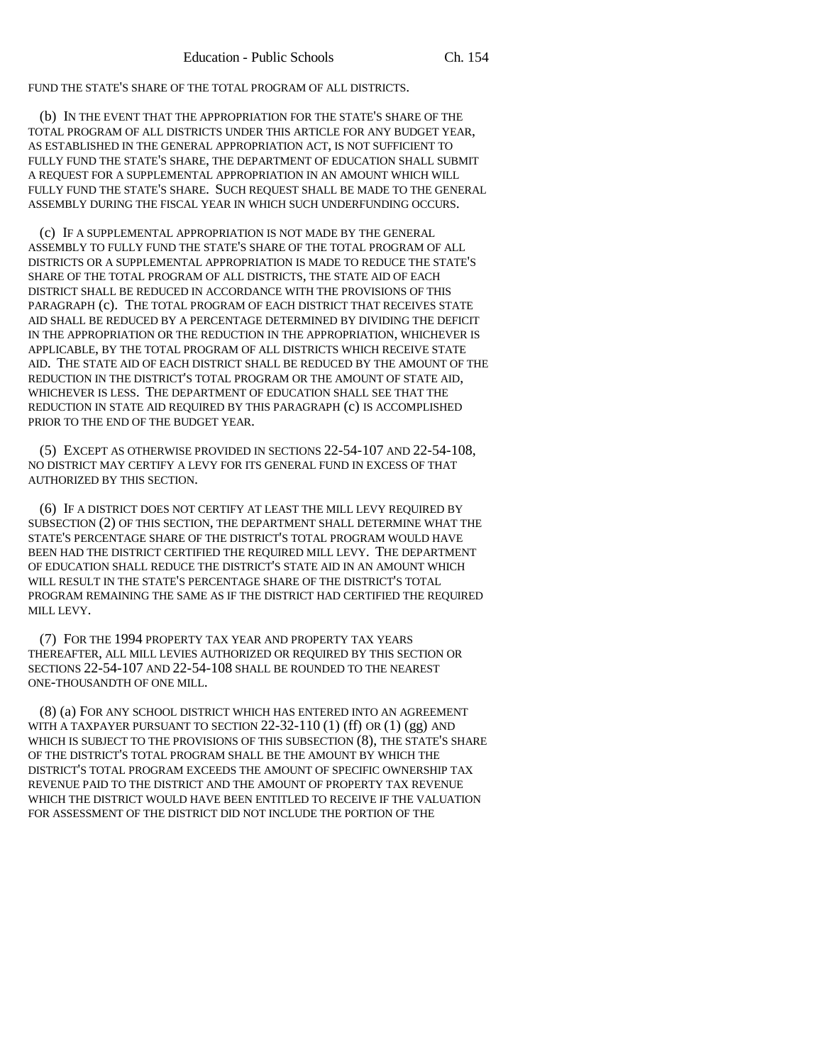FUND THE STATE'S SHARE OF THE TOTAL PROGRAM OF ALL DISTRICTS.

(b) IN THE EVENT THAT THE APPROPRIATION FOR THE STATE'S SHARE OF THE TOTAL PROGRAM OF ALL DISTRICTS UNDER THIS ARTICLE FOR ANY BUDGET YEAR, AS ESTABLISHED IN THE GENERAL APPROPRIATION ACT, IS NOT SUFFICIENT TO FULLY FUND THE STATE'S SHARE, THE DEPARTMENT OF EDUCATION SHALL SUBMIT A REQUEST FOR A SUPPLEMENTAL APPROPRIATION IN AN AMOUNT WHICH WILL FULLY FUND THE STATE'S SHARE. SUCH REQUEST SHALL BE MADE TO THE GENERAL ASSEMBLY DURING THE FISCAL YEAR IN WHICH SUCH UNDERFUNDING OCCURS.

(c) IF A SUPPLEMENTAL APPROPRIATION IS NOT MADE BY THE GENERAL ASSEMBLY TO FULLY FUND THE STATE'S SHARE OF THE TOTAL PROGRAM OF ALL DISTRICTS OR A SUPPLEMENTAL APPROPRIATION IS MADE TO REDUCE THE STATE'S SHARE OF THE TOTAL PROGRAM OF ALL DISTRICTS, THE STATE AID OF EACH DISTRICT SHALL BE REDUCED IN ACCORDANCE WITH THE PROVISIONS OF THIS PARAGRAPH (c). THE TOTAL PROGRAM OF EACH DISTRICT THAT RECEIVES STATE AID SHALL BE REDUCED BY A PERCENTAGE DETERMINED BY DIVIDING THE DEFICIT IN THE APPROPRIATION OR THE REDUCTION IN THE APPROPRIATION, WHICHEVER IS APPLICABLE, BY THE TOTAL PROGRAM OF ALL DISTRICTS WHICH RECEIVE STATE AID. THE STATE AID OF EACH DISTRICT SHALL BE REDUCED BY THE AMOUNT OF THE REDUCTION IN THE DISTRICT'S TOTAL PROGRAM OR THE AMOUNT OF STATE AID, WHICHEVER IS LESS. THE DEPARTMENT OF EDUCATION SHALL SEE THAT THE REDUCTION IN STATE AID REQUIRED BY THIS PARAGRAPH (c) IS ACCOMPLISHED PRIOR TO THE END OF THE BUDGET YEAR.

(5) EXCEPT AS OTHERWISE PROVIDED IN SECTIONS 22-54-107 AND 22-54-108, NO DISTRICT MAY CERTIFY A LEVY FOR ITS GENERAL FUND IN EXCESS OF THAT AUTHORIZED BY THIS SECTION.

(6) IF A DISTRICT DOES NOT CERTIFY AT LEAST THE MILL LEVY REQUIRED BY SUBSECTION (2) OF THIS SECTION, THE DEPARTMENT SHALL DETERMINE WHAT THE STATE'S PERCENTAGE SHARE OF THE DISTRICT'S TOTAL PROGRAM WOULD HAVE BEEN HAD THE DISTRICT CERTIFIED THE REQUIRED MILL LEVY. THE DEPARTMENT OF EDUCATION SHALL REDUCE THE DISTRICT'S STATE AID IN AN AMOUNT WHICH WILL RESULT IN THE STATE'S PERCENTAGE SHARE OF THE DISTRICT'S TOTAL PROGRAM REMAINING THE SAME AS IF THE DISTRICT HAD CERTIFIED THE REQUIRED MILL LEVY.

(7) FOR THE 1994 PROPERTY TAX YEAR AND PROPERTY TAX YEARS THEREAFTER, ALL MILL LEVIES AUTHORIZED OR REQUIRED BY THIS SECTION OR SECTIONS 22-54-107 AND 22-54-108 SHALL BE ROUNDED TO THE NEAREST ONE-THOUSANDTH OF ONE MILL.

(8) (a) FOR ANY SCHOOL DISTRICT WHICH HAS ENTERED INTO AN AGREEMENT WITH A TAXPAYER PURSUANT TO SECTION 22-32-110 (1) (ff) OR (1) (gg) AND WHICH IS SUBJECT TO THE PROVISIONS OF THIS SUBSECTION (8), THE STATE'S SHARE OF THE DISTRICT'S TOTAL PROGRAM SHALL BE THE AMOUNT BY WHICH THE DISTRICT'S TOTAL PROGRAM EXCEEDS THE AMOUNT OF SPECIFIC OWNERSHIP TAX REVENUE PAID TO THE DISTRICT AND THE AMOUNT OF PROPERTY TAX REVENUE WHICH THE DISTRICT WOULD HAVE BEEN ENTITLED TO RECEIVE IF THE VALUATION FOR ASSESSMENT OF THE DISTRICT DID NOT INCLUDE THE PORTION OF THE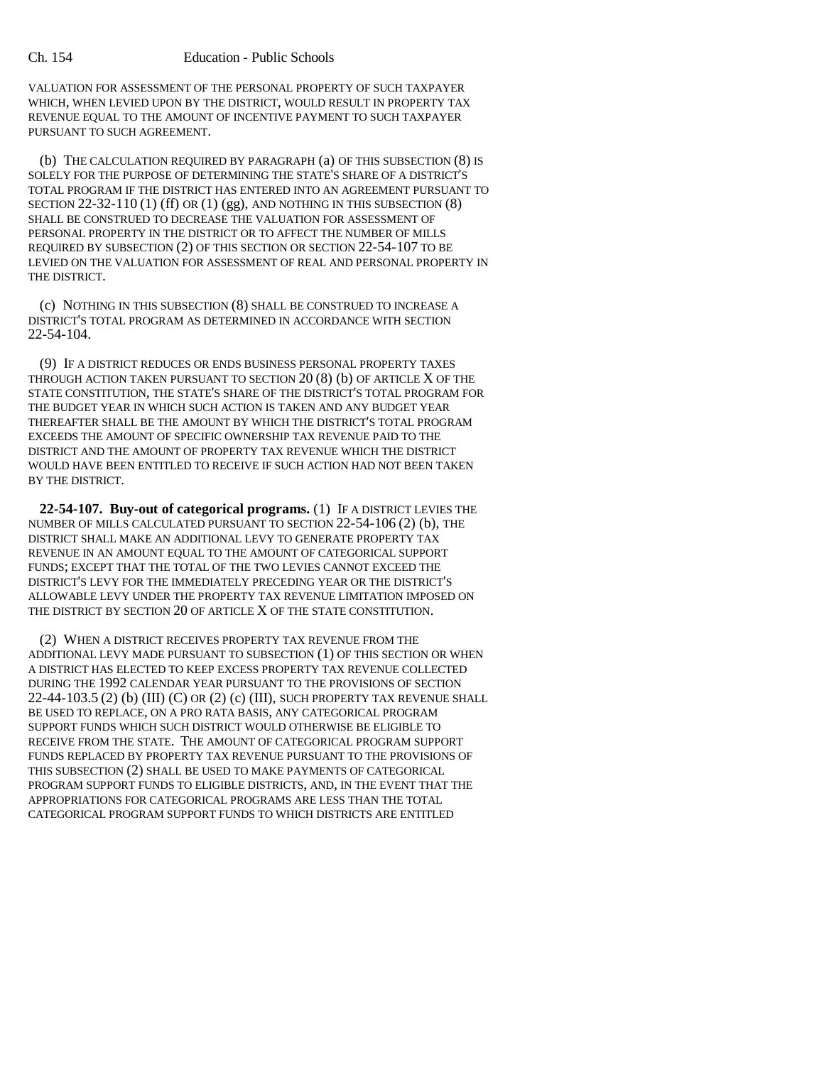VALUATION FOR ASSESSMENT OF THE PERSONAL PROPERTY OF SUCH TAXPAYER WHICH, WHEN LEVIED UPON BY THE DISTRICT, WOULD RESULT IN PROPERTY TAX REVENUE EQUAL TO THE AMOUNT OF INCENTIVE PAYMENT TO SUCH TAXPAYER PURSUANT TO SUCH AGREEMENT.

(b) THE CALCULATION REQUIRED BY PARAGRAPH (a) OF THIS SUBSECTION (8) IS SOLELY FOR THE PURPOSE OF DETERMINING THE STATE'S SHARE OF A DISTRICT'S TOTAL PROGRAM IF THE DISTRICT HAS ENTERED INTO AN AGREEMENT PURSUANT TO SECTION 22-32-110 (1) (ff) OR (1) (gg), AND NOTHING IN THIS SUBSECTION (8) SHALL BE CONSTRUED TO DECREASE THE VALUATION FOR ASSESSMENT OF PERSONAL PROPERTY IN THE DISTRICT OR TO AFFECT THE NUMBER OF MILLS REQUIRED BY SUBSECTION (2) OF THIS SECTION OR SECTION 22-54-107 TO BE LEVIED ON THE VALUATION FOR ASSESSMENT OF REAL AND PERSONAL PROPERTY IN THE DISTRICT.

(c) NOTHING IN THIS SUBSECTION (8) SHALL BE CONSTRUED TO INCREASE A DISTRICT'S TOTAL PROGRAM AS DETERMINED IN ACCORDANCE WITH SECTION 22-54-104.

(9) IF A DISTRICT REDUCES OR ENDS BUSINESS PERSONAL PROPERTY TAXES THROUGH ACTION TAKEN PURSUANT TO SECTION 20 (8) (b) OF ARTICLE X OF THE STATE CONSTITUTION, THE STATE'S SHARE OF THE DISTRICT'S TOTAL PROGRAM FOR THE BUDGET YEAR IN WHICH SUCH ACTION IS TAKEN AND ANY BUDGET YEAR THEREAFTER SHALL BE THE AMOUNT BY WHICH THE DISTRICT'S TOTAL PROGRAM EXCEEDS THE AMOUNT OF SPECIFIC OWNERSHIP TAX REVENUE PAID TO THE DISTRICT AND THE AMOUNT OF PROPERTY TAX REVENUE WHICH THE DISTRICT WOULD HAVE BEEN ENTITLED TO RECEIVE IF SUCH ACTION HAD NOT BEEN TAKEN BY THE DISTRICT.

**22-54-107. Buy-out of categorical programs.** (1) IF A DISTRICT LEVIES THE NUMBER OF MILLS CALCULATED PURSUANT TO SECTION 22-54-106 (2) (b), THE DISTRICT SHALL MAKE AN ADDITIONAL LEVY TO GENERATE PROPERTY TAX REVENUE IN AN AMOUNT EQUAL TO THE AMOUNT OF CATEGORICAL SUPPORT FUNDS; EXCEPT THAT THE TOTAL OF THE TWO LEVIES CANNOT EXCEED THE DISTRICT'S LEVY FOR THE IMMEDIATELY PRECEDING YEAR OR THE DISTRICT'S ALLOWABLE LEVY UNDER THE PROPERTY TAX REVENUE LIMITATION IMPOSED ON THE DISTRICT BY SECTION 20 OF ARTICLE X OF THE STATE CONSTITUTION.

(2) WHEN A DISTRICT RECEIVES PROPERTY TAX REVENUE FROM THE ADDITIONAL LEVY MADE PURSUANT TO SUBSECTION (1) OF THIS SECTION OR WHEN A DISTRICT HAS ELECTED TO KEEP EXCESS PROPERTY TAX REVENUE COLLECTED DURING THE 1992 CALENDAR YEAR PURSUANT TO THE PROVISIONS OF SECTION 22-44-103.5 (2) (b) (III) (C) OR (2) (c) (III), SUCH PROPERTY TAX REVENUE SHALL BE USED TO REPLACE, ON A PRO RATA BASIS, ANY CATEGORICAL PROGRAM SUPPORT FUNDS WHICH SUCH DISTRICT WOULD OTHERWISE BE ELIGIBLE TO RECEIVE FROM THE STATE. THE AMOUNT OF CATEGORICAL PROGRAM SUPPORT FUNDS REPLACED BY PROPERTY TAX REVENUE PURSUANT TO THE PROVISIONS OF THIS SUBSECTION (2) SHALL BE USED TO MAKE PAYMENTS OF CATEGORICAL PROGRAM SUPPORT FUNDS TO ELIGIBLE DISTRICTS, AND, IN THE EVENT THAT THE APPROPRIATIONS FOR CATEGORICAL PROGRAMS ARE LESS THAN THE TOTAL CATEGORICAL PROGRAM SUPPORT FUNDS TO WHICH DISTRICTS ARE ENTITLED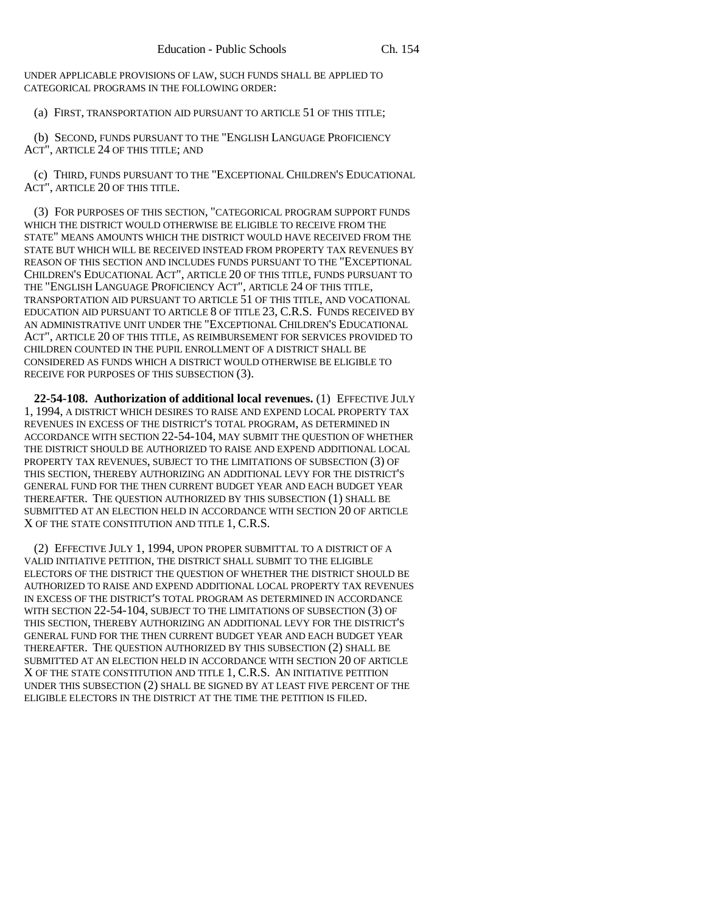UNDER APPLICABLE PROVISIONS OF LAW, SUCH FUNDS SHALL BE APPLIED TO CATEGORICAL PROGRAMS IN THE FOLLOWING ORDER:

(a) FIRST, TRANSPORTATION AID PURSUANT TO ARTICLE 51 OF THIS TITLE;

(b) SECOND, FUNDS PURSUANT TO THE "ENGLISH LANGUAGE PROFICIENCY ACT", ARTICLE 24 OF THIS TITLE; AND

(c) THIRD, FUNDS PURSUANT TO THE "EXCEPTIONAL CHILDREN'S EDUCATIONAL ACT", ARTICLE 20 OF THIS TITLE.

(3) FOR PURPOSES OF THIS SECTION, "CATEGORICAL PROGRAM SUPPORT FUNDS WHICH THE DISTRICT WOULD OTHERWISE BE ELIGIBLE TO RECEIVE FROM THE STATE" MEANS AMOUNTS WHICH THE DISTRICT WOULD HAVE RECEIVED FROM THE STATE BUT WHICH WILL BE RECEIVED INSTEAD FROM PROPERTY TAX REVENUES BY REASON OF THIS SECTION AND INCLUDES FUNDS PURSUANT TO THE "EXCEPTIONAL CHILDREN'S EDUCATIONAL ACT", ARTICLE 20 OF THIS TITLE, FUNDS PURSUANT TO THE "ENGLISH LANGUAGE PROFICIENCY ACT", ARTICLE 24 OF THIS TITLE, TRANSPORTATION AID PURSUANT TO ARTICLE 51 OF THIS TITLE, AND VOCATIONAL EDUCATION AID PURSUANT TO ARTICLE 8 OF TITLE 23, C.R.S. FUNDS RECEIVED BY AN ADMINISTRATIVE UNIT UNDER THE "EXCEPTIONAL CHILDREN'S EDUCATIONAL ACT", ARTICLE 20 OF THIS TITLE, AS REIMBURSEMENT FOR SERVICES PROVIDED TO CHILDREN COUNTED IN THE PUPIL ENROLLMENT OF A DISTRICT SHALL BE CONSIDERED AS FUNDS WHICH A DISTRICT WOULD OTHERWISE BE ELIGIBLE TO RECEIVE FOR PURPOSES OF THIS SUBSECTION (3).

**22-54-108. Authorization of additional local revenues.** (1) EFFECTIVE JULY 1, 1994, A DISTRICT WHICH DESIRES TO RAISE AND EXPEND LOCAL PROPERTY TAX REVENUES IN EXCESS OF THE DISTRICT'S TOTAL PROGRAM, AS DETERMINED IN ACCORDANCE WITH SECTION 22-54-104, MAY SUBMIT THE QUESTION OF WHETHER THE DISTRICT SHOULD BE AUTHORIZED TO RAISE AND EXPEND ADDITIONAL LOCAL PROPERTY TAX REVENUES, SUBJECT TO THE LIMITATIONS OF SUBSECTION (3) OF THIS SECTION, THEREBY AUTHORIZING AN ADDITIONAL LEVY FOR THE DISTRICT'S GENERAL FUND FOR THE THEN CURRENT BUDGET YEAR AND EACH BUDGET YEAR THEREAFTER. THE QUESTION AUTHORIZED BY THIS SUBSECTION (1) SHALL BE SUBMITTED AT AN ELECTION HELD IN ACCORDANCE WITH SECTION 20 OF ARTICLE X OF THE STATE CONSTITUTION AND TITLE 1, C.R.S.

(2) EFFECTIVE JULY 1, 1994, UPON PROPER SUBMITTAL TO A DISTRICT OF A VALID INITIATIVE PETITION, THE DISTRICT SHALL SUBMIT TO THE ELIGIBLE ELECTORS OF THE DISTRICT THE QUESTION OF WHETHER THE DISTRICT SHOULD BE AUTHORIZED TO RAISE AND EXPEND ADDITIONAL LOCAL PROPERTY TAX REVENUES IN EXCESS OF THE DISTRICT'S TOTAL PROGRAM AS DETERMINED IN ACCORDANCE WITH SECTION 22-54-104, SUBJECT TO THE LIMITATIONS OF SUBSECTION (3) OF THIS SECTION, THEREBY AUTHORIZING AN ADDITIONAL LEVY FOR THE DISTRICT'S GENERAL FUND FOR THE THEN CURRENT BUDGET YEAR AND EACH BUDGET YEAR THEREAFTER. THE QUESTION AUTHORIZED BY THIS SUBSECTION (2) SHALL BE SUBMITTED AT AN ELECTION HELD IN ACCORDANCE WITH SECTION 20 OF ARTICLE X OF THE STATE CONSTITUTION AND TITLE 1, C.R.S. AN INITIATIVE PETITION UNDER THIS SUBSECTION (2) SHALL BE SIGNED BY AT LEAST FIVE PERCENT OF THE ELIGIBLE ELECTORS IN THE DISTRICT AT THE TIME THE PETITION IS FILED.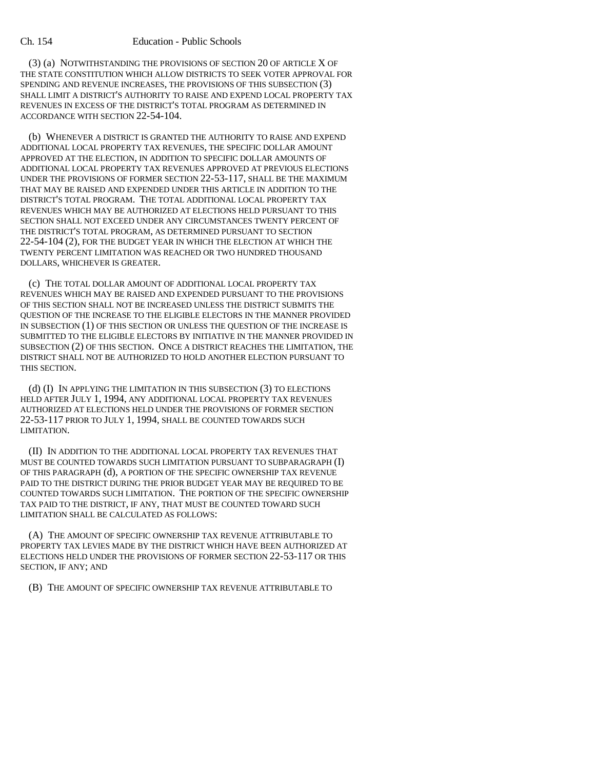(3) (a) NOTWITHSTANDING THE PROVISIONS OF SECTION 20 OF ARTICLE X OF THE STATE CONSTITUTION WHICH ALLOW DISTRICTS TO SEEK VOTER APPROVAL FOR SPENDING AND REVENUE INCREASES, THE PROVISIONS OF THIS SUBSECTION (3) SHALL LIMIT A DISTRICT'S AUTHORITY TO RAISE AND EXPEND LOCAL PROPERTY TAX REVENUES IN EXCESS OF THE DISTRICT'S TOTAL PROGRAM AS DETERMINED IN ACCORDANCE WITH SECTION 22-54-104.

(b) WHENEVER A DISTRICT IS GRANTED THE AUTHORITY TO RAISE AND EXPEND ADDITIONAL LOCAL PROPERTY TAX REVENUES, THE SPECIFIC DOLLAR AMOUNT APPROVED AT THE ELECTION, IN ADDITION TO SPECIFIC DOLLAR AMOUNTS OF ADDITIONAL LOCAL PROPERTY TAX REVENUES APPROVED AT PREVIOUS ELECTIONS UNDER THE PROVISIONS OF FORMER SECTION 22-53-117, SHALL BE THE MAXIMUM THAT MAY BE RAISED AND EXPENDED UNDER THIS ARTICLE IN ADDITION TO THE DISTRICT'S TOTAL PROGRAM. THE TOTAL ADDITIONAL LOCAL PROPERTY TAX REVENUES WHICH MAY BE AUTHORIZED AT ELECTIONS HELD PURSUANT TO THIS SECTION SHALL NOT EXCEED UNDER ANY CIRCUMSTANCES TWENTY PERCENT OF THE DISTRICT'S TOTAL PROGRAM, AS DETERMINED PURSUANT TO SECTION 22-54-104 (2), FOR THE BUDGET YEAR IN WHICH THE ELECTION AT WHICH THE TWENTY PERCENT LIMITATION WAS REACHED OR TWO HUNDRED THOUSAND DOLLARS, WHICHEVER IS GREATER.

(c) THE TOTAL DOLLAR AMOUNT OF ADDITIONAL LOCAL PROPERTY TAX REVENUES WHICH MAY BE RAISED AND EXPENDED PURSUANT TO THE PROVISIONS OF THIS SECTION SHALL NOT BE INCREASED UNLESS THE DISTRICT SUBMITS THE QUESTION OF THE INCREASE TO THE ELIGIBLE ELECTORS IN THE MANNER PROVIDED IN SUBSECTION (1) OF THIS SECTION OR UNLESS THE QUESTION OF THE INCREASE IS SUBMITTED TO THE ELIGIBLE ELECTORS BY INITIATIVE IN THE MANNER PROVIDED IN SUBSECTION (2) OF THIS SECTION. ONCE A DISTRICT REACHES THE LIMITATION, THE DISTRICT SHALL NOT BE AUTHORIZED TO HOLD ANOTHER ELECTION PURSUANT TO THIS SECTION.

(d) (I) IN APPLYING THE LIMITATION IN THIS SUBSECTION (3) TO ELECTIONS HELD AFTER JULY 1, 1994, ANY ADDITIONAL LOCAL PROPERTY TAX REVENUES AUTHORIZED AT ELECTIONS HELD UNDER THE PROVISIONS OF FORMER SECTION 22-53-117 PRIOR TO JULY 1, 1994, SHALL BE COUNTED TOWARDS SUCH LIMITATION.

(II) IN ADDITION TO THE ADDITIONAL LOCAL PROPERTY TAX REVENUES THAT MUST BE COUNTED TOWARDS SUCH LIMITATION PURSUANT TO SUBPARAGRAPH (I) OF THIS PARAGRAPH (d), A PORTION OF THE SPECIFIC OWNERSHIP TAX REVENUE PAID TO THE DISTRICT DURING THE PRIOR BUDGET YEAR MAY BE REQUIRED TO BE COUNTED TOWARDS SUCH LIMITATION. THE PORTION OF THE SPECIFIC OWNERSHIP TAX PAID TO THE DISTRICT, IF ANY, THAT MUST BE COUNTED TOWARD SUCH LIMITATION SHALL BE CALCULATED AS FOLLOWS:

(A) THE AMOUNT OF SPECIFIC OWNERSHIP TAX REVENUE ATTRIBUTABLE TO PROPERTY TAX LEVIES MADE BY THE DISTRICT WHICH HAVE BEEN AUTHORIZED AT ELECTIONS HELD UNDER THE PROVISIONS OF FORMER SECTION 22-53-117 OR THIS SECTION, IF ANY; AND

(B) THE AMOUNT OF SPECIFIC OWNERSHIP TAX REVENUE ATTRIBUTABLE TO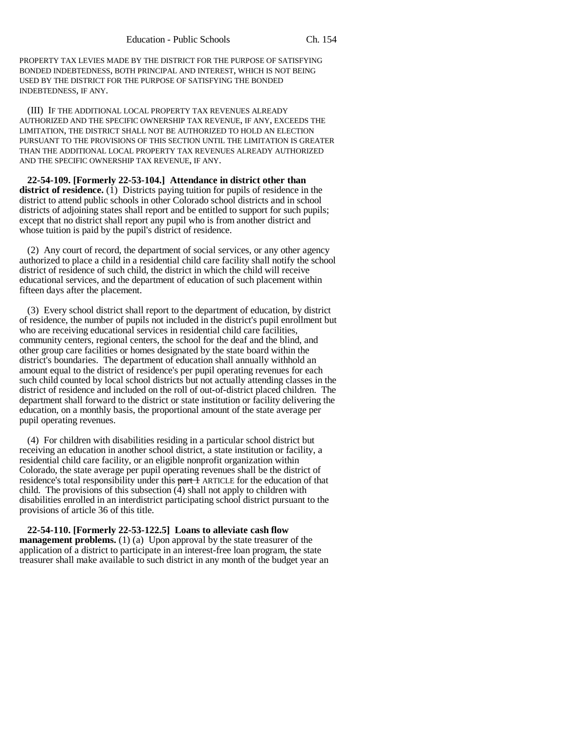PROPERTY TAX LEVIES MADE BY THE DISTRICT FOR THE PURPOSE OF SATISFYING BONDED INDEBTEDNESS, BOTH PRINCIPAL AND INTEREST, WHICH IS NOT BEING USED BY THE DISTRICT FOR THE PURPOSE OF SATISFYING THE BONDED INDEBTEDNESS, IF ANY.

(III) IF THE ADDITIONAL LOCAL PROPERTY TAX REVENUES ALREADY AUTHORIZED AND THE SPECIFIC OWNERSHIP TAX REVENUE, IF ANY, EXCEEDS THE LIMITATION, THE DISTRICT SHALL NOT BE AUTHORIZED TO HOLD AN ELECTION PURSUANT TO THE PROVISIONS OF THIS SECTION UNTIL THE LIMITATION IS GREATER THAN THE ADDITIONAL LOCAL PROPERTY TAX REVENUES ALREADY AUTHORIZED AND THE SPECIFIC OWNERSHIP TAX REVENUE, IF ANY.

**22-54-109. [Formerly 22-53-104.] Attendance in district other than district of residence.** (1) Districts paying tuition for pupils of residence in the district to attend public schools in other Colorado school districts and in school districts of adjoining states shall report and be entitled to support for such pupils; except that no district shall report any pupil who is from another district and whose tuition is paid by the pupil's district of residence.

(2) Any court of record, the department of social services, or any other agency authorized to place a child in a residential child care facility shall notify the school district of residence of such child, the district in which the child will receive educational services, and the department of education of such placement within fifteen days after the placement.

(3) Every school district shall report to the department of education, by district of residence, the number of pupils not included in the district's pupil enrollment but who are receiving educational services in residential child care facilities, community centers, regional centers, the school for the deaf and the blind, and other group care facilities or homes designated by the state board within the district's boundaries. The department of education shall annually withhold an amount equal to the district of residence's per pupil operating revenues for each such child counted by local school districts but not actually attending classes in the district of residence and included on the roll of out-of-district placed children. The department shall forward to the district or state institution or facility delivering the education, on a monthly basis, the proportional amount of the state average per pupil operating revenues.

(4) For children with disabilities residing in a particular school district but receiving an education in another school district, a state institution or facility, a residential child care facility, or an eligible nonprofit organization within Colorado, the state average per pupil operating revenues shall be the district of residence's total responsibility under this ~~part 1~~ ARTICLE for the education of that child. The provisions of this subsection (4) shall not apply to children with disabilities enrolled in an interdistrict participating school district pursuant to the provisions of article 36 of this title.

**22-54-110. [Formerly 22-53-122.5] Loans to alleviate cash flow management problems.** (1) (a) Upon approval by the state treasurer of the application of a district to participate in an interest-free loan program, the state treasurer shall make available to such district in any month of the budget year an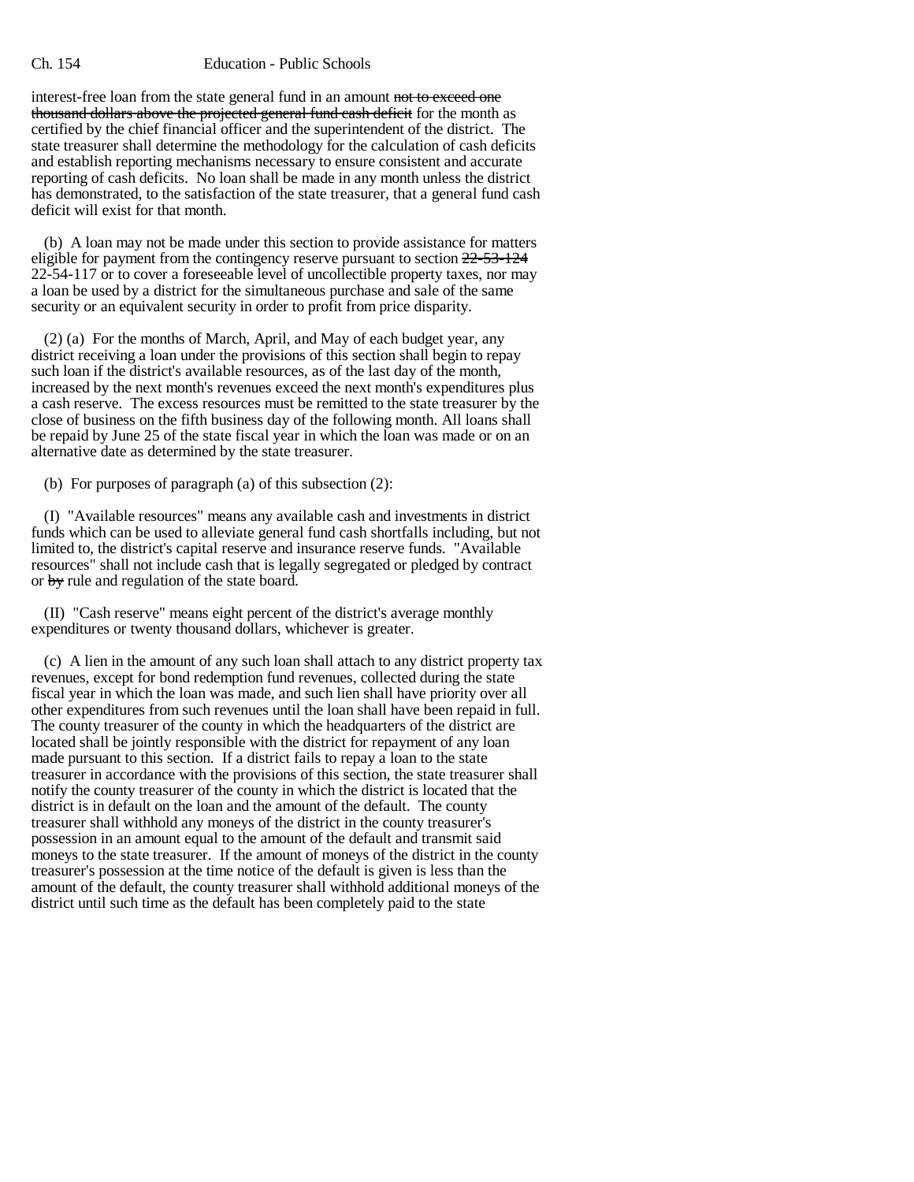interest-free loan from the state general fund in an amount ~~not to exceed one thousand dollars above the projected general fund cash deficit~~ for the month as certified by the chief financial officer and the superintendent of the district. The state treasurer shall determine the methodology for the calculation of cash deficits and establish reporting mechanisms necessary to ensure consistent and accurate reporting of cash deficits. No loan shall be made in any month unless the district has demonstrated, to the satisfaction of the state treasurer, that a general fund cash deficit will exist for that month.

(b) A loan may not be made under this section to provide assistance for matters eligible for payment from the contingency reserve pursuant to section ~~22-53-124~~ 22-54-117 or to cover a foreseeable level of uncollectible property taxes, nor may a loan be used by a district for the simultaneous purchase and sale of the same security or an equivalent security in order to profit from price disparity.

(2) (a) For the months of March, April, and May of each budget year, any district receiving a loan under the provisions of this section shall begin to repay such loan if the district's available resources, as of the last day of the month, increased by the next month's revenues exceed the next month's expenditures plus a cash reserve. The excess resources must be remitted to the state treasurer by the close of business on the fifth business day of the following month. All loans shall be repaid by June 25 of the state fiscal year in which the loan was made or on an alternative date as determined by the state treasurer.

(b) For purposes of paragraph (a) of this subsection (2):

(I) "Available resources" means any available cash and investments in district funds which can be used to alleviate general fund cash shortfalls including, but not limited to, the district's capital reserve and insurance reserve funds. "Available resources" shall not include cash that is legally segregated or pledged by contract or ~~by~~ rule and regulation of the state board.

(II) "Cash reserve" means eight percent of the district's average monthly expenditures or twenty thousand dollars, whichever is greater.

(c) A lien in the amount of any such loan shall attach to any district property tax revenues, except for bond redemption fund revenues, collected during the state fiscal year in which the loan was made, and such lien shall have priority over all other expenditures from such revenues until the loan shall have been repaid in full. The county treasurer of the county in which the headquarters of the district are located shall be jointly responsible with the district for repayment of any loan made pursuant to this section. If a district fails to repay a loan to the state treasurer in accordance with the provisions of this section, the state treasurer shall notify the county treasurer of the county in which the district is located that the district is in default on the loan and the amount of the default. The county treasurer shall withhold any moneys of the district in the county treasurer's possession in an amount equal to the amount of the default and transmit said moneys to the state treasurer. If the amount of moneys of the district in the county treasurer's possession at the time notice of the default is given is less than the amount of the default, the county treasurer shall withhold additional moneys of the district until such time as the default has been completely paid to the state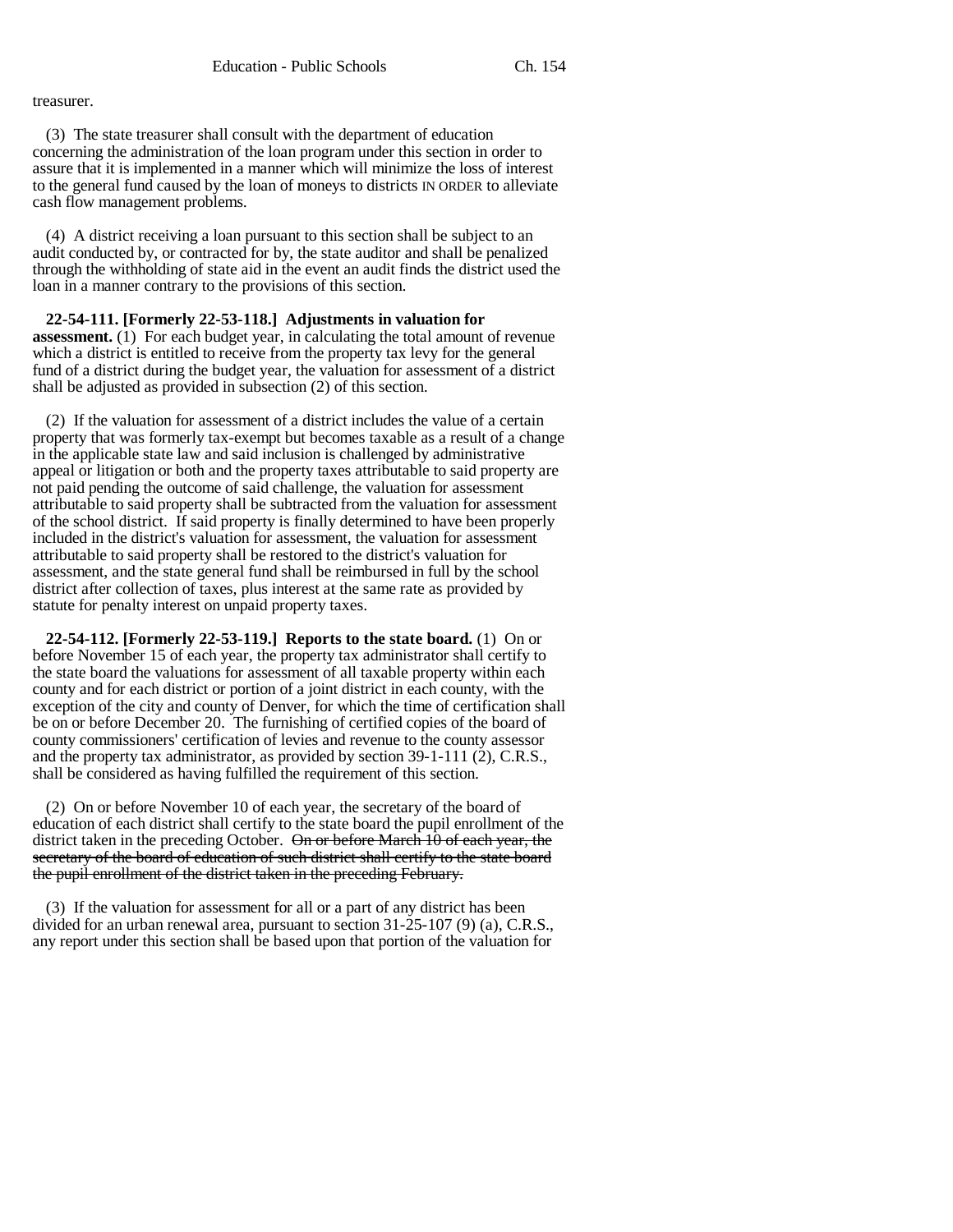treasurer.

(3) The state treasurer shall consult with the department of education concerning the administration of the loan program under this section in order to assure that it is implemented in a manner which will minimize the loss of interest to the general fund caused by the loan of moneys to districts IN ORDER to alleviate cash flow management problems.

(4) A district receiving a loan pursuant to this section shall be subject to an audit conducted by, or contracted for by, the state auditor and shall be penalized through the withholding of state aid in the event an audit finds the district used the loan in a manner contrary to the provisions of this section.

**22-54-111. [Formerly 22-53-118.] Adjustments in valuation for assessment.** (1) For each budget year, in calculating the total amount of revenue which a district is entitled to receive from the property tax levy for the general fund of a district during the budget year, the valuation for assessment of a district shall be adjusted as provided in subsection (2) of this section.

(2) If the valuation for assessment of a district includes the value of a certain property that was formerly tax-exempt but becomes taxable as a result of a change in the applicable state law and said inclusion is challenged by administrative appeal or litigation or both and the property taxes attributable to said property are not paid pending the outcome of said challenge, the valuation for assessment attributable to said property shall be subtracted from the valuation for assessment of the school district. If said property is finally determined to have been properly included in the district's valuation for assessment, the valuation for assessment attributable to said property shall be restored to the district's valuation for assessment, and the state general fund shall be reimbursed in full by the school district after collection of taxes, plus interest at the same rate as provided by statute for penalty interest on unpaid property taxes.

**22-54-112. [Formerly 22-53-119.] Reports to the state board.** (1) On or before November 15 of each year, the property tax administrator shall certify to the state board the valuations for assessment of all taxable property within each county and for each district or portion of a joint district in each county, with the exception of the city and county of Denver, for which the time of certification shall be on or before December 20. The furnishing of certified copies of the board of county commissioners' certification of levies and revenue to the county assessor and the property tax administrator, as provided by section 39-1-111 (2), C.R.S., shall be considered as having fulfilled the requirement of this section.

(2) On or before November 10 of each year, the secretary of the board of education of each district shall certify to the state board the pupil enrollment of the district taken in the preceding October. ~~On or before March 10 of each year, the secretary of the board of education of such district shall certify to the state board the pupil enrollment of the district taken in the preceding February.~~

(3) If the valuation for assessment for all or a part of any district has been divided for an urban renewal area, pursuant to section 31-25-107 (9) (a), C.R.S., any report under this section shall be based upon that portion of the valuation for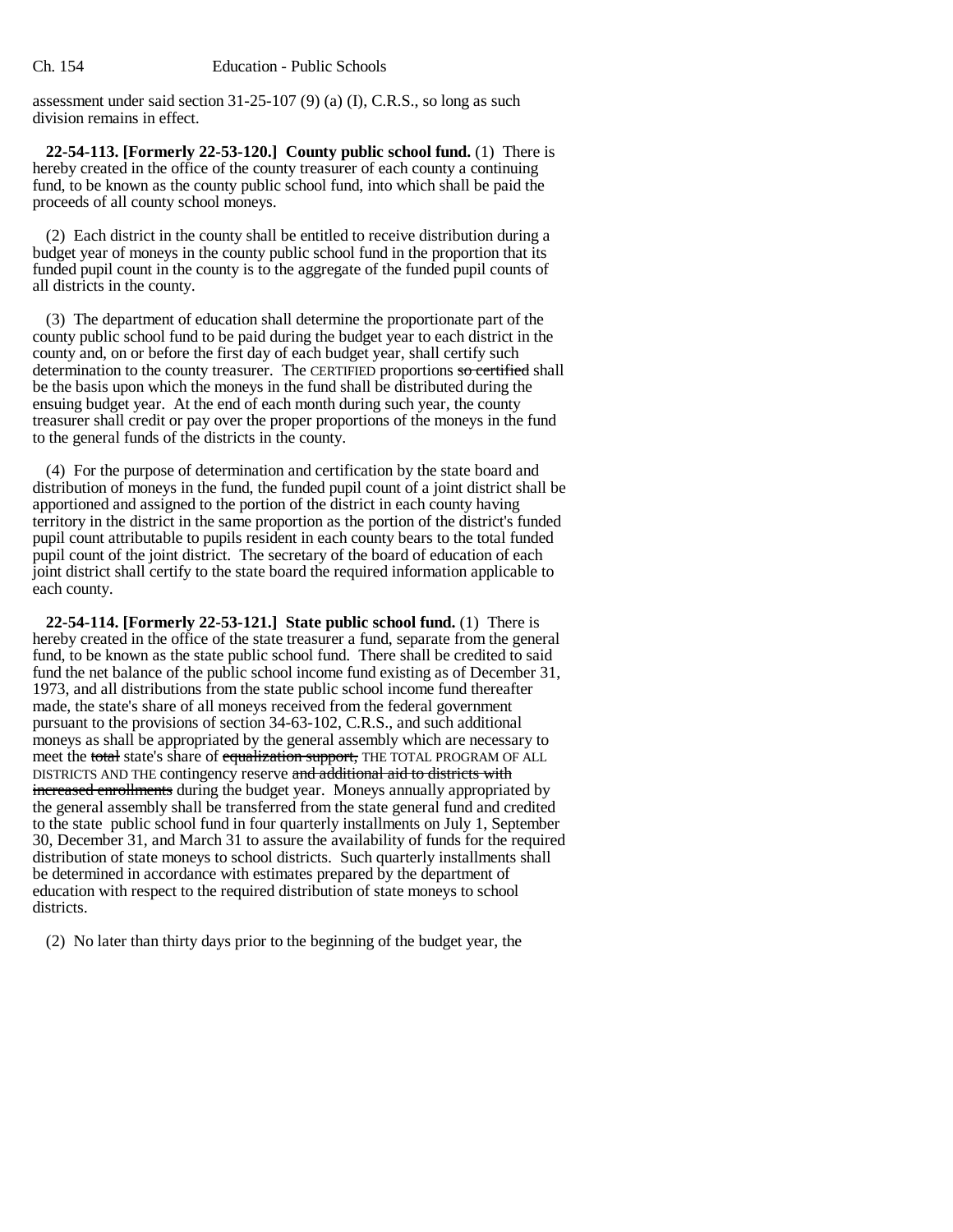assessment under said section 31-25-107 (9) (a) (I), C.R.S., so long as such division remains in effect.

**22-54-113. [Formerly 22-53-120.] County public school fund.** (1) There is hereby created in the office of the county treasurer of each county a continuing fund, to be known as the county public school fund, into which shall be paid the proceeds of all county school moneys.

(2) Each district in the county shall be entitled to receive distribution during a budget year of moneys in the county public school fund in the proportion that its funded pupil count in the county is to the aggregate of the funded pupil counts of all districts in the county.

(3) The department of education shall determine the proportionate part of the county public school fund to be paid during the budget year to each district in the county and, on or before the first day of each budget year, shall certify such determination to the county treasurer. The CERTIFIED proportions ~~so certified~~ shall be the basis upon which the moneys in the fund shall be distributed during the ensuing budget year. At the end of each month during such year, the county treasurer shall credit or pay over the proper proportions of the moneys in the fund to the general funds of the districts in the county.

(4) For the purpose of determination and certification by the state board and distribution of moneys in the fund, the funded pupil count of a joint district shall be apportioned and assigned to the portion of the district in each county having territory in the district in the same proportion as the portion of the district's funded pupil count attributable to pupils resident in each county bears to the total funded pupil count of the joint district. The secretary of the board of education of each joint district shall certify to the state board the required information applicable to each county.

**22-54-114. [Formerly 22-53-121.] State public school fund.** (1) There is hereby created in the office of the state treasurer a fund, separate from the general fund, to be known as the state public school fund. There shall be credited to said fund the net balance of the public school income fund existing as of December 31, 1973, and all distributions from the state public school income fund thereafter made, the state's share of all moneys received from the federal government pursuant to the provisions of section 34-63-102, C.R.S., and such additional moneys as shall be appropriated by the general assembly which are necessary to meet the ~~total~~ state's share of ~~equalization support,~~ THE TOTAL PROGRAM OF ALL DISTRICTS AND THE contingency reserve ~~and additional aid to districts with increased enrollments~~ during the budget year. Moneys annually appropriated by the general assembly shall be transferred from the state general fund and credited to the state public school fund in four quarterly installments on July 1, September 30, December 31, and March 31 to assure the availability of funds for the required distribution of state moneys to school districts. Such quarterly installments shall be determined in accordance with estimates prepared by the department of education with respect to the required distribution of state moneys to school districts.

(2) No later than thirty days prior to the beginning of the budget year, the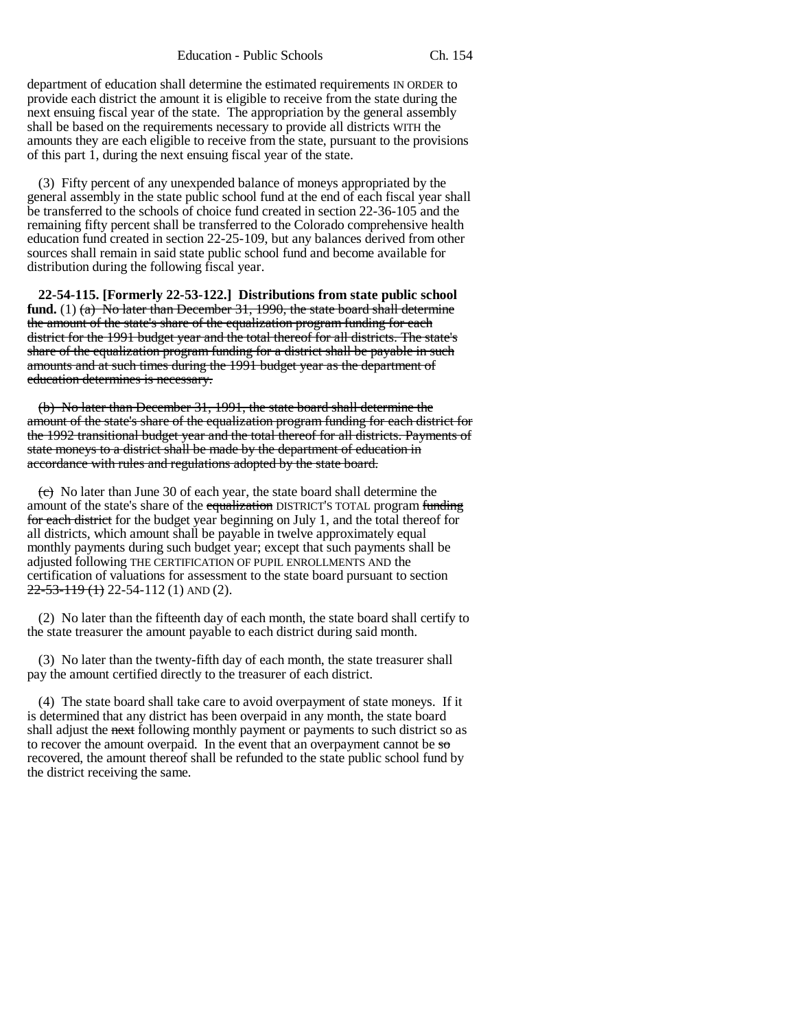department of education shall determine the estimated requirements IN ORDER to provide each district the amount it is eligible to receive from the state during the next ensuing fiscal year of the state. The appropriation by the general assembly shall be based on the requirements necessary to provide all districts WITH the amounts they are each eligible to receive from the state, pursuant to the provisions of this part 1, during the next ensuing fiscal year of the state.

(3) Fifty percent of any unexpended balance of moneys appropriated by the general assembly in the state public school fund at the end of each fiscal year shall be transferred to the schools of choice fund created in section 22-36-105 and the remaining fifty percent shall be transferred to the Colorado comprehensive health education fund created in section 22-25-109, but any balances derived from other sources shall remain in said state public school fund and become available for distribution during the following fiscal year.

**22-54-115. [Formerly 22-53-122.] Distributions from state public school fund.** (1) ~~(a) No later than December 31, 1990, the state board shall determine the amount of the state's share of the equalization program funding for each district for the 1991 budget year and the total thereof for all districts. The state's share of the equalization program funding for a district shall be payable in such amounts and at such times during the 1991 budget year as the department of education determines is necessary.~~

~~(b) No later than December 31, 1991, the state board shall determine the amount of the state's share of the equalization program funding for each district for the 1992 transitional budget year and the total thereof for all districts. Payments of state moneys to a district shall be made by the department of education in accordance with rules and regulations adopted by the state board.~~

~~(c)~~ No later than June 30 of each year, the state board shall determine the amount of the state's share of the ~~equalization~~ DISTRICT'S TOTAL program ~~funding for each district~~ for the budget year beginning on July 1, and the total thereof for all districts, which amount shall be payable in twelve approximately equal monthly payments during such budget year; except that such payments shall be adjusted following THE CERTIFICATION OF PUPIL ENROLLMENTS AND the certification of valuations for assessment to the state board pursuant to section ~~22-53-119 (1)~~ 22-54-112 (1) AND (2).

(2) No later than the fifteenth day of each month, the state board shall certify to the state treasurer the amount payable to each district during said month.

(3) No later than the twenty-fifth day of each month, the state treasurer shall pay the amount certified directly to the treasurer of each district.

(4) The state board shall take care to avoid overpayment of state moneys. If it is determined that any district has been overpaid in any month, the state board shall adjust the ~~next~~ following monthly payment or payments to such district so as to recover the amount overpaid. In the event that an overpayment cannot be ~~so~~ recovered, the amount thereof shall be refunded to the state public school fund by the district receiving the same.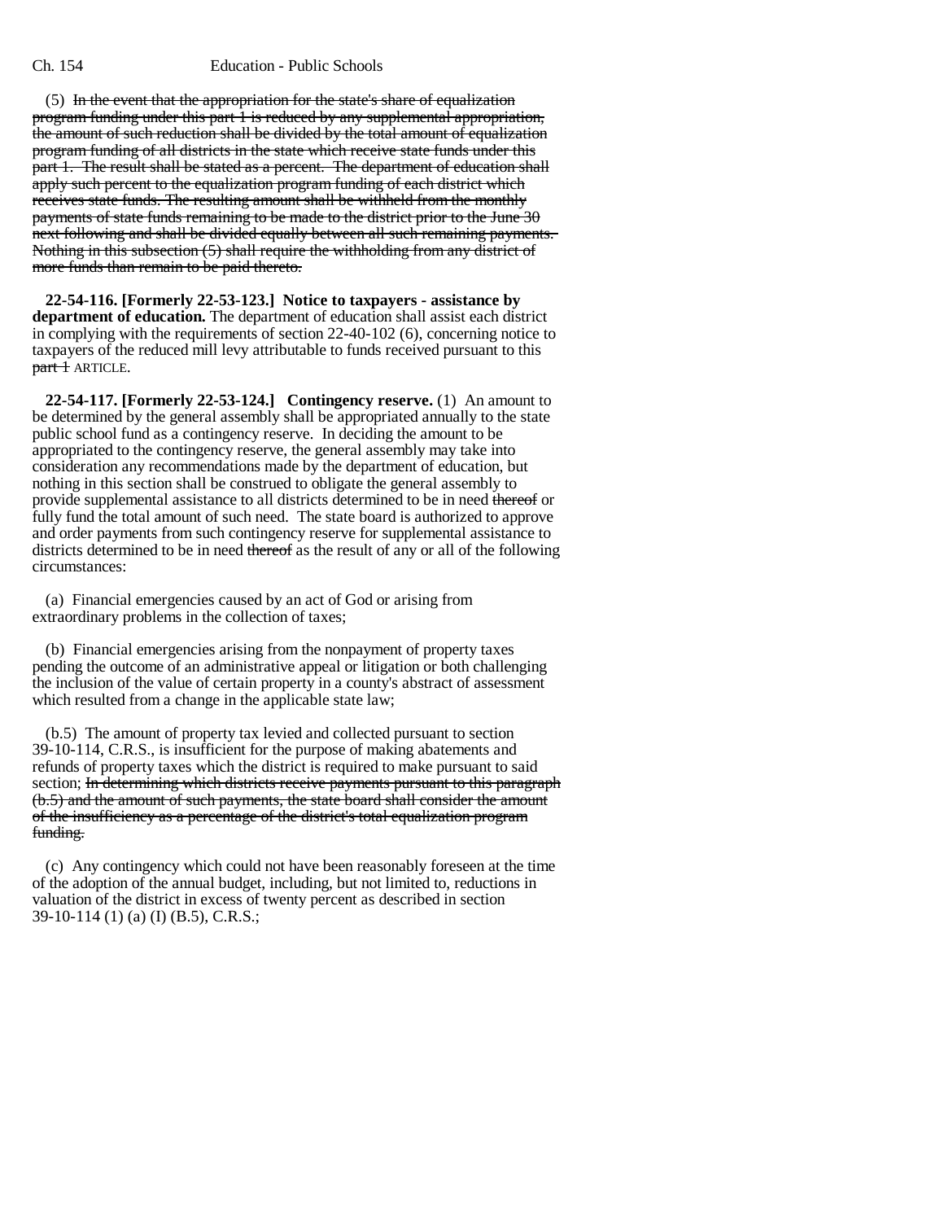(5) ~~In the event that the appropriation for the state's share of equalization program funding under this part 1 is reduced by any supplemental appropriation, the amount of such reduction shall be divided by the total amount of equalization program funding of all districts in the state which receive state funds under this part 1. The result shall be stated as a percent. The department of education shall apply such percent to the equalization program funding of each district which receives state funds. The resulting amount shall be withheld from the monthly payments of state funds remaining to be made to the district prior to the June 30 next following and shall be divided equally between all such remaining payments. Nothing in this subsection (5) shall require the withholding from any district of more funds than remain to be paid thereto.~~

**22-54-116. [Formerly 22-53-123.] Notice to taxpayers - assistance by department of education.** The department of education shall assist each district in complying with the requirements of section 22-40-102 (6), concerning notice to taxpayers of the reduced mill levy attributable to funds received pursuant to this ~~part 1~~ ARTICLE.

**22-54-117. [Formerly 22-53-124.] Contingency reserve.** (1) An amount to be determined by the general assembly shall be appropriated annually to the state public school fund as a contingency reserve. In deciding the amount to be appropriated to the contingency reserve, the general assembly may take into consideration any recommendations made by the department of education, but nothing in this section shall be construed to obligate the general assembly to provide supplemental assistance to all districts determined to be in need ~~thereof~~ or fully fund the total amount of such need. The state board is authorized to approve and order payments from such contingency reserve for supplemental assistance to districts determined to be in need ~~thereof~~ as the result of any or all of the following circumstances:

(a) Financial emergencies caused by an act of God or arising from extraordinary problems in the collection of taxes;

(b) Financial emergencies arising from the nonpayment of property taxes pending the outcome of an administrative appeal or litigation or both challenging the inclusion of the value of certain property in a county's abstract of assessment which resulted from a change in the applicable state law;

(b.5) The amount of property tax levied and collected pursuant to section 39-10-114, C.R.S., is insufficient for the purpose of making abatements and refunds of property taxes which the district is required to make pursuant to said section; ~~In determining which districts receive payments pursuant to this paragraph (b.5) and the amount of such payments, the state board shall consider the amount of the insufficiency as a percentage of the district's total equalization program funding.~~

(c) Any contingency which could not have been reasonably foreseen at the time of the adoption of the annual budget, including, but not limited to, reductions in valuation of the district in excess of twenty percent as described in section 39-10-114 (1) (a) (I) (B.5), C.R.S.;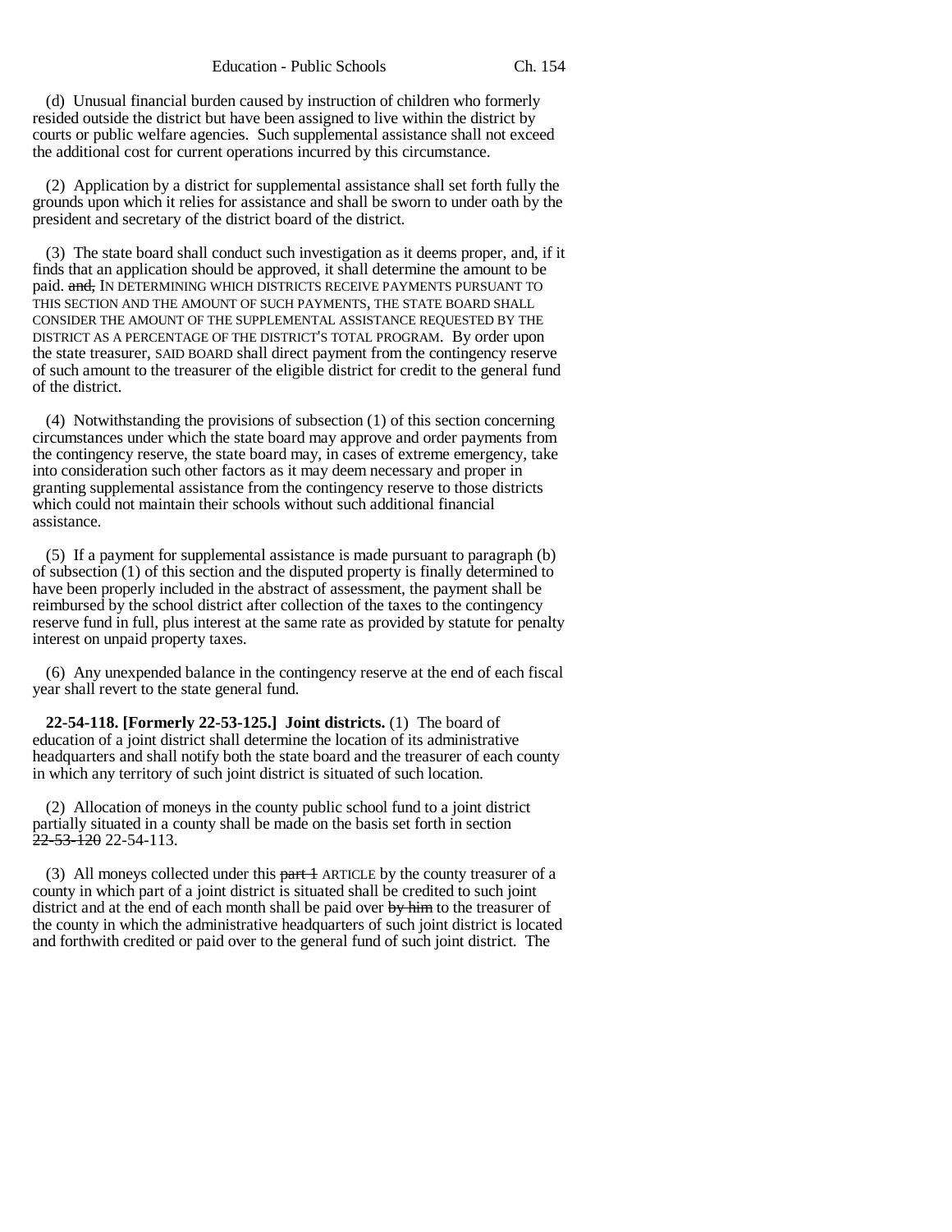(d) Unusual financial burden caused by instruction of children who formerly resided outside the district but have been assigned to live within the district by courts or public welfare agencies. Such supplemental assistance shall not exceed the additional cost for current operations incurred by this circumstance.

(2) Application by a district for supplemental assistance shall set forth fully the grounds upon which it relies for assistance and shall be sworn to under oath by the president and secretary of the district board of the district.

(3) The state board shall conduct such investigation as it deems proper, and, if it finds that an application should be approved, it shall determine the amount to be paid. ~~and,~~ IN DETERMINING WHICH DISTRICTS RECEIVE PAYMENTS PURSUANT TO THIS SECTION AND THE AMOUNT OF SUCH PAYMENTS, THE STATE BOARD SHALL CONSIDER THE AMOUNT OF THE SUPPLEMENTAL ASSISTANCE REQUESTED BY THE DISTRICT AS A PERCENTAGE OF THE DISTRICT'S TOTAL PROGRAM. By order upon the state treasurer, SAID BOARD shall direct payment from the contingency reserve of such amount to the treasurer of the eligible district for credit to the general fund of the district.

(4) Notwithstanding the provisions of subsection (1) of this section concerning circumstances under which the state board may approve and order payments from the contingency reserve, the state board may, in cases of extreme emergency, take into consideration such other factors as it may deem necessary and proper in granting supplemental assistance from the contingency reserve to those districts which could not maintain their schools without such additional financial assistance.

(5) If a payment for supplemental assistance is made pursuant to paragraph (b) of subsection (1) of this section and the disputed property is finally determined to have been properly included in the abstract of assessment, the payment shall be reimbursed by the school district after collection of the taxes to the contingency reserve fund in full, plus interest at the same rate as provided by statute for penalty interest on unpaid property taxes.

(6) Any unexpended balance in the contingency reserve at the end of each fiscal year shall revert to the state general fund.

**22-54-118. [Formerly 22-53-125.] Joint districts.** (1) The board of education of a joint district shall determine the location of its administrative headquarters and shall notify both the state board and the treasurer of each county in which any territory of such joint district is situated of such location.

(2) Allocation of moneys in the county public school fund to a joint district partially situated in a county shall be made on the basis set forth in section ~~22-53-120~~ 22-54-113.

(3) All moneys collected under this ~~part 1~~ ARTICLE by the county treasurer of a county in which part of a joint district is situated shall be credited to such joint district and at the end of each month shall be paid over ~~by him~~ to the treasurer of the county in which the administrative headquarters of such joint district is located and forthwith credited or paid over to the general fund of such joint district. The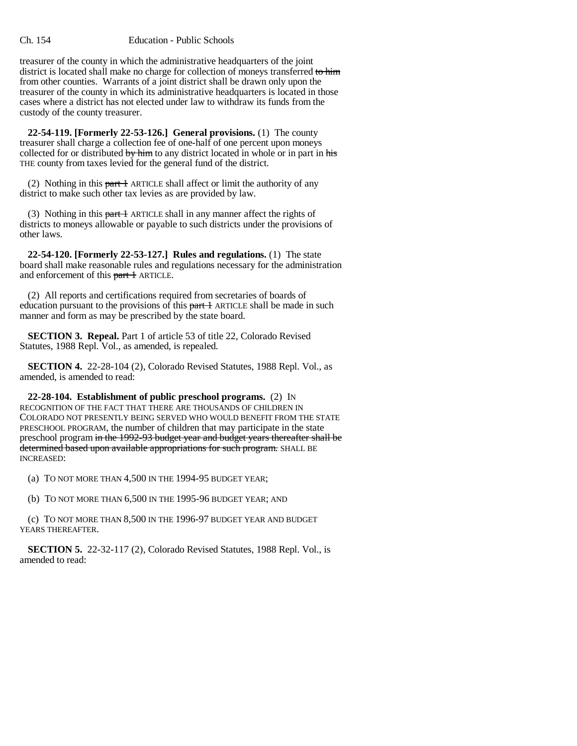treasurer of the county in which the administrative headquarters of the joint district is located shall make no charge for collection of moneys transferred ~~to him~~ from other counties. Warrants of a joint district shall be drawn only upon the treasurer of the county in which its administrative headquarters is located in those cases where a district has not elected under law to withdraw its funds from the custody of the county treasurer.

**22-54-119. [Formerly 22-53-126.] General provisions.** (1) The county treasurer shall charge a collection fee of one-half of one percent upon moneys collected for or distributed ~~by him~~ to any district located in whole or in part in ~~his~~ THE county from taxes levied for the general fund of the district.

(2) Nothing in this ~~part 1~~ ARTICLE shall affect or limit the authority of any district to make such other tax levies as are provided by law.

(3) Nothing in this ~~part 1~~ ARTICLE shall in any manner affect the rights of districts to moneys allowable or payable to such districts under the provisions of other laws.

**22-54-120. [Formerly 22-53-127.] Rules and regulations.** (1) The state board shall make reasonable rules and regulations necessary for the administration and enforcement of this ~~part 1~~ ARTICLE.

(2) All reports and certifications required from secretaries of boards of education pursuant to the provisions of this ~~part 1~~ ARTICLE shall be made in such manner and form as may be prescribed by the state board.

**SECTION 3. Repeal.** Part 1 of article 53 of title 22, Colorado Revised Statutes, 1988 Repl. Vol., as amended, is repealed.

**SECTION 4.** 22-28-104 (2), Colorado Revised Statutes, 1988 Repl. Vol., as amended, is amended to read:

**22-28-104. Establishment of public preschool programs.** (2) IN RECOGNITION OF THE FACT THAT THERE ARE THOUSANDS OF CHILDREN IN COLORADO NOT PRESENTLY BEING SERVED WHO WOULD BENEFIT FROM THE STATE PRESCHOOL PROGRAM, the number of children that may participate in the state preschool program ~~in the 1992-93 budget year and budget years thereafter shall be determined based upon available appropriations for such program.~~ SHALL BE INCREASED:

(a) TO NOT MORE THAN 4,500 IN THE 1994-95 BUDGET YEAR;

(b) TO NOT MORE THAN 6,500 IN THE 1995-96 BUDGET YEAR; AND

(c) TO NOT MORE THAN 8,500 IN THE 1996-97 BUDGET YEAR AND BUDGET YEARS THEREAFTER.

**SECTION 5.** 22-32-117 (2), Colorado Revised Statutes, 1988 Repl. Vol., is amended to read: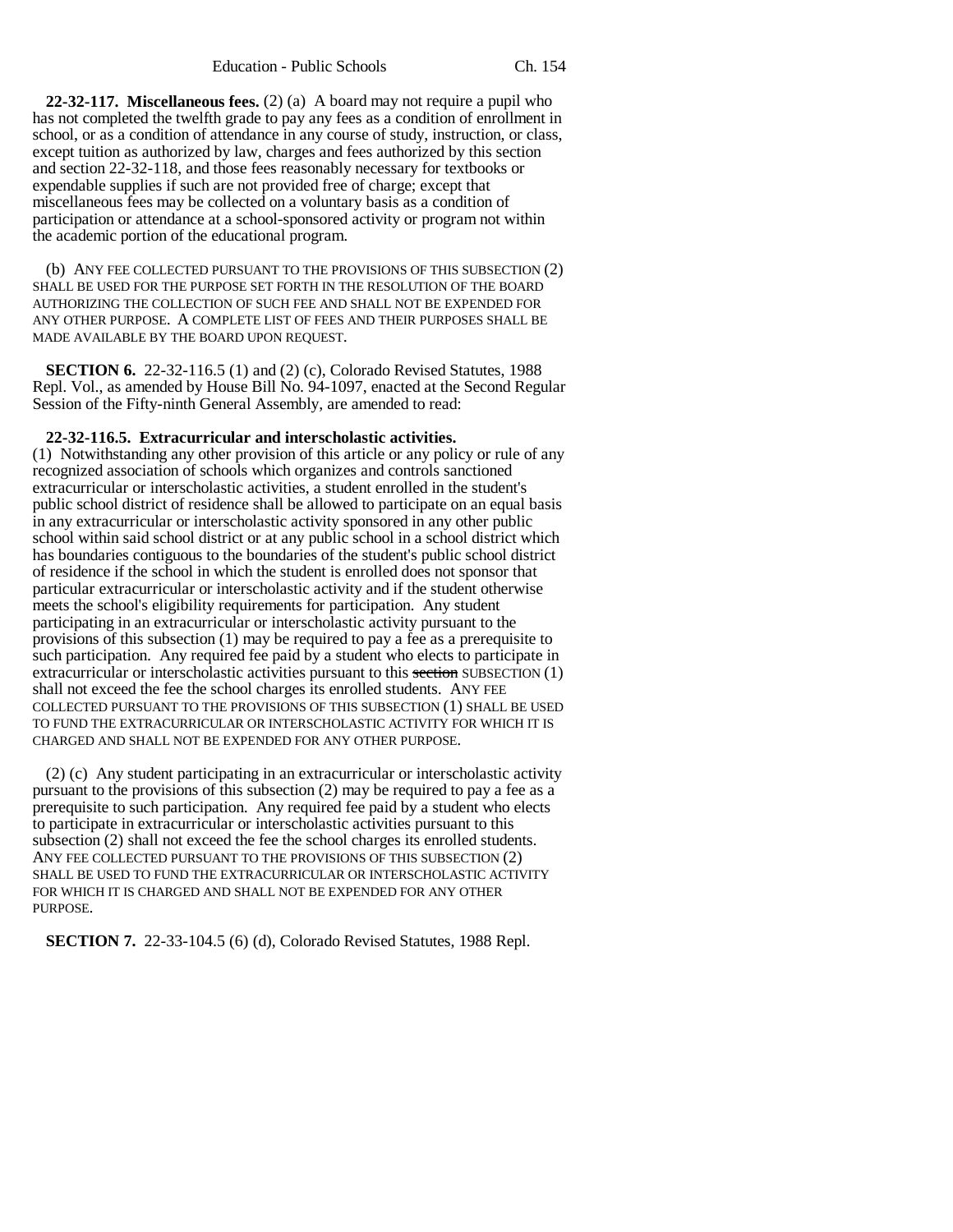**22-32-117. Miscellaneous fees.** (2) (a) A board may not require a pupil who has not completed the twelfth grade to pay any fees as a condition of enrollment in school, or as a condition of attendance in any course of study, instruction, or class, except tuition as authorized by law, charges and fees authorized by this section and section 22-32-118, and those fees reasonably necessary for textbooks or expendable supplies if such are not provided free of charge; except that miscellaneous fees may be collected on a voluntary basis as a condition of participation or attendance at a school-sponsored activity or program not within the academic portion of the educational program.

(b) ANY FEE COLLECTED PURSUANT TO THE PROVISIONS OF THIS SUBSECTION (2) SHALL BE USED FOR THE PURPOSE SET FORTH IN THE RESOLUTION OF THE BOARD AUTHORIZING THE COLLECTION OF SUCH FEE AND SHALL NOT BE EXPENDED FOR ANY OTHER PURPOSE. A COMPLETE LIST OF FEES AND THEIR PURPOSES SHALL BE MADE AVAILABLE BY THE BOARD UPON REQUEST.

**SECTION 6.** 22-32-116.5 (1) and (2) (c), Colorado Revised Statutes, 1988 Repl. Vol., as amended by House Bill No. 94-1097, enacted at the Second Regular Session of the Fifty-ninth General Assembly, are amended to read:

**22-32-116.5. Extracurricular and interscholastic activities.** (1) Notwithstanding any other provision of this article or any policy or rule of any recognized association of schools which organizes and controls sanctioned extracurricular or interscholastic activities, a student enrolled in the student's public school district of residence shall be allowed to participate on an equal basis in any extracurricular or interscholastic activity sponsored in any other public school within said school district or at any public school in a school district which has boundaries contiguous to the boundaries of the student's public school district of residence if the school in which the student is enrolled does not sponsor that particular extracurricular or interscholastic activity and if the student otherwise meets the school's eligibility requirements for participation. Any student participating in an extracurricular or interscholastic activity pursuant to the provisions of this subsection (1) may be required to pay a fee as a prerequisite to such participation. Any required fee paid by a student who elects to participate in extracurricular or interscholastic activities pursuant to this ~~section~~ SUBSECTION (1) shall not exceed the fee the school charges its enrolled students. ANY FEE COLLECTED PURSUANT TO THE PROVISIONS OF THIS SUBSECTION (1) SHALL BE USED TO FUND THE EXTRACURRICULAR OR INTERSCHOLASTIC ACTIVITY FOR WHICH IT IS CHARGED AND SHALL NOT BE EXPENDED FOR ANY OTHER PURPOSE.

(2) (c) Any student participating in an extracurricular or interscholastic activity pursuant to the provisions of this subsection (2) may be required to pay a fee as a prerequisite to such participation. Any required fee paid by a student who elects to participate in extracurricular or interscholastic activities pursuant to this subsection (2) shall not exceed the fee the school charges its enrolled students. ANY FEE COLLECTED PURSUANT TO THE PROVISIONS OF THIS SUBSECTION (2) SHALL BE USED TO FUND THE EXTRACURRICULAR OR INTERSCHOLASTIC ACTIVITY FOR WHICH IT IS CHARGED AND SHALL NOT BE EXPENDED FOR ANY OTHER PURPOSE.

**SECTION 7.** 22-33-104.5 (6) (d), Colorado Revised Statutes, 1988 Repl.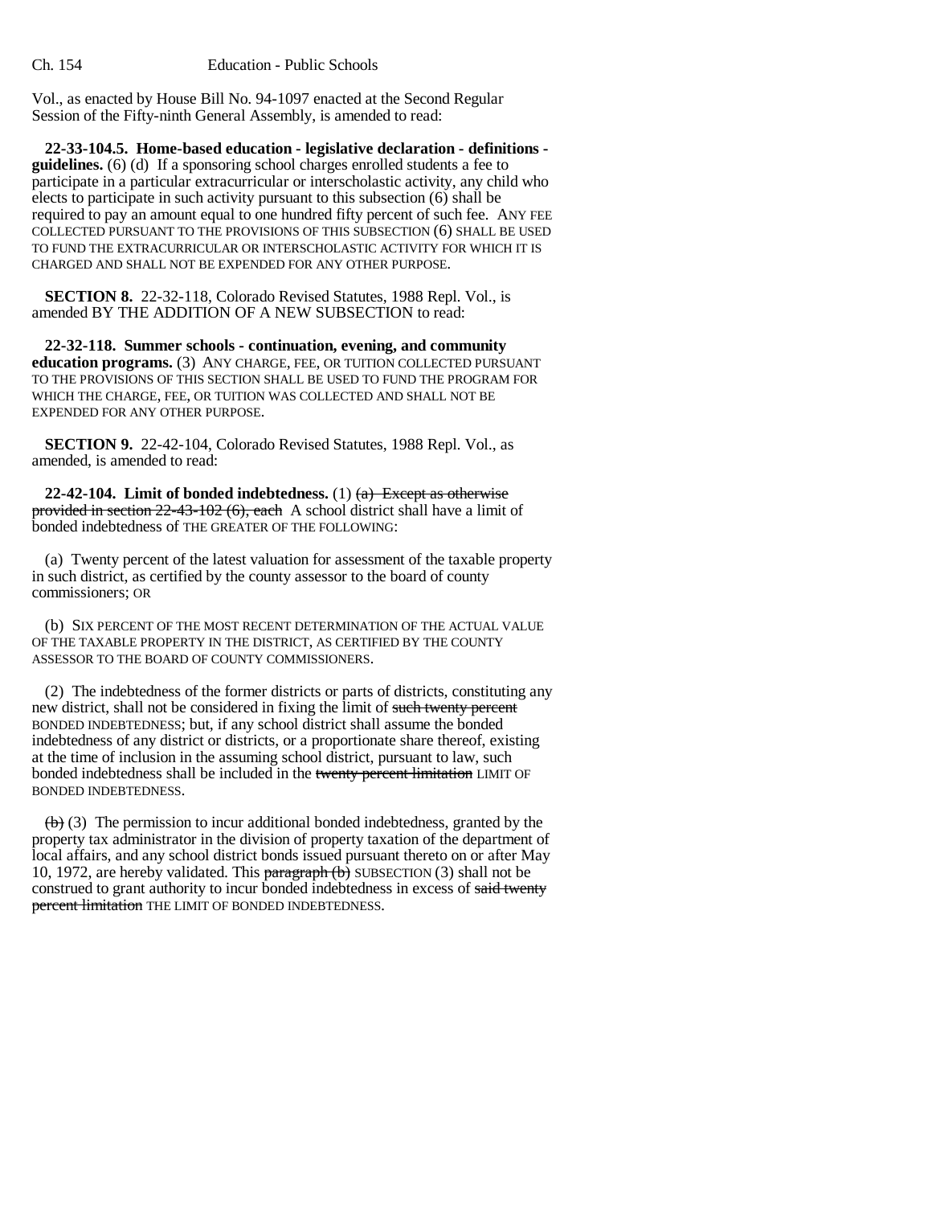Vol., as enacted by House Bill No. 94-1097 enacted at the Second Regular Session of the Fifty-ninth General Assembly, is amended to read:

**22-33-104.5. Home-based education - legislative declaration - definitions - guidelines.** (6) (d) If a sponsoring school charges enrolled students a fee to participate in a particular extracurricular or interscholastic activity, any child who elects to participate in such activity pursuant to this subsection (6) shall be required to pay an amount equal to one hundred fifty percent of such fee. ANY FEE COLLECTED PURSUANT TO THE PROVISIONS OF THIS SUBSECTION (6) SHALL BE USED TO FUND THE EXTRACURRICULAR OR INTERSCHOLASTIC ACTIVITY FOR WHICH IT IS CHARGED AND SHALL NOT BE EXPENDED FOR ANY OTHER PURPOSE.

**SECTION 8.** 22-32-118, Colorado Revised Statutes, 1988 Repl. Vol., is amended BY THE ADDITION OF A NEW SUBSECTION to read:

**22-32-118. Summer schools - continuation, evening, and community education programs.** (3) ANY CHARGE, FEE, OR TUITION COLLECTED PURSUANT TO THE PROVISIONS OF THIS SECTION SHALL BE USED TO FUND THE PROGRAM FOR WHICH THE CHARGE, FEE, OR TUITION WAS COLLECTED AND SHALL NOT BE EXPENDED FOR ANY OTHER PURPOSE.

**SECTION 9.** 22-42-104, Colorado Revised Statutes, 1988 Repl. Vol., as amended, is amended to read:

**22-42-104. Limit of bonded indebtedness.** (1) ~~(a) Except as otherwise provided in section 22-43-102 (6), each~~ A school district shall have a limit of bonded indebtedness of THE GREATER OF THE FOLLOWING:

(a) Twenty percent of the latest valuation for assessment of the taxable property in such district, as certified by the county assessor to the board of county commissioners; OR

(b) SIX PERCENT OF THE MOST RECENT DETERMINATION OF THE ACTUAL VALUE OF THE TAXABLE PROPERTY IN THE DISTRICT, AS CERTIFIED BY THE COUNTY ASSESSOR TO THE BOARD OF COUNTY COMMISSIONERS.

(2) The indebtedness of the former districts or parts of districts, constituting any new district, shall not be considered in fixing the limit of ~~such twenty percent~~ BONDED INDEBTEDNESS; but, if any school district shall assume the bonded indebtedness of any district or districts, or a proportionate share thereof, existing at the time of inclusion in the assuming school district, pursuant to law, such bonded indebtedness shall be included in the ~~twenty percent limitation~~ LIMIT OF BONDED INDEBTEDNESS.

~~(b)~~ (3) The permission to incur additional bonded indebtedness, granted by the property tax administrator in the division of property taxation of the department of local affairs, and any school district bonds issued pursuant thereto on or after May 10, 1972, are hereby validated. This ~~paragraph (b)~~ SUBSECTION (3) shall not be construed to grant authority to incur bonded indebtedness in excess of ~~said twenty percent limitation~~ THE LIMIT OF BONDED INDEBTEDNESS.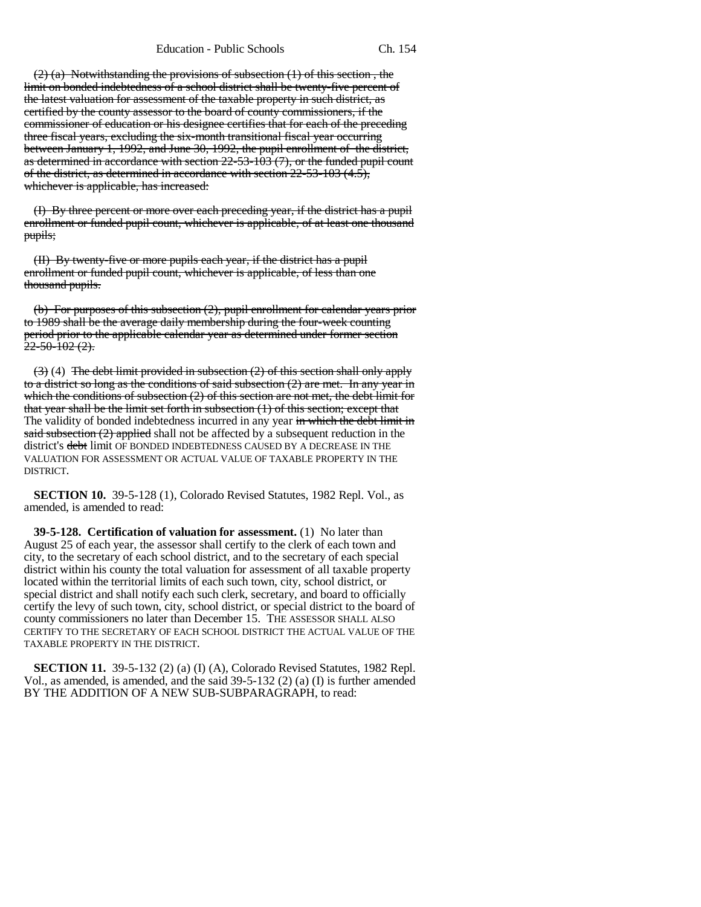(2) (a) Notwithstanding the provisions of subsection (1) of this section , the limit on bonded indebtedness of a school district shall be twenty-five percent of the latest valuation for assessment of the taxable property in such district, as certified by the county assessor to the board of county commissioners, if the commissioner of education or his designee certifies that for each of the preceding three fiscal years, excluding the six-month transitional fiscal year occurring between January 1, 1992, and June 30, 1992, the pupil enrollment of the district, as determined in accordance with section 22-53-103 (7), or the funded pupil count of the district, as determined in accordance with section 22-53-103 (4.5), whichever is applicable, has increased:

(I) By three percent or more over each preceding year, if the district has a pupil enrollment or funded pupil count, whichever is applicable, of at least one thousand pupils;

(II) By twenty-five or more pupils each year, if the district has a pupil enrollment or funded pupil count, whichever is applicable, of less than one thousand pupils.

(b) For purposes of this subsection (2), pupil enrollment for calendar years prior to 1989 shall be the average daily membership during the four-week counting period prior to the applicable calendar year as determined under former section 22-50-102 (2).

(3) (4) The debt limit provided in subsection (2) of this section shall only apply to a district so long as the conditions of said subsection (2) are met. In any year in which the conditions of subsection (2) of this section are not met, the debt limit for that year shall be the limit set forth in subsection (1) of this section; except that The validity of bonded indebtedness incurred in any year in which the debt limit in said subsection (2) applied shall not be affected by a subsequent reduction in the district's debt limit OF BONDED INDEBTEDNESS CAUSED BY A DECREASE IN THE VALUATION FOR ASSESSMENT OR ACTUAL VALUE OF TAXABLE PROPERTY IN THE DISTRICT.

**SECTION 10.** 39-5-128 (1), Colorado Revised Statutes, 1982 Repl. Vol., as amended, is amended to read:

**39-5-128. Certification of valuation for assessment.** (1) No later than August 25 of each year, the assessor shall certify to the clerk of each town and city, to the secretary of each school district, and to the secretary of each special district within his county the total valuation for assessment of all taxable property located within the territorial limits of each such town, city, school district, or special district and shall notify each such clerk, secretary, and board to officially certify the levy of such town, city, school district, or special district to the board of county commissioners no later than December 15. THE ASSESSOR SHALL ALSO CERTIFY TO THE SECRETARY OF EACH SCHOOL DISTRICT THE ACTUAL VALUE OF THE TAXABLE PROPERTY IN THE DISTRICT.

**SECTION 11.** 39-5-132 (2) (a) (I) (A), Colorado Revised Statutes, 1982 Repl. Vol., as amended, is amended, and the said 39-5-132 (2) (a) (I) is further amended BY THE ADDITION OF A NEW SUB-SUBPARAGRAPH, to read: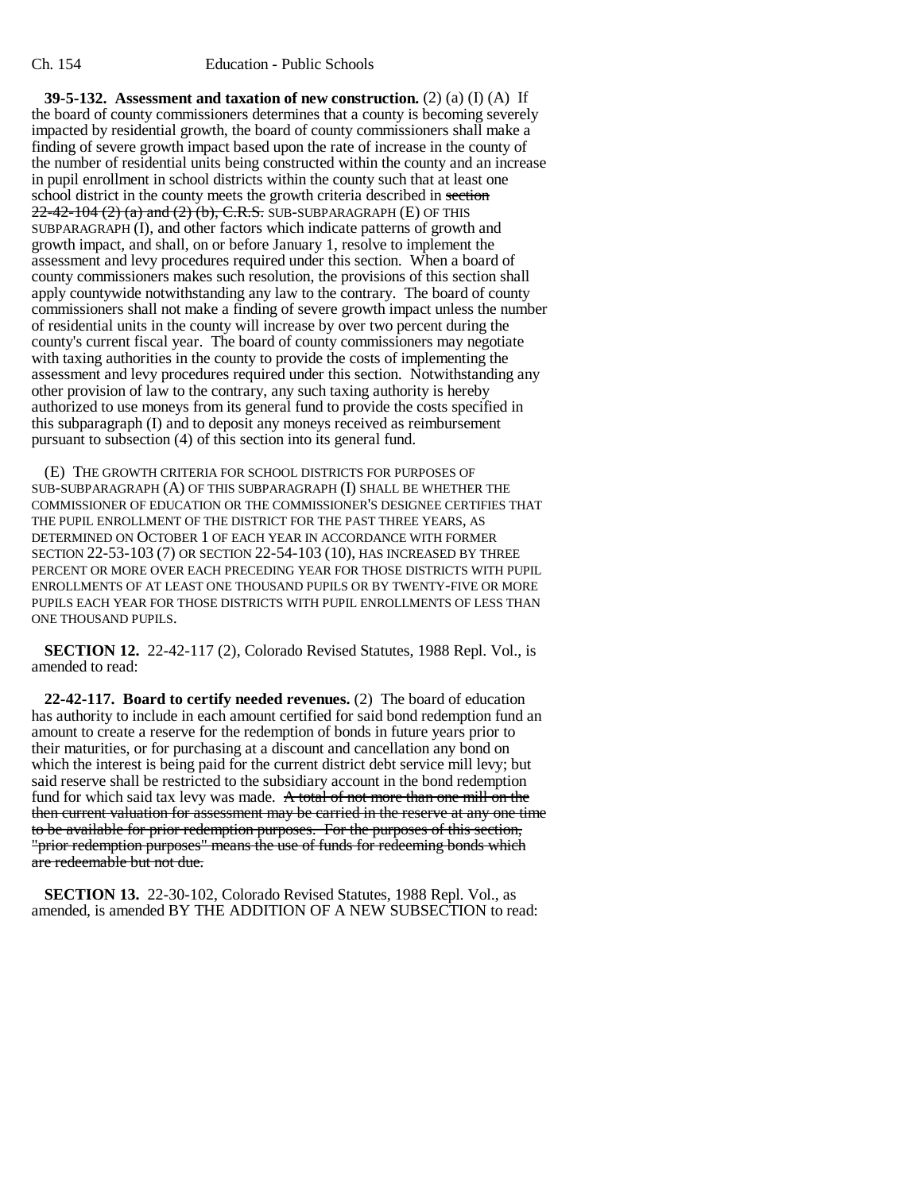**39-5-132. Assessment and taxation of new construction.** (2) (a) (I) (A) If the board of county commissioners determines that a county is becoming severely impacted by residential growth, the board of county commissioners shall make a finding of severe growth impact based upon the rate of increase in the county of the number of residential units being constructed within the county and an increase in pupil enrollment in school districts within the county such that at least one school district in the county meets the growth criteria described in ~~section 22-42-104 (2) (a) and (2) (b), C.R.S.~~ SUB-SUBPARAGRAPH (E) OF THIS SUBPARAGRAPH (I), and other factors which indicate patterns of growth and growth impact, and shall, on or before January 1, resolve to implement the assessment and levy procedures required under this section. When a board of county commissioners makes such resolution, the provisions of this section shall apply countywide notwithstanding any law to the contrary. The board of county commissioners shall not make a finding of severe growth impact unless the number of residential units in the county will increase by over two percent during the county's current fiscal year. The board of county commissioners may negotiate with taxing authorities in the county to provide the costs of implementing the assessment and levy procedures required under this section. Notwithstanding any other provision of law to the contrary, any such taxing authority is hereby authorized to use moneys from its general fund to provide the costs specified in this subparagraph (I) and to deposit any moneys received as reimbursement pursuant to subsection (4) of this section into its general fund.

(E) THE GROWTH CRITERIA FOR SCHOOL DISTRICTS FOR PURPOSES OF SUB-SUBPARAGRAPH (A) OF THIS SUBPARAGRAPH (I) SHALL BE WHETHER THE COMMISSIONER OF EDUCATION OR THE COMMISSIONER'S DESIGNEE CERTIFIES THAT THE PUPIL ENROLLMENT OF THE DISTRICT FOR THE PAST THREE YEARS, AS DETERMINED ON OCTOBER 1 OF EACH YEAR IN ACCORDANCE WITH FORMER SECTION 22-53-103 (7) OR SECTION 22-54-103 (10), HAS INCREASED BY THREE PERCENT OR MORE OVER EACH PRECEDING YEAR FOR THOSE DISTRICTS WITH PUPIL ENROLLMENTS OF AT LEAST ONE THOUSAND PUPILS OR BY TWENTY-FIVE OR MORE PUPILS EACH YEAR FOR THOSE DISTRICTS WITH PUPIL ENROLLMENTS OF LESS THAN ONE THOUSAND PUPILS.

**SECTION 12.** 22-42-117 (2), Colorado Revised Statutes, 1988 Repl. Vol., is amended to read:

**22-42-117. Board to certify needed revenues.** (2) The board of education has authority to include in each amount certified for said bond redemption fund an amount to create a reserve for the redemption of bonds in future years prior to their maturities, or for purchasing at a discount and cancellation any bond on which the interest is being paid for the current district debt service mill levy; but said reserve shall be restricted to the subsidiary account in the bond redemption fund for which said tax levy was made. ~~A total of not more than one mill on the then current valuation for assessment may be carried in the reserve at any one time to be available for prior redemption purposes. For the purposes of this section, "prior redemption purposes" means the use of funds for redeeming bonds which are redeemable but not due.~~

**SECTION 13.** 22-30-102, Colorado Revised Statutes, 1988 Repl. Vol., as amended, is amended BY THE ADDITION OF A NEW SUBSECTION to read: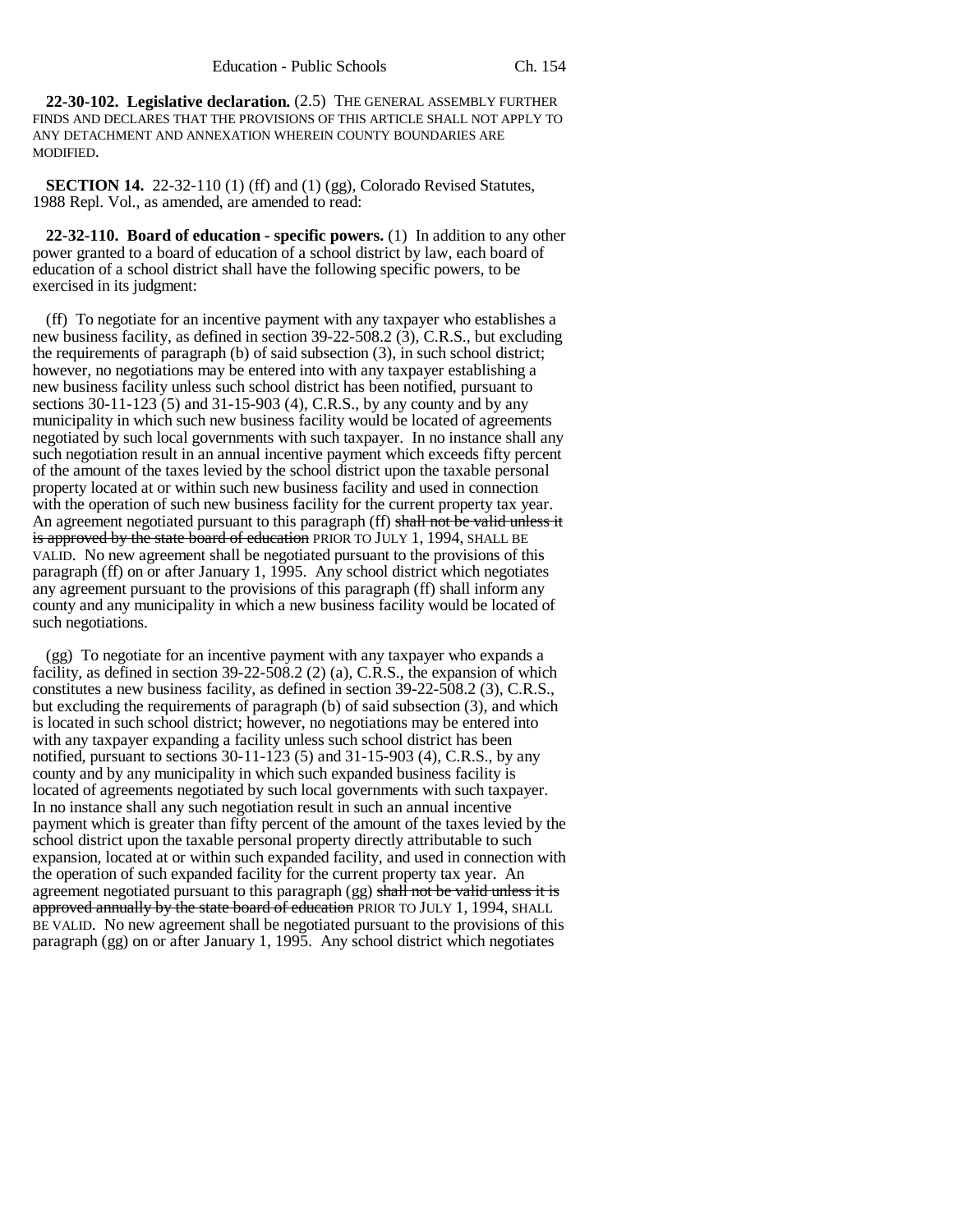**22-30-102. Legislative declaration.** (2.5) THE GENERAL ASSEMBLY FURTHER FINDS AND DECLARES THAT THE PROVISIONS OF THIS ARTICLE SHALL NOT APPLY TO ANY DETACHMENT AND ANNEXATION WHEREIN COUNTY BOUNDARIES ARE MODIFIED.

**SECTION 14.** 22-32-110 (1) (ff) and (1) (gg), Colorado Revised Statutes, 1988 Repl. Vol., as amended, are amended to read:

**22-32-110. Board of education - specific powers.** (1) In addition to any other power granted to a board of education of a school district by law, each board of education of a school district shall have the following specific powers, to be exercised in its judgment:

(ff) To negotiate for an incentive payment with any taxpayer who establishes a new business facility, as defined in section 39-22-508.2 (3), C.R.S., but excluding the requirements of paragraph (b) of said subsection (3), in such school district; however, no negotiations may be entered into with any taxpayer establishing a new business facility unless such school district has been notified, pursuant to sections 30-11-123 (5) and 31-15-903 (4), C.R.S., by any county and by any municipality in which such new business facility would be located of agreements negotiated by such local governments with such taxpayer. In no instance shall any such negotiation result in an annual incentive payment which exceeds fifty percent of the amount of the taxes levied by the school district upon the taxable personal property located at or within such new business facility and used in connection with the operation of such new business facility for the current property tax year. An agreement negotiated pursuant to this paragraph (ff) ~~shall not be valid unless it is approved by the state board of education~~ PRIOR TO JULY 1, 1994, SHALL BE VALID. No new agreement shall be negotiated pursuant to the provisions of this paragraph (ff) on or after January 1, 1995. Any school district which negotiates any agreement pursuant to the provisions of this paragraph (ff) shall inform any county and any municipality in which a new business facility would be located of such negotiations.

(gg) To negotiate for an incentive payment with any taxpayer who expands a facility, as defined in section 39-22-508.2 (2) (a), C.R.S., the expansion of which constitutes a new business facility, as defined in section 39-22-508.2 (3), C.R.S., but excluding the requirements of paragraph (b) of said subsection (3), and which is located in such school district; however, no negotiations may be entered into with any taxpayer expanding a facility unless such school district has been notified, pursuant to sections 30-11-123 (5) and 31-15-903 (4), C.R.S., by any county and by any municipality in which such expanded business facility is located of agreements negotiated by such local governments with such taxpayer. In no instance shall any such negotiation result in such an annual incentive payment which is greater than fifty percent of the amount of the taxes levied by the school district upon the taxable personal property directly attributable to such expansion, located at or within such expanded facility, and used in connection with the operation of such expanded facility for the current property tax year. An agreement negotiated pursuant to this paragraph (gg) ~~shall not be valid unless it is approved annually by the state board of education~~ PRIOR TO JULY 1, 1994, SHALL BE VALID. No new agreement shall be negotiated pursuant to the provisions of this paragraph (gg) on or after January 1, 1995. Any school district which negotiates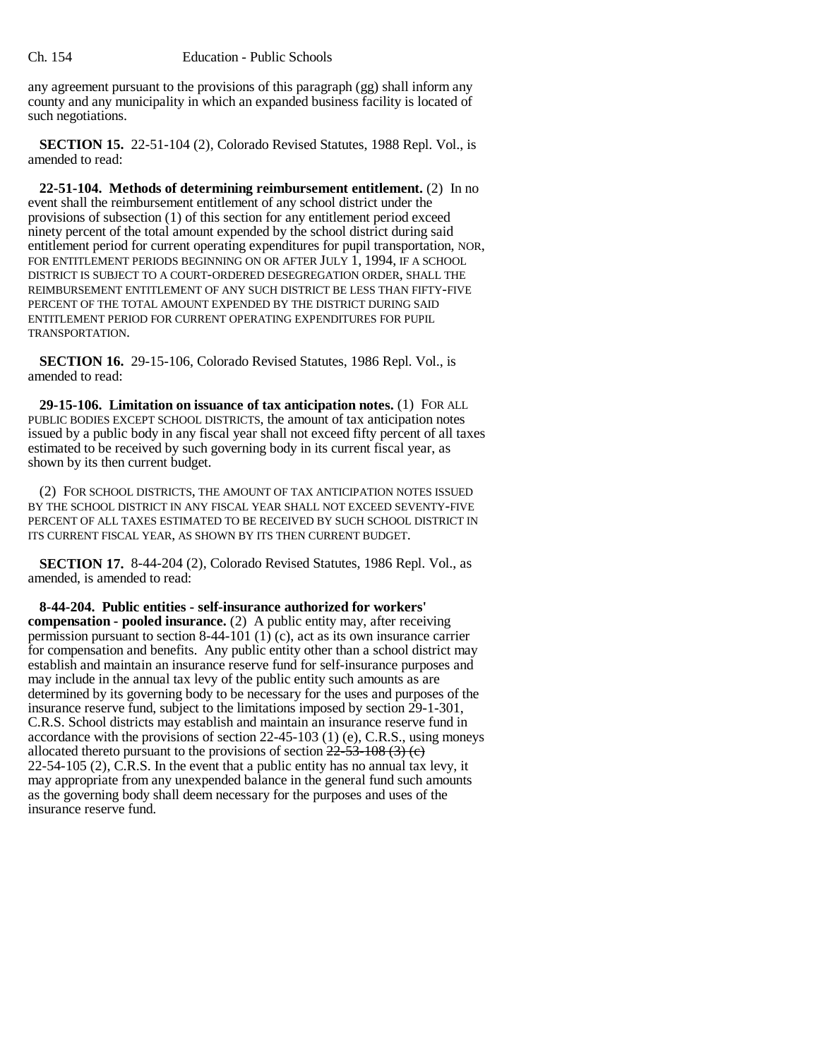any agreement pursuant to the provisions of this paragraph (gg) shall inform any county and any municipality in which an expanded business facility is located of such negotiations.

**SECTION 15.** 22-51-104 (2), Colorado Revised Statutes, 1988 Repl. Vol., is amended to read:

**22-51-104. Methods of determining reimbursement entitlement.** (2) In no event shall the reimbursement entitlement of any school district under the provisions of subsection (1) of this section for any entitlement period exceed ninety percent of the total amount expended by the school district during said entitlement period for current operating expenditures for pupil transportation, NOR, FOR ENTITLEMENT PERIODS BEGINNING ON OR AFTER JULY 1, 1994, IF A SCHOOL DISTRICT IS SUBJECT TO A COURT-ORDERED DESEGREGATION ORDER, SHALL THE REIMBURSEMENT ENTITLEMENT OF ANY SUCH DISTRICT BE LESS THAN FIFTY-FIVE PERCENT OF THE TOTAL AMOUNT EXPENDED BY THE DISTRICT DURING SAID ENTITLEMENT PERIOD FOR CURRENT OPERATING EXPENDITURES FOR PUPIL TRANSPORTATION.

**SECTION 16.** 29-15-106, Colorado Revised Statutes, 1986 Repl. Vol., is amended to read:

**29-15-106. Limitation on issuance of tax anticipation notes.** (1) FOR ALL PUBLIC BODIES EXCEPT SCHOOL DISTRICTS, the amount of tax anticipation notes issued by a public body in any fiscal year shall not exceed fifty percent of all taxes estimated to be received by such governing body in its current fiscal year, as shown by its then current budget.

(2) FOR SCHOOL DISTRICTS, THE AMOUNT OF TAX ANTICIPATION NOTES ISSUED BY THE SCHOOL DISTRICT IN ANY FISCAL YEAR SHALL NOT EXCEED SEVENTY-FIVE PERCENT OF ALL TAXES ESTIMATED TO BE RECEIVED BY SUCH SCHOOL DISTRICT IN ITS CURRENT FISCAL YEAR, AS SHOWN BY ITS THEN CURRENT BUDGET.

**SECTION 17.** 8-44-204 (2), Colorado Revised Statutes, 1986 Repl. Vol., as amended, is amended to read:

**8-44-204. Public entities - self-insurance authorized for workers' compensation - pooled insurance.** (2) A public entity may, after receiving permission pursuant to section 8-44-101 (1) (c), act as its own insurance carrier for compensation and benefits. Any public entity other than a school district may establish and maintain an insurance reserve fund for self-insurance purposes and may include in the annual tax levy of the public entity such amounts as are determined by its governing body to be necessary for the uses and purposes of the insurance reserve fund, subject to the limitations imposed by section 29-1-301, C.R.S. School districts may establish and maintain an insurance reserve fund in accordance with the provisions of section 22-45-103 (1) (e), C.R.S., using moneys allocated thereto pursuant to the provisions of section ~~22-53-108 (3) (c)~~ 22-54-105 (2), C.R.S. In the event that a public entity has no annual tax levy, it may appropriate from any unexpended balance in the general fund such amounts as the governing body shall deem necessary for the purposes and uses of the insurance reserve fund.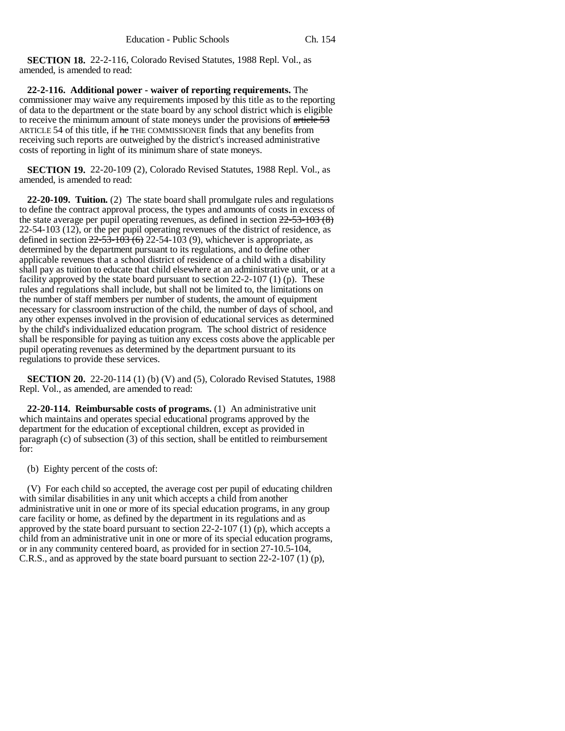**SECTION 18.** 22-2-116, Colorado Revised Statutes, 1988 Repl. Vol., as amended, is amended to read:

**22-2-116. Additional power - waiver of reporting requirements.** The commissioner may waive any requirements imposed by this title as to the reporting of data to the department or the state board by any school district which is eligible to receive the minimum amount of state moneys under the provisions of ~~article 53~~ ARTICLE 54 of this title, if ~~he~~ THE COMMISSIONER finds that any benefits from receiving such reports are outweighed by the district's increased administrative costs of reporting in light of its minimum share of state moneys.

**SECTION 19.** 22-20-109 (2), Colorado Revised Statutes, 1988 Repl. Vol., as amended, is amended to read:

**22-20-109. Tuition.** (2) The state board shall promulgate rules and regulations to define the contract approval process, the types and amounts of costs in excess of the state average per pupil operating revenues, as defined in section ~~22-53-103 (8)~~ 22-54-103 (12), or the per pupil operating revenues of the district of residence, as defined in section ~~22-53-103 (6)~~ 22-54-103 (9), whichever is appropriate, as determined by the department pursuant to its regulations, and to define other applicable revenues that a school district of residence of a child with a disability shall pay as tuition to educate that child elsewhere at an administrative unit, or at a facility approved by the state board pursuant to section 22-2-107 (1) (p). These rules and regulations shall include, but shall not be limited to, the limitations on the number of staff members per number of students, the amount of equipment necessary for classroom instruction of the child, the number of days of school, and any other expenses involved in the provision of educational services as determined by the child's individualized education program. The school district of residence shall be responsible for paying as tuition any excess costs above the applicable per pupil operating revenues as determined by the department pursuant to its regulations to provide these services.

**SECTION 20.** 22-20-114 (1) (b) (V) and (5), Colorado Revised Statutes, 1988 Repl. Vol., as amended, are amended to read:

**22-20-114. Reimbursable costs of programs.** (1) An administrative unit which maintains and operates special educational programs approved by the department for the education of exceptional children, except as provided in paragraph (c) of subsection (3) of this section, shall be entitled to reimbursement for:

(b) Eighty percent of the costs of:

(V) For each child so accepted, the average cost per pupil of educating children with similar disabilities in any unit which accepts a child from another administrative unit in one or more of its special education programs, in any group care facility or home, as defined by the department in its regulations and as approved by the state board pursuant to section 22-2-107 (1) (p), which accepts a child from an administrative unit in one or more of its special education programs, or in any community centered board, as provided for in section 27-10.5-104, C.R.S., and as approved by the state board pursuant to section 22-2-107 (1) (p),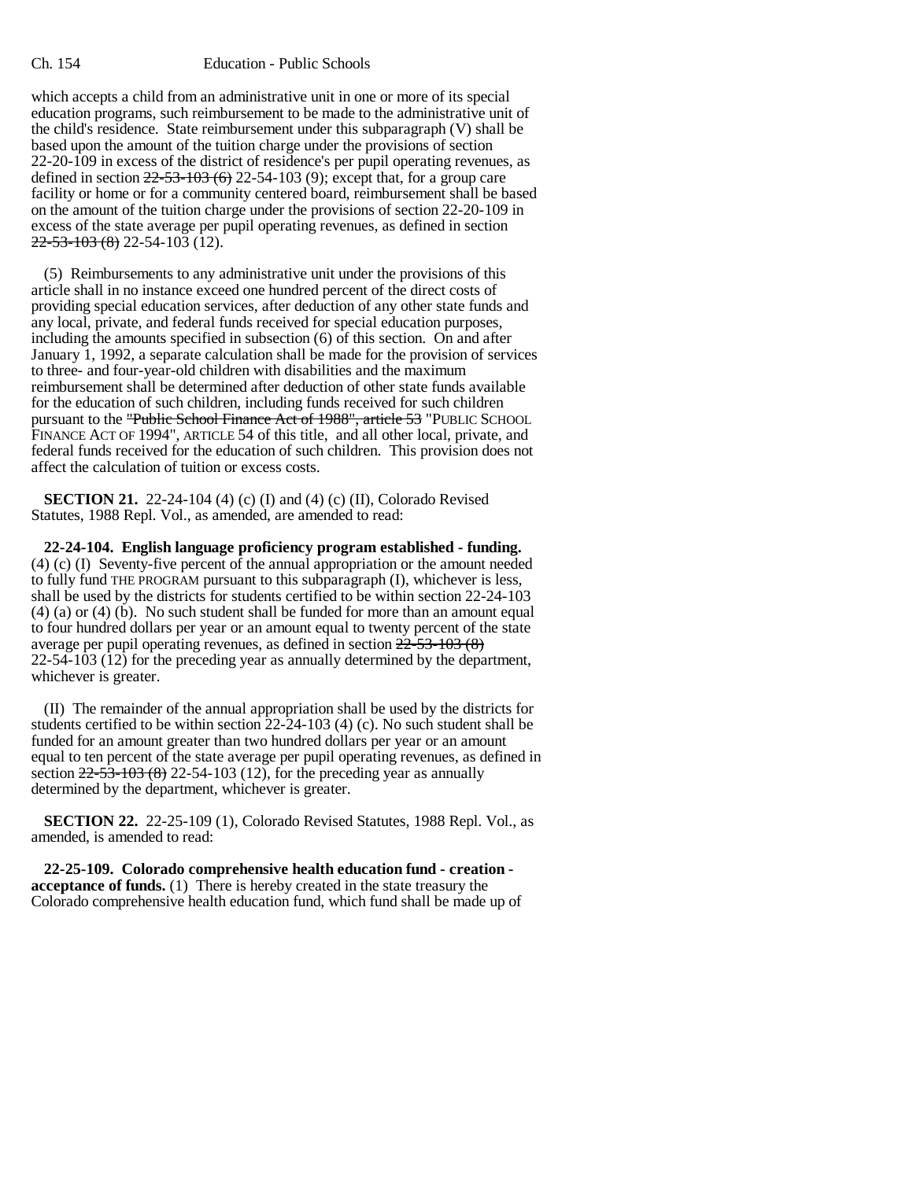which accepts a child from an administrative unit in one or more of its special education programs, such reimbursement to be made to the administrative unit of the child's residence. State reimbursement under this subparagraph (V) shall be based upon the amount of the tuition charge under the provisions of section 22-20-109 in excess of the district of residence's per pupil operating revenues, as defined in section ~~22-53-103 (6)~~ 22-54-103 (9); except that, for a group care facility or home or for a community centered board, reimbursement shall be based on the amount of the tuition charge under the provisions of section 22-20-109 in excess of the state average per pupil operating revenues, as defined in section ~~22-53-103 (8)~~ 22-54-103 (12).

(5) Reimbursements to any administrative unit under the provisions of this article shall in no instance exceed one hundred percent of the direct costs of providing special education services, after deduction of any other state funds and any local, private, and federal funds received for special education purposes, including the amounts specified in subsection (6) of this section. On and after January 1, 1992, a separate calculation shall be made for the provision of services to three- and four-year-old children with disabilities and the maximum reimbursement shall be determined after deduction of other state funds available for the education of such children, including funds received for such children pursuant to the ~~"Public School Finance Act of 1988", article 53~~ "PUBLIC SCHOOL FINANCE ACT OF 1994", ARTICLE 54 of this title, and all other local, private, and federal funds received for the education of such children. This provision does not affect the calculation of tuition or excess costs.

**SECTION 21.** 22-24-104 (4) (c) (I) and (4) (c) (II), Colorado Revised Statutes, 1988 Repl. Vol., as amended, are amended to read:

**22-24-104. English language proficiency program established - funding.** (4) (c) (I) Seventy-five percent of the annual appropriation or the amount needed to fully fund THE PROGRAM pursuant to this subparagraph (I), whichever is less, shall be used by the districts for students certified to be within section 22-24-103 (4) (a) or (4) (b). No such student shall be funded for more than an amount equal to four hundred dollars per year or an amount equal to twenty percent of the state average per pupil operating revenues, as defined in section ~~22-53-103 (8)~~ 22-54-103 (12) for the preceding year as annually determined by the department, whichever is greater.

(II) The remainder of the annual appropriation shall be used by the districts for students certified to be within section 22-24-103 (4) (c). No such student shall be funded for an amount greater than two hundred dollars per year or an amount equal to ten percent of the state average per pupil operating revenues, as defined in section ~~22-53-103 (8)~~ 22-54-103 (12), for the preceding year as annually determined by the department, whichever is greater.

**SECTION 22.** 22-25-109 (1), Colorado Revised Statutes, 1988 Repl. Vol., as amended, is amended to read:

**22-25-109. Colorado comprehensive health education fund - creation - acceptance of funds.** (1) There is hereby created in the state treasury the Colorado comprehensive health education fund, which fund shall be made up of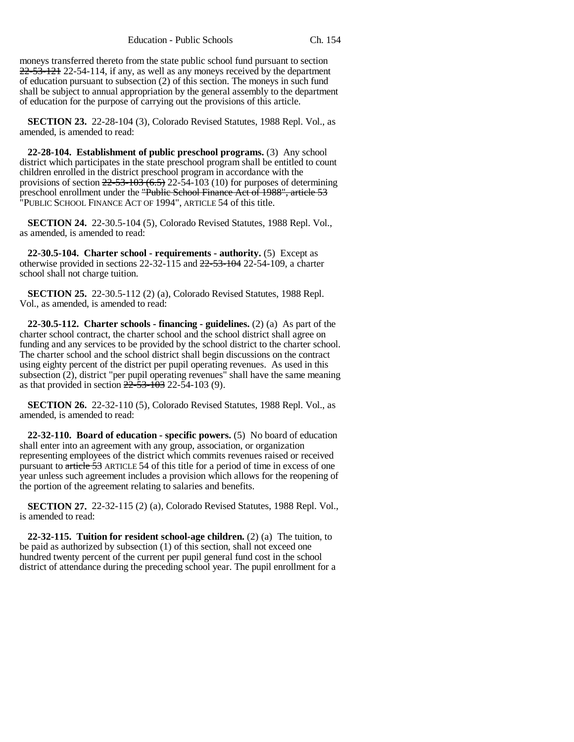moneys transferred thereto from the state public school fund pursuant to section ~~22-53-121~~ 22-54-114, if any, as well as any moneys received by the department of education pursuant to subsection (2) of this section. The moneys in such fund shall be subject to annual appropriation by the general assembly to the department of education for the purpose of carrying out the provisions of this article.

**SECTION 23.** 22-28-104 (3), Colorado Revised Statutes, 1988 Repl. Vol., as amended, is amended to read:

**22-28-104. Establishment of public preschool programs.** (3) Any school district which participates in the state preschool program shall be entitled to count children enrolled in the district preschool program in accordance with the provisions of section ~~22-53-103 (6.5)~~ 22-54-103 (10) for purposes of determining preschool enrollment under the ~~"Public School Finance Act of 1988", article 53~~ "PUBLIC SCHOOL FINANCE ACT OF 1994", ARTICLE 54 of this title.

**SECTION 24.** 22-30.5-104 (5), Colorado Revised Statutes, 1988 Repl. Vol., as amended, is amended to read:

**22-30.5-104. Charter school - requirements - authority.** (5) Except as otherwise provided in sections 22-32-115 and ~~22-53-104~~ 22-54-109, a charter school shall not charge tuition.

**SECTION 25.** 22-30.5-112 (2) (a), Colorado Revised Statutes, 1988 Repl. Vol., as amended, is amended to read:

**22-30.5-112. Charter schools - financing - guidelines.** (2) (a) As part of the charter school contract, the charter school and the school district shall agree on funding and any services to be provided by the school district to the charter school. The charter school and the school district shall begin discussions on the contract using eighty percent of the district per pupil operating revenues. As used in this subsection (2), district "per pupil operating revenues" shall have the same meaning as that provided in section ~~22-53-103~~ 22-54-103 (9).

**SECTION 26.** 22-32-110 (5), Colorado Revised Statutes, 1988 Repl. Vol., as amended, is amended to read:

**22-32-110. Board of education - specific powers.** (5) No board of education shall enter into an agreement with any group, association, or organization representing employees of the district which commits revenues raised or received pursuant to ~~article 53~~ ARTICLE 54 of this title for a period of time in excess of one year unless such agreement includes a provision which allows for the reopening of the portion of the agreement relating to salaries and benefits.

**SECTION 27.** 22-32-115 (2) (a), Colorado Revised Statutes, 1988 Repl. Vol., is amended to read:

**22-32-115. Tuition for resident school-age children.** (2) (a) The tuition, to be paid as authorized by subsection (1) of this section, shall not exceed one hundred twenty percent of the current per pupil general fund cost in the school district of attendance during the preceding school year. The pupil enrollment for a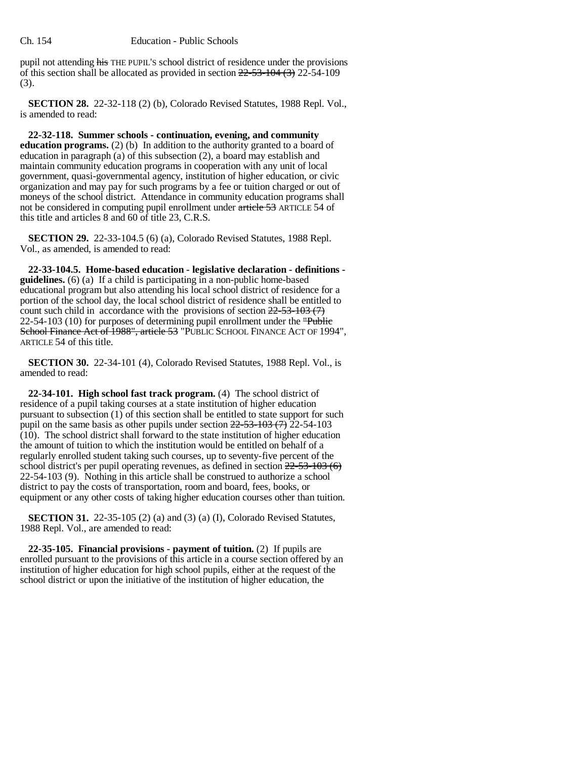pupil not attending ~~his~~ THE PUPIL'S school district of residence under the provisions of this section shall be allocated as provided in section ~~22-53-104 (3)~~ 22-54-109 (3).

**SECTION 28.** 22-32-118 (2) (b), Colorado Revised Statutes, 1988 Repl. Vol., is amended to read:

**22-32-118. Summer schools - continuation, evening, and community education programs.** (2) (b) In addition to the authority granted to a board of education in paragraph (a) of this subsection (2), a board may establish and maintain community education programs in cooperation with any unit of local government, quasi-governmental agency, institution of higher education, or civic organization and may pay for such programs by a fee or tuition charged or out of moneys of the school district. Attendance in community education programs shall not be considered in computing pupil enrollment under ~~article 53~~ ARTICLE 54 of this title and articles 8 and 60 of title 23, C.R.S.

**SECTION 29.** 22-33-104.5 (6) (a), Colorado Revised Statutes, 1988 Repl. Vol., as amended, is amended to read:

**22-33-104.5. Home-based education - legislative declaration - definitions - guidelines.** (6) (a) If a child is participating in a non-public home-based educational program but also attending his local school district of residence for a portion of the school day, the local school district of residence shall be entitled to count such child in accordance with the provisions of section ~~22-53-103 (7)~~ 22-54-103 (10) for purposes of determining pupil enrollment under the ~~"Public School Finance Act of 1988", article 53~~ "PUBLIC SCHOOL FINANCE ACT OF 1994", ARTICLE 54 of this title.

**SECTION 30.** 22-34-101 (4), Colorado Revised Statutes, 1988 Repl. Vol., is amended to read:

**22-34-101. High school fast track program.** (4) The school district of residence of a pupil taking courses at a state institution of higher education pursuant to subsection (1) of this section shall be entitled to state support for such pupil on the same basis as other pupils under section ~~22-53-103 (7)~~ 22-54-103 (10). The school district shall forward to the state institution of higher education the amount of tuition to which the institution would be entitled on behalf of a regularly enrolled student taking such courses, up to seventy-five percent of the school district's per pupil operating revenues, as defined in section ~~22-53-103 (6)~~ 22-54-103 (9). Nothing in this article shall be construed to authorize a school district to pay the costs of transportation, room and board, fees, books, or equipment or any other costs of taking higher education courses other than tuition.

**SECTION 31.** 22-35-105 (2) (a) and (3) (a) (I), Colorado Revised Statutes, 1988 Repl. Vol., are amended to read:

**22-35-105. Financial provisions - payment of tuition.** (2) If pupils are enrolled pursuant to the provisions of this article in a course section offered by an institution of higher education for high school pupils, either at the request of the school district or upon the initiative of the institution of higher education, the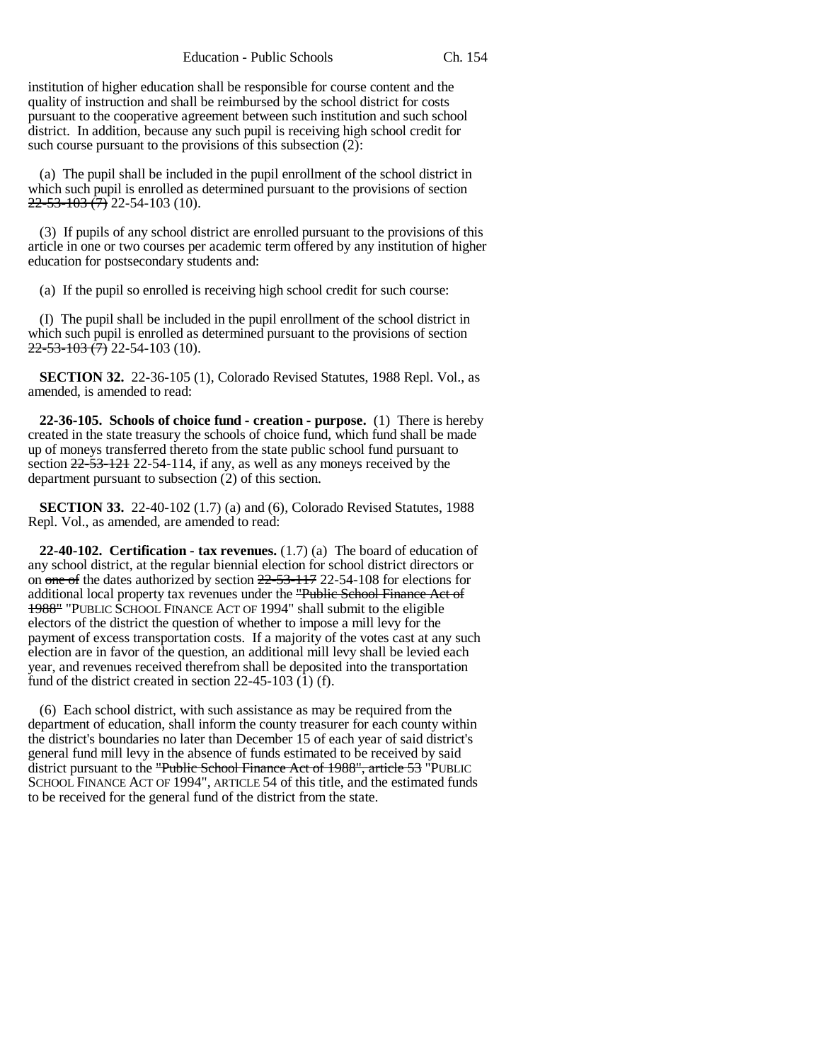institution of higher education shall be responsible for course content and the quality of instruction and shall be reimbursed by the school district for costs pursuant to the cooperative agreement between such institution and such school district. In addition, because any such pupil is receiving high school credit for such course pursuant to the provisions of this subsection (2):

(a) The pupil shall be included in the pupil enrollment of the school district in which such pupil is enrolled as determined pursuant to the provisions of section ~~22-53-103 (7)~~ 22-54-103 (10).

(3) If pupils of any school district are enrolled pursuant to the provisions of this article in one or two courses per academic term offered by any institution of higher education for postsecondary students and:

(a) If the pupil so enrolled is receiving high school credit for such course:

(I) The pupil shall be included in the pupil enrollment of the school district in which such pupil is enrolled as determined pursuant to the provisions of section ~~22-53-103 (7)~~ 22-54-103 (10).

**SECTION 32.** 22-36-105 (1), Colorado Revised Statutes, 1988 Repl. Vol., as amended, is amended to read:

**22-36-105. Schools of choice fund - creation - purpose.** (1) There is hereby created in the state treasury the schools of choice fund, which fund shall be made up of moneys transferred thereto from the state public school fund pursuant to section ~~22-53-121~~ 22-54-114, if any, as well as any moneys received by the department pursuant to subsection (2) of this section.

**SECTION 33.** 22-40-102 (1.7) (a) and (6), Colorado Revised Statutes, 1988 Repl. Vol., as amended, are amended to read:

**22-40-102. Certification - tax revenues.** (1.7) (a) The board of education of any school district, at the regular biennial election for school district directors or on ~~one of~~ the dates authorized by section ~~22-53-117~~ 22-54-108 for elections for additional local property tax revenues under the ~~"Public School Finance Act of 1988"~~ "PUBLIC SCHOOL FINANCE ACT OF 1994" shall submit to the eligible electors of the district the question of whether to impose a mill levy for the payment of excess transportation costs. If a majority of the votes cast at any such election are in favor of the question, an additional mill levy shall be levied each year, and revenues received therefrom shall be deposited into the transportation fund of the district created in section 22-45-103 (1) (f).

(6) Each school district, with such assistance as may be required from the department of education, shall inform the county treasurer for each county within the district's boundaries no later than December 15 of each year of said district's general fund mill levy in the absence of funds estimated to be received by said district pursuant to the ~~"Public School Finance Act of 1988", article 53~~ "PUBLIC SCHOOL FINANCE ACT OF 1994", ARTICLE 54 of this title, and the estimated funds to be received for the general fund of the district from the state.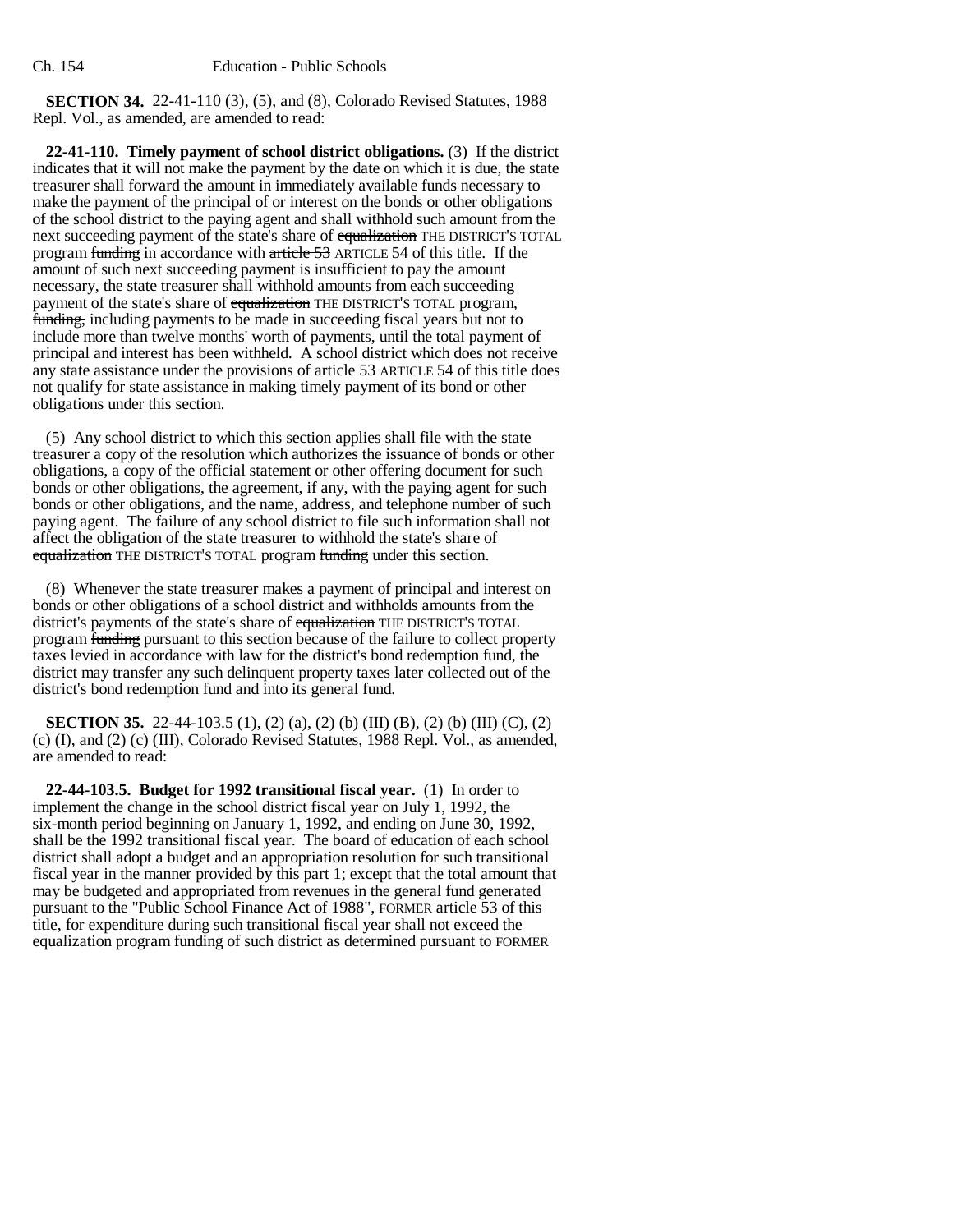**SECTION 34.** 22-41-110 (3), (5), and (8), Colorado Revised Statutes, 1988 Repl. Vol., as amended, are amended to read:

**22-41-110. Timely payment of school district obligations.** (3) If the district indicates that it will not make the payment by the date on which it is due, the state treasurer shall forward the amount in immediately available funds necessary to make the payment of the principal of or interest on the bonds or other obligations of the school district to the paying agent and shall withhold such amount from the next succeeding payment of the state's share of ~~equalization~~ THE DISTRICT'S TOTAL program ~~funding~~ in accordance with ~~article 53~~ ARTICLE 54 of this title. If the amount of such next succeeding payment is insufficient to pay the amount necessary, the state treasurer shall withhold amounts from each succeeding payment of the state's share of ~~equalization~~ THE DISTRICT'S TOTAL program, ~~funding,~~ including payments to be made in succeeding fiscal years but not to include more than twelve months' worth of payments, until the total payment of principal and interest has been withheld. A school district which does not receive any state assistance under the provisions of ~~article 53~~ ARTICLE 54 of this title does not qualify for state assistance in making timely payment of its bond or other obligations under this section.

(5) Any school district to which this section applies shall file with the state treasurer a copy of the resolution which authorizes the issuance of bonds or other obligations, a copy of the official statement or other offering document for such bonds or other obligations, the agreement, if any, with the paying agent for such bonds or other obligations, and the name, address, and telephone number of such paying agent. The failure of any school district to file such information shall not affect the obligation of the state treasurer to withhold the state's share of ~~equalization~~ THE DISTRICT'S TOTAL program ~~funding~~ under this section.

(8) Whenever the state treasurer makes a payment of principal and interest on bonds or other obligations of a school district and withholds amounts from the district's payments of the state's share of ~~equalization~~ THE DISTRICT'S TOTAL program ~~funding~~ pursuant to this section because of the failure to collect property taxes levied in accordance with law for the district's bond redemption fund, the district may transfer any such delinquent property taxes later collected out of the district's bond redemption fund and into its general fund.

**SECTION 35.** 22-44-103.5 (1), (2) (a), (2) (b) (III) (B), (2) (b) (III) (C), (2) (c) (I), and (2) (c) (III), Colorado Revised Statutes, 1988 Repl. Vol., as amended, are amended to read:

**22-44-103.5. Budget for 1992 transitional fiscal year.** (1) In order to implement the change in the school district fiscal year on July 1, 1992, the six-month period beginning on January 1, 1992, and ending on June 30, 1992, shall be the 1992 transitional fiscal year. The board of education of each school district shall adopt a budget and an appropriation resolution for such transitional fiscal year in the manner provided by this part 1; except that the total amount that may be budgeted and appropriated from revenues in the general fund generated pursuant to the "Public School Finance Act of 1988", FORMER article 53 of this title, for expenditure during such transitional fiscal year shall not exceed the equalization program funding of such district as determined pursuant to FORMER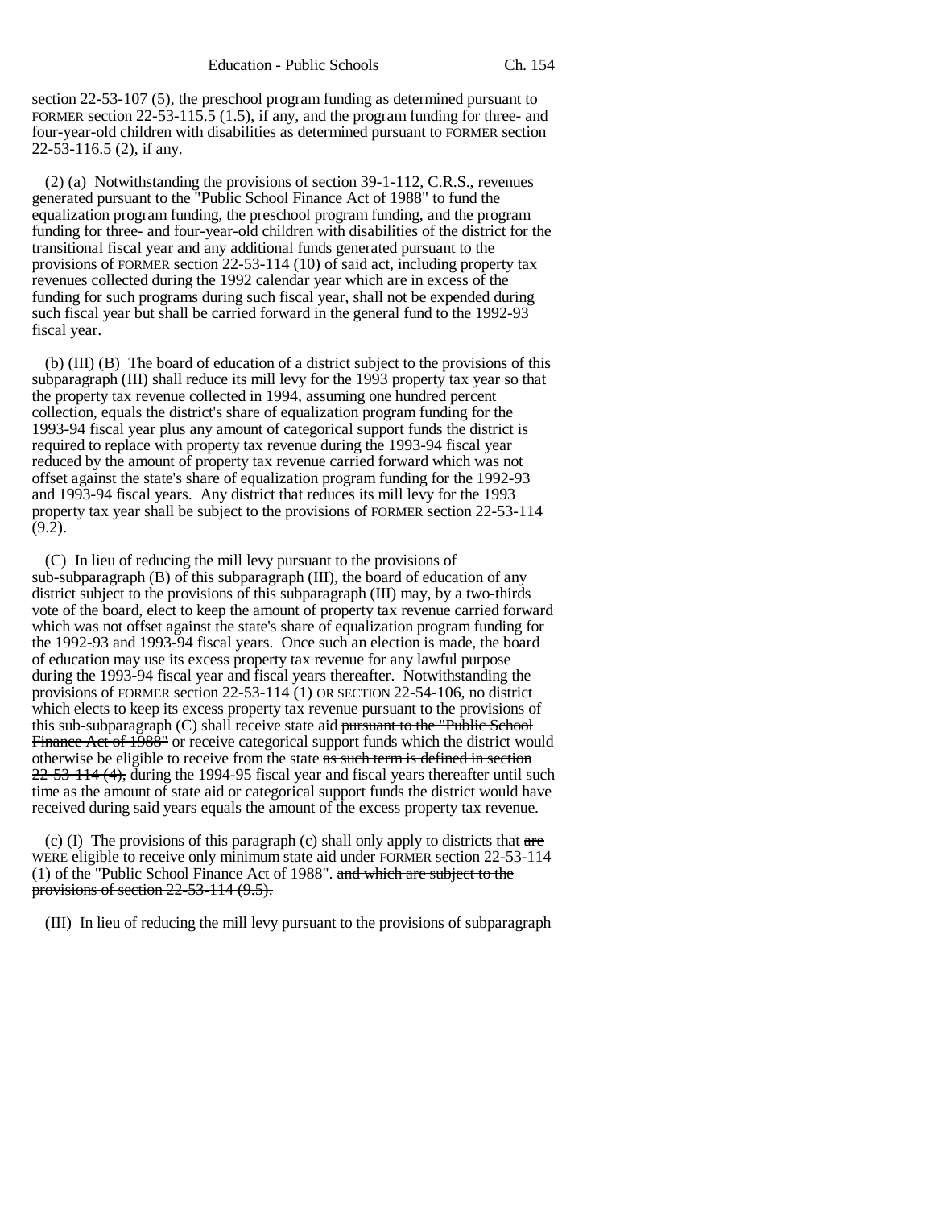section 22-53-107 (5), the preschool program funding as determined pursuant to FORMER section 22-53-115.5 (1.5), if any, and the program funding for three- and four-year-old children with disabilities as determined pursuant to FORMER section 22-53-116.5 (2), if any.

(2) (a) Notwithstanding the provisions of section 39-1-112, C.R.S., revenues generated pursuant to the "Public School Finance Act of 1988" to fund the equalization program funding, the preschool program funding, and the program funding for three- and four-year-old children with disabilities of the district for the transitional fiscal year and any additional funds generated pursuant to the provisions of FORMER section 22-53-114 (10) of said act, including property tax revenues collected during the 1992 calendar year which are in excess of the funding for such programs during such fiscal year, shall not be expended during such fiscal year but shall be carried forward in the general fund to the 1992-93 fiscal year.

(b) (III) (B) The board of education of a district subject to the provisions of this subparagraph (III) shall reduce its mill levy for the 1993 property tax year so that the property tax revenue collected in 1994, assuming one hundred percent collection, equals the district's share of equalization program funding for the 1993-94 fiscal year plus any amount of categorical support funds the district is required to replace with property tax revenue during the 1993-94 fiscal year reduced by the amount of property tax revenue carried forward which was not offset against the state's share of equalization program funding for the 1992-93 and 1993-94 fiscal years. Any district that reduces its mill levy for the 1993 property tax year shall be subject to the provisions of FORMER section 22-53-114 (9.2).

(C) In lieu of reducing the mill levy pursuant to the provisions of sub-subparagraph (B) of this subparagraph (III), the board of education of any district subject to the provisions of this subparagraph (III) may, by a two-thirds vote of the board, elect to keep the amount of property tax revenue carried forward which was not offset against the state's share of equalization program funding for the 1992-93 and 1993-94 fiscal years. Once such an election is made, the board of education may use its excess property tax revenue for any lawful purpose during the 1993-94 fiscal year and fiscal years thereafter. Notwithstanding the provisions of FORMER section 22-53-114 (1) OR SECTION 22-54-106, no district which elects to keep its excess property tax revenue pursuant to the provisions of this sub-subparagraph (C) shall receive state aid ~~pursuant to the "Public School Finance Act of 1988"~~ or receive categorical support funds which the district would otherwise be eligible to receive from the state ~~as such term is defined in section 22-53-114 (4),~~ during the 1994-95 fiscal year and fiscal years thereafter until such time as the amount of state aid or categorical support funds the district would have received during said years equals the amount of the excess property tax revenue.

(c) (I) The provisions of this paragraph (c) shall only apply to districts that ~~are~~ WERE eligible to receive only minimum state aid under FORMER section 22-53-114 (1) of the "Public School Finance Act of 1988". ~~and which are subject to the provisions of section 22-53-114 (9.5).~~

(III) In lieu of reducing the mill levy pursuant to the provisions of subparagraph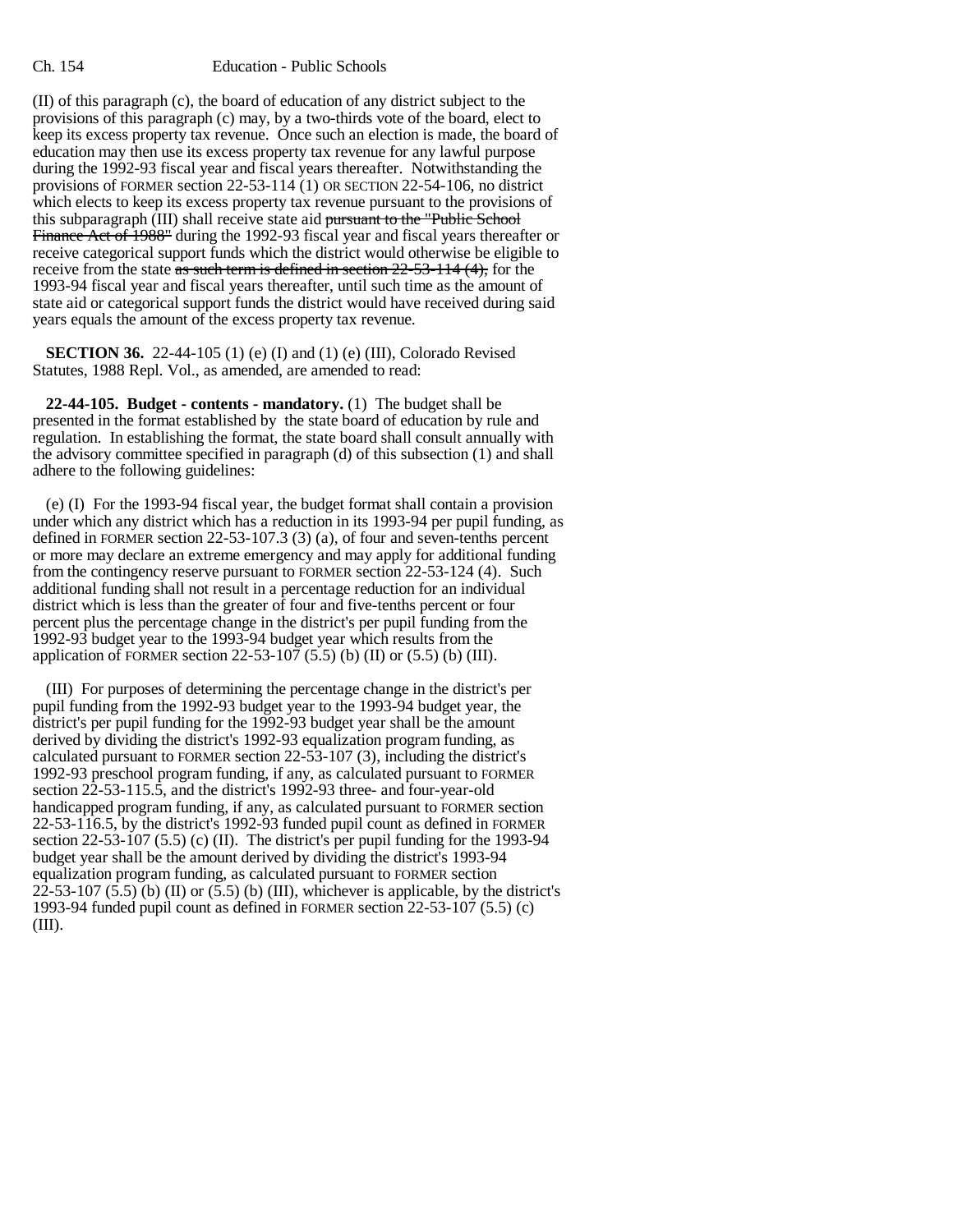(II) of this paragraph (c), the board of education of any district subject to the provisions of this paragraph (c) may, by a two-thirds vote of the board, elect to keep its excess property tax revenue. Once such an election is made, the board of education may then use its excess property tax revenue for any lawful purpose during the 1992-93 fiscal year and fiscal years thereafter. Notwithstanding the provisions of FORMER section 22-53-114 (1) OR SECTION 22-54-106, no district which elects to keep its excess property tax revenue pursuant to the provisions of this subparagraph (III) shall receive state aid ~~pursuant to the "Public School Finance Act of 1988"~~ during the 1992-93 fiscal year and fiscal years thereafter or receive categorical support funds which the district would otherwise be eligible to receive from the state ~~as such term is defined in section 22-53-114 (4),~~ for the 1993-94 fiscal year and fiscal years thereafter, until such time as the amount of state aid or categorical support funds the district would have received during said years equals the amount of the excess property tax revenue.

**SECTION 36.** 22-44-105 (1) (e) (I) and (1) (e) (III), Colorado Revised Statutes, 1988 Repl. Vol., as amended, are amended to read:

**22-44-105. Budget - contents - mandatory.** (1) The budget shall be presented in the format established by the state board of education by rule and regulation. In establishing the format, the state board shall consult annually with the advisory committee specified in paragraph (d) of this subsection (1) and shall adhere to the following guidelines:

(e) (I) For the 1993-94 fiscal year, the budget format shall contain a provision under which any district which has a reduction in its 1993-94 per pupil funding, as defined in FORMER section 22-53-107.3 (3) (a), of four and seven-tenths percent or more may declare an extreme emergency and may apply for additional funding from the contingency reserve pursuant to FORMER section 22-53-124 (4). Such additional funding shall not result in a percentage reduction for an individual district which is less than the greater of four and five-tenths percent or four percent plus the percentage change in the district's per pupil funding from the 1992-93 budget year to the 1993-94 budget year which results from the application of FORMER section 22-53-107 (5.5) (b) (II) or (5.5) (b) (III).

(III) For purposes of determining the percentage change in the district's per pupil funding from the 1992-93 budget year to the 1993-94 budget year, the district's per pupil funding for the 1992-93 budget year shall be the amount derived by dividing the district's 1992-93 equalization program funding, as calculated pursuant to FORMER section 22-53-107 (3), including the district's 1992-93 preschool program funding, if any, as calculated pursuant to FORMER section 22-53-115.5, and the district's 1992-93 three- and four-year-old handicapped program funding, if any, as calculated pursuant to FORMER section 22-53-116.5, by the district's 1992-93 funded pupil count as defined in FORMER section 22-53-107 (5.5) (c) (II). The district's per pupil funding for the 1993-94 budget year shall be the amount derived by dividing the district's 1993-94 equalization program funding, as calculated pursuant to FORMER section 22-53-107 (5.5) (b) (II) or (5.5) (b) (III), whichever is applicable, by the district's 1993-94 funded pupil count as defined in FORMER section 22-53-107 (5.5) (c) (III).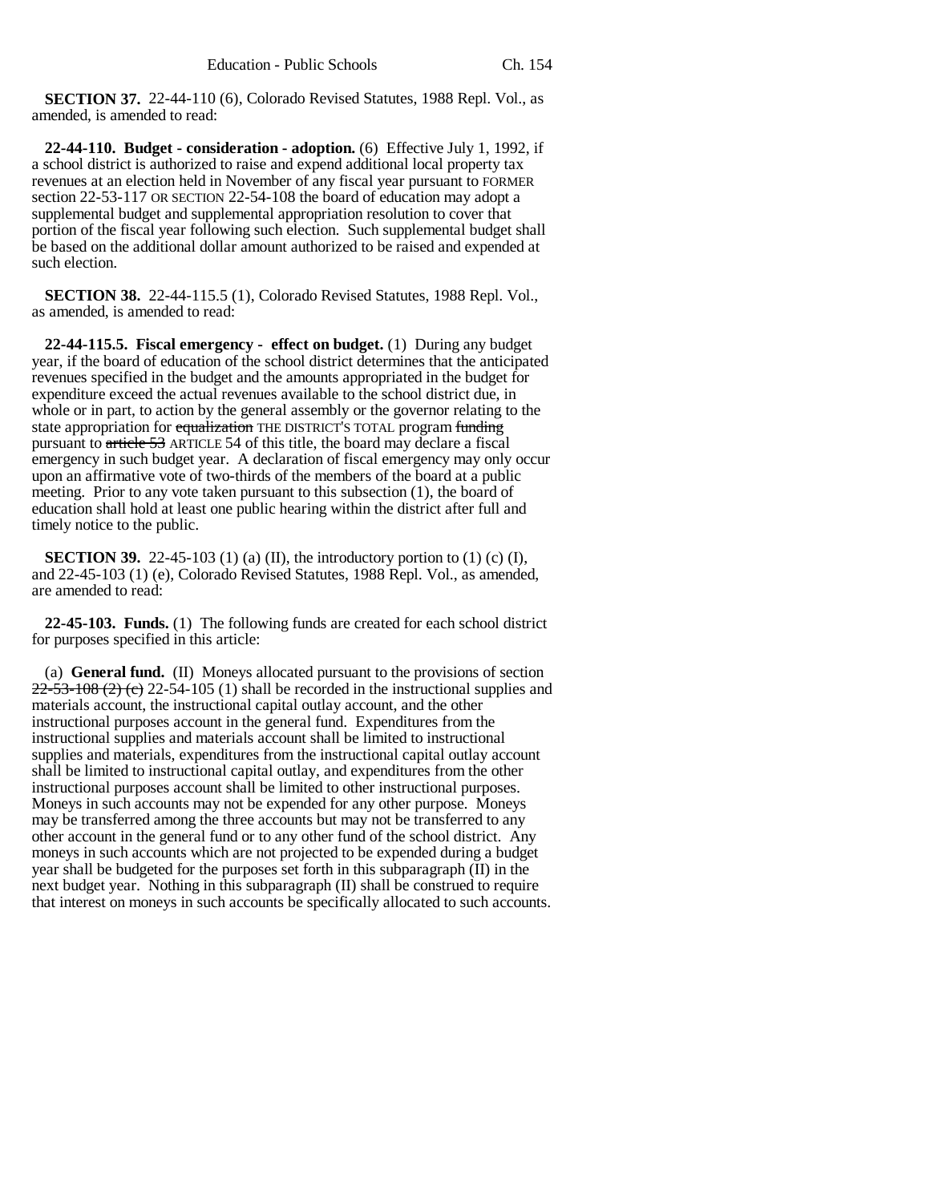**SECTION 37.** 22-44-110 (6), Colorado Revised Statutes, 1988 Repl. Vol., as amended, is amended to read:

**22-44-110. Budget - consideration - adoption.** (6) Effective July 1, 1992, if a school district is authorized to raise and expend additional local property tax revenues at an election held in November of any fiscal year pursuant to FORMER section 22-53-117 OR SECTION 22-54-108 the board of education may adopt a supplemental budget and supplemental appropriation resolution to cover that portion of the fiscal year following such election. Such supplemental budget shall be based on the additional dollar amount authorized to be raised and expended at such election.

**SECTION 38.** 22-44-115.5 (1), Colorado Revised Statutes, 1988 Repl. Vol., as amended, is amended to read:

**22-44-115.5. Fiscal emergency - effect on budget.** (1) During any budget year, if the board of education of the school district determines that the anticipated revenues specified in the budget and the amounts appropriated in the budget for expenditure exceed the actual revenues available to the school district due, in whole or in part, to action by the general assembly or the governor relating to the state appropriation for ~~equalization~~ THE DISTRICT'S TOTAL program ~~funding~~ pursuant to ~~article 53~~ ARTICLE 54 of this title, the board may declare a fiscal emergency in such budget year. A declaration of fiscal emergency may only occur upon an affirmative vote of two-thirds of the members of the board at a public meeting. Prior to any vote taken pursuant to this subsection (1), the board of education shall hold at least one public hearing within the district after full and timely notice to the public.

**SECTION 39.** 22-45-103 (1) (a) (II), the introductory portion to (1) (c) (I), and 22-45-103 (1) (e), Colorado Revised Statutes, 1988 Repl. Vol., as amended, are amended to read:

**22-45-103. Funds.** (1) The following funds are created for each school district for purposes specified in this article:

(a) **General fund.** (II) Moneys allocated pursuant to the provisions of section ~~22-53-108 (2) (c)~~ 22-54-105 (1) shall be recorded in the instructional supplies and materials account, the instructional capital outlay account, and the other instructional purposes account in the general fund. Expenditures from the instructional supplies and materials account shall be limited to instructional supplies and materials, expenditures from the instructional capital outlay account shall be limited to instructional capital outlay, and expenditures from the other instructional purposes account shall be limited to other instructional purposes. Moneys in such accounts may not be expended for any other purpose. Moneys may be transferred among the three accounts but may not be transferred to any other account in the general fund or to any other fund of the school district. Any moneys in such accounts which are not projected to be expended during a budget year shall be budgeted for the purposes set forth in this subparagraph (II) in the next budget year. Nothing in this subparagraph (II) shall be construed to require that interest on moneys in such accounts be specifically allocated to such accounts.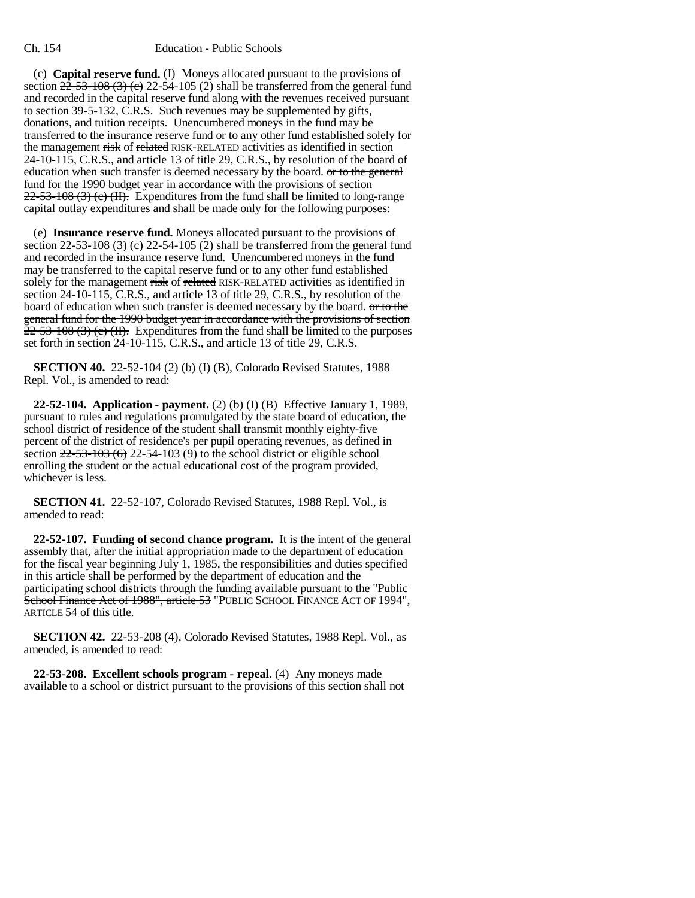(c) **Capital reserve fund.** (I) Moneys allocated pursuant to the provisions of section ~~22-53-108 (3) (c)~~ 22-54-105 (2) shall be transferred from the general fund and recorded in the capital reserve fund along with the revenues received pursuant to section 39-5-132, C.R.S. Such revenues may be supplemented by gifts, donations, and tuition receipts. Unencumbered moneys in the fund may be transferred to the insurance reserve fund or to any other fund established solely for the management ~~risk~~ of ~~related~~ RISK-RELATED activities as identified in section 24-10-115, C.R.S., and article 13 of title 29, C.R.S., by resolution of the board of education when such transfer is deemed necessary by the board. ~~or to the general fund for the 1990 budget year in accordance with the provisions of section 22-53-108 (3) (c) (II).~~ Expenditures from the fund shall be limited to long-range capital outlay expenditures and shall be made only for the following purposes:

(e) **Insurance reserve fund.** Moneys allocated pursuant to the provisions of section ~~22-53-108 (3) (c)~~ 22-54-105 (2) shall be transferred from the general fund and recorded in the insurance reserve fund. Unencumbered moneys in the fund may be transferred to the capital reserve fund or to any other fund established solely for the management ~~risk~~ of ~~related~~ RISK-RELATED activities as identified in section 24-10-115, C.R.S., and article 13 of title 29, C.R.S., by resolution of the board of education when such transfer is deemed necessary by the board. ~~or to the general fund for the 1990 budget year in accordance with the provisions of section 22-53-108 (3) (c) (II).~~ Expenditures from the fund shall be limited to the purposes set forth in section 24-10-115, C.R.S., and article 13 of title 29, C.R.S.

**SECTION 40.** 22-52-104 (2) (b) (I) (B), Colorado Revised Statutes, 1988 Repl. Vol., is amended to read:

**22-52-104. Application - payment.** (2) (b) (I) (B) Effective January 1, 1989, pursuant to rules and regulations promulgated by the state board of education, the school district of residence of the student shall transmit monthly eighty-five percent of the district of residence's per pupil operating revenues, as defined in section ~~22-53-103 (6)~~ 22-54-103 (9) to the school district or eligible school enrolling the student or the actual educational cost of the program provided, whichever is less.

**SECTION 41.** 22-52-107, Colorado Revised Statutes, 1988 Repl. Vol., is amended to read:

**22-52-107. Funding of second chance program.** It is the intent of the general assembly that, after the initial appropriation made to the department of education for the fiscal year beginning July 1, 1985, the responsibilities and duties specified in this article shall be performed by the department of education and the participating school districts through the funding available pursuant to the ~~"Public School Finance Act of 1988", article 53~~ "PUBLIC SCHOOL FINANCE ACT OF 1994", ARTICLE 54 of this title.

**SECTION 42.** 22-53-208 (4), Colorado Revised Statutes, 1988 Repl. Vol., as amended, is amended to read:

**22-53-208. Excellent schools program - repeal.** (4) Any moneys made available to a school or district pursuant to the provisions of this section shall not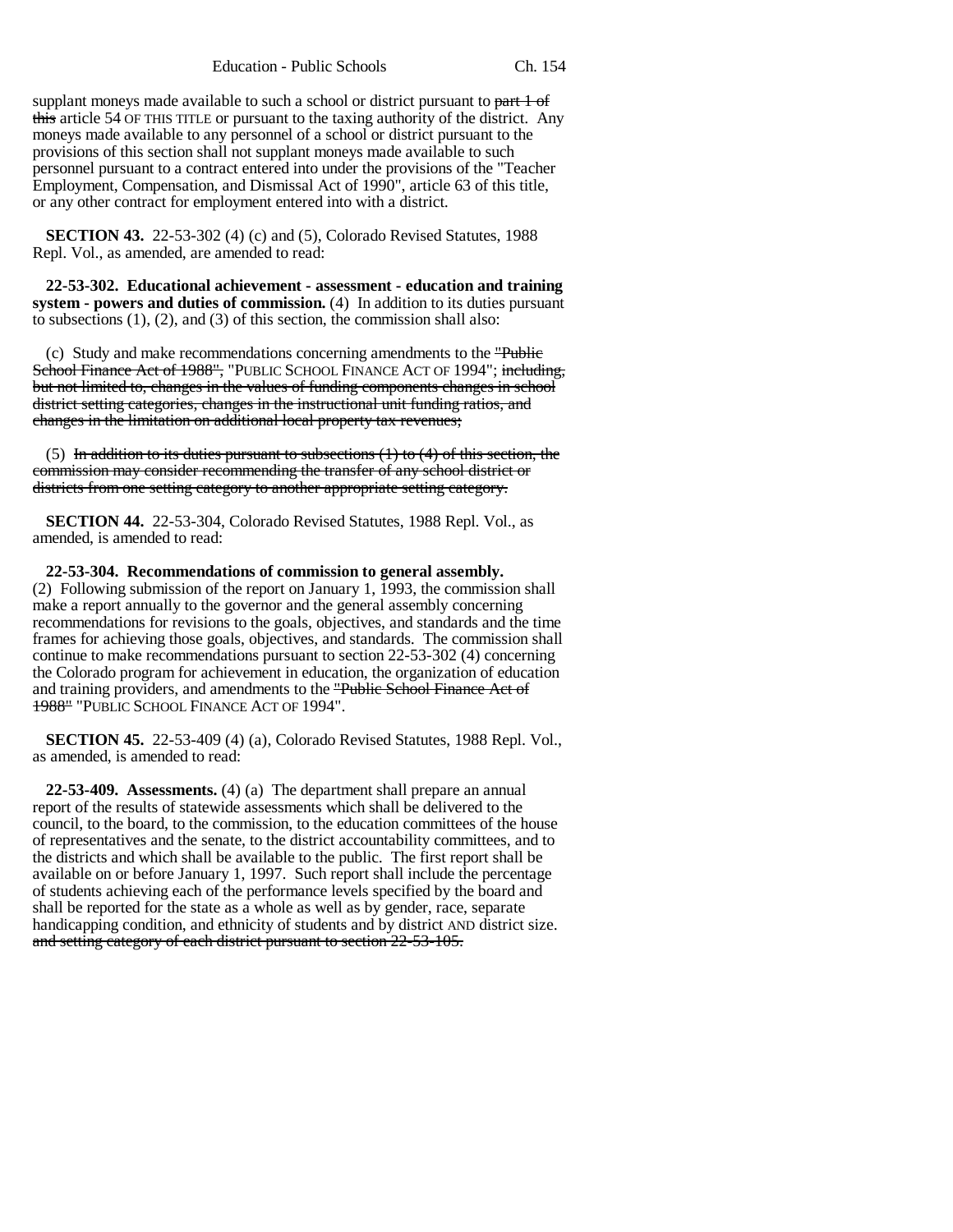supplant moneys made available to such a school or district pursuant to ~~part 1 of this~~ article 54 OF THIS TITLE or pursuant to the taxing authority of the district. Any moneys made available to any personnel of a school or district pursuant to the provisions of this section shall not supplant moneys made available to such personnel pursuant to a contract entered into under the provisions of the "Teacher Employment, Compensation, and Dismissal Act of 1990", article 63 of this title, or any other contract for employment entered into with a district.

**SECTION 43.** 22-53-302 (4) (c) and (5), Colorado Revised Statutes, 1988 Repl. Vol., as amended, are amended to read:

**22-53-302. Educational achievement - assessment - education and training system - powers and duties of commission.** (4) In addition to its duties pursuant to subsections (1), (2), and (3) of this section, the commission shall also:

(c) Study and make recommendations concerning amendments to the ~~"Public School Finance Act of 1988",~~ "PUBLIC SCHOOL FINANCE ACT OF 1994"; ~~including, but not limited to, changes in the values of funding components changes in school district setting categories, changes in the instructional unit funding ratios, and changes in the limitation on additional local property tax revenues;~~

(5) ~~In addition to its duties pursuant to subsections (1) to (4) of this section, the commission may consider recommending the transfer of any school district or districts from one setting category to another appropriate setting category.~~

**SECTION 44.** 22-53-304, Colorado Revised Statutes, 1988 Repl. Vol., as amended, is amended to read:

**22-53-304. Recommendations of commission to general assembly.** (2) Following submission of the report on January 1, 1993, the commission shall make a report annually to the governor and the general assembly concerning recommendations for revisions to the goals, objectives, and standards and the time frames for achieving those goals, objectives, and standards. The commission shall continue to make recommendations pursuant to section 22-53-302 (4) concerning the Colorado program for achievement in education, the organization of education and training providers, and amendments to the ~~"Public School Finance Act of 1988"~~ "PUBLIC SCHOOL FINANCE ACT OF 1994".

**SECTION 45.** 22-53-409 (4) (a), Colorado Revised Statutes, 1988 Repl. Vol., as amended, is amended to read:

**22-53-409. Assessments.** (4) (a) The department shall prepare an annual report of the results of statewide assessments which shall be delivered to the council, to the board, to the commission, to the education committees of the house of representatives and the senate, to the district accountability committees, and to the districts and which shall be available to the public. The first report shall be available on or before January 1, 1997. Such report shall include the percentage of students achieving each of the performance levels specified by the board and shall be reported for the state as a whole as well as by gender, race, separate handicapping condition, and ethnicity of students and by district AND district size. ~~and setting category of each district pursuant to section 22-53-105.~~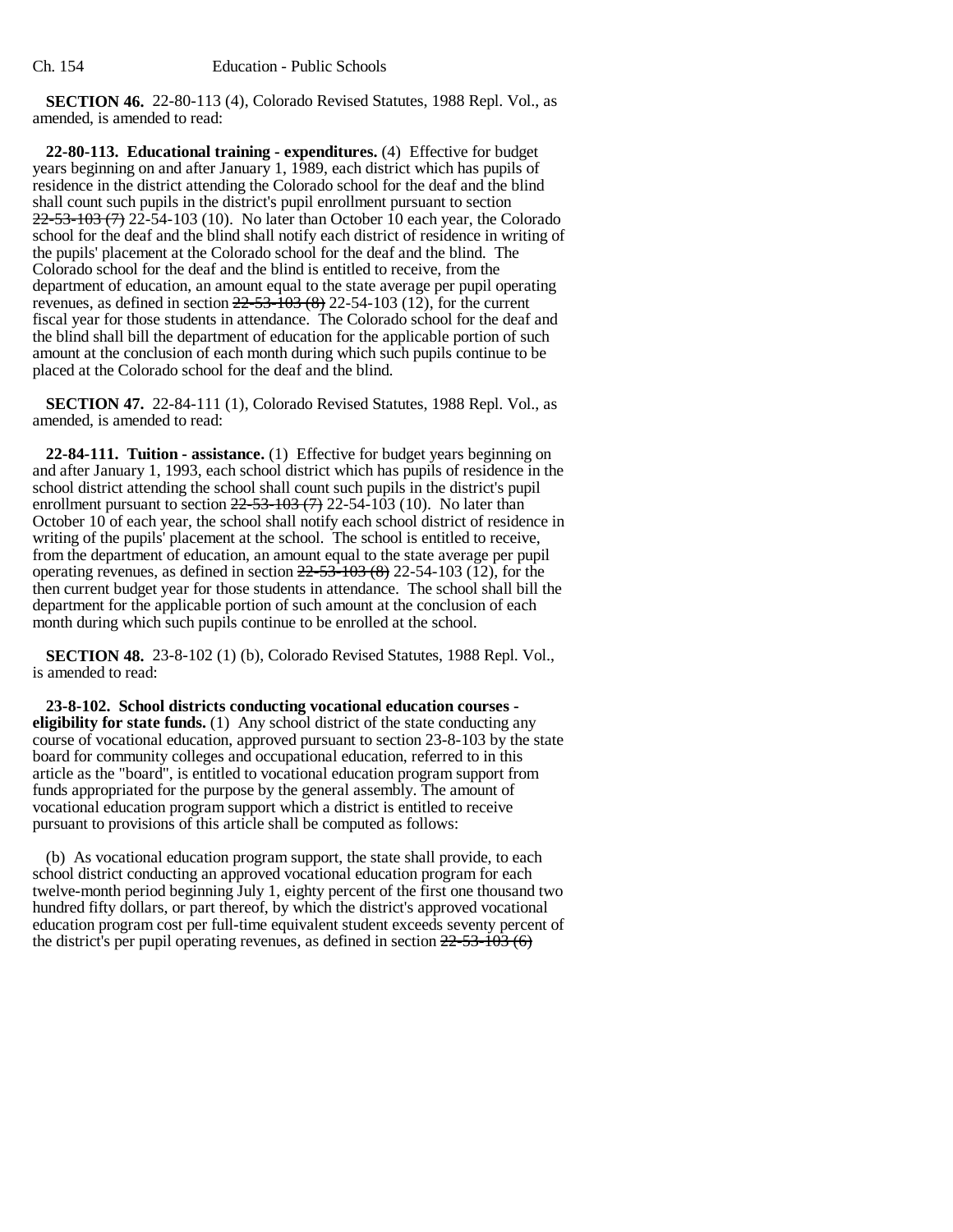**SECTION 46.** 22-80-113 (4), Colorado Revised Statutes, 1988 Repl. Vol., as amended, is amended to read:

**22-80-113. Educational training - expenditures.** (4) Effective for budget years beginning on and after January 1, 1989, each district which has pupils of residence in the district attending the Colorado school for the deaf and the blind shall count such pupils in the district's pupil enrollment pursuant to section ~~22-53-103 (7)~~ 22-54-103 (10). No later than October 10 each year, the Colorado school for the deaf and the blind shall notify each district of residence in writing of the pupils' placement at the Colorado school for the deaf and the blind. The Colorado school for the deaf and the blind is entitled to receive, from the department of education, an amount equal to the state average per pupil operating revenues, as defined in section ~~22-53-103 (8)~~ 22-54-103 (12), for the current fiscal year for those students in attendance. The Colorado school for the deaf and the blind shall bill the department of education for the applicable portion of such amount at the conclusion of each month during which such pupils continue to be placed at the Colorado school for the deaf and the blind.

**SECTION 47.** 22-84-111 (1), Colorado Revised Statutes, 1988 Repl. Vol., as amended, is amended to read:

**22-84-111. Tuition - assistance.** (1) Effective for budget years beginning on and after January 1, 1993, each school district which has pupils of residence in the school district attending the school shall count such pupils in the district's pupil enrollment pursuant to section ~~22-53-103 (7)~~ 22-54-103 (10). No later than October 10 of each year, the school shall notify each school district of residence in writing of the pupils' placement at the school. The school is entitled to receive, from the department of education, an amount equal to the state average per pupil operating revenues, as defined in section ~~22-53-103 (8)~~ 22-54-103 (12), for the then current budget year for those students in attendance. The school shall bill the department for the applicable portion of such amount at the conclusion of each month during which such pupils continue to be enrolled at the school.

**SECTION 48.** 23-8-102 (1) (b), Colorado Revised Statutes, 1988 Repl. Vol., is amended to read:

**23-8-102. School districts conducting vocational education courses - eligibility for state funds.** (1) Any school district of the state conducting any course of vocational education, approved pursuant to section 23-8-103 by the state board for community colleges and occupational education, referred to in this article as the "board", is entitled to vocational education program support from funds appropriated for the purpose by the general assembly. The amount of vocational education program support which a district is entitled to receive pursuant to provisions of this article shall be computed as follows:

(b) As vocational education program support, the state shall provide, to each school district conducting an approved vocational education program for each twelve-month period beginning July 1, eighty percent of the first one thousand two hundred fifty dollars, or part thereof, by which the district's approved vocational education program cost per full-time equivalent student exceeds seventy percent of the district's per pupil operating revenues, as defined in section ~~22-53-103 (6)~~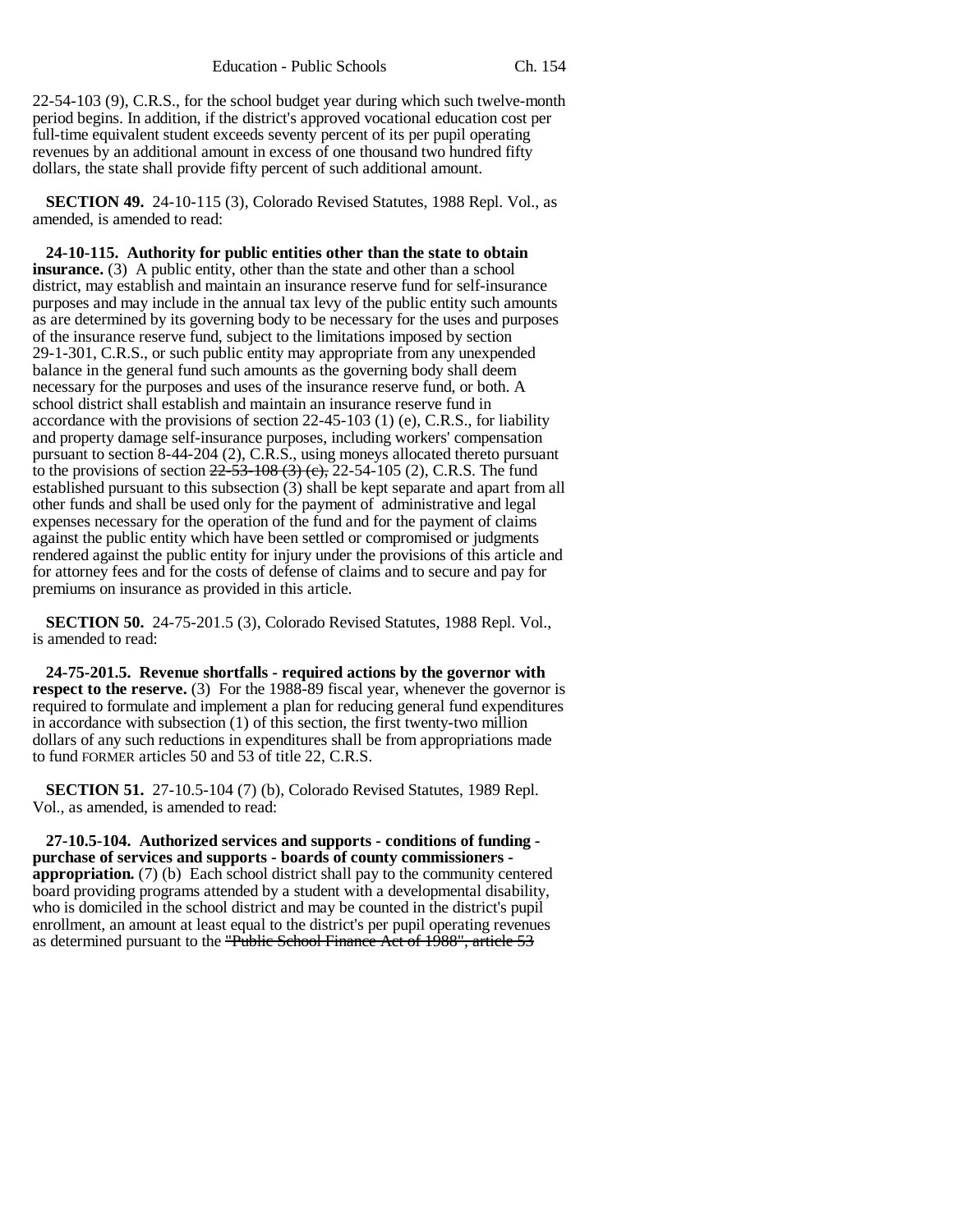22-54-103 (9), C.R.S., for the school budget year during which such twelve-month period begins. In addition, if the district's approved vocational education cost per full-time equivalent student exceeds seventy percent of its per pupil operating revenues by an additional amount in excess of one thousand two hundred fifty dollars, the state shall provide fifty percent of such additional amount.

**SECTION 49.** 24-10-115 (3), Colorado Revised Statutes, 1988 Repl. Vol., as amended, is amended to read:

**24-10-115. Authority for public entities other than the state to obtain insurance.** (3) A public entity, other than the state and other than a school district, may establish and maintain an insurance reserve fund for self-insurance purposes and may include in the annual tax levy of the public entity such amounts as are determined by its governing body to be necessary for the uses and purposes of the insurance reserve fund, subject to the limitations imposed by section 29-1-301, C.R.S., or such public entity may appropriate from any unexpended balance in the general fund such amounts as the governing body shall deem necessary for the purposes and uses of the insurance reserve fund, or both. A school district shall establish and maintain an insurance reserve fund in accordance with the provisions of section 22-45-103 (1) (e), C.R.S., for liability and property damage self-insurance purposes, including workers' compensation pursuant to section 8-44-204 (2), C.R.S., using moneys allocated thereto pursuant to the provisions of section ~~22-53-108 (3) (c),~~ 22-54-105 (2), C.R.S. The fund established pursuant to this subsection (3) shall be kept separate and apart from all other funds and shall be used only for the payment of administrative and legal expenses necessary for the operation of the fund and for the payment of claims against the public entity which have been settled or compromised or judgments rendered against the public entity for injury under the provisions of this article and for attorney fees and for the costs of defense of claims and to secure and pay for premiums on insurance as provided in this article.

**SECTION 50.** 24-75-201.5 (3), Colorado Revised Statutes, 1988 Repl. Vol., is amended to read:

**24-75-201.5. Revenue shortfalls - required actions by the governor with respect to the reserve.** (3) For the 1988-89 fiscal year, whenever the governor is required to formulate and implement a plan for reducing general fund expenditures in accordance with subsection (1) of this section, the first twenty-two million dollars of any such reductions in expenditures shall be from appropriations made to fund FORMER articles 50 and 53 of title 22, C.R.S.

**SECTION 51.** 27-10.5-104 (7) (b), Colorado Revised Statutes, 1989 Repl. Vol., as amended, is amended to read:

**27-10.5-104. Authorized services and supports - conditions of funding - purchase of services and supports - boards of county commissioners - appropriation.** (7) (b) Each school district shall pay to the community centered board providing programs attended by a student with a developmental disability, who is domiciled in the school district and may be counted in the district's pupil enrollment, an amount at least equal to the district's per pupil operating revenues as determined pursuant to the ~~"Public School Finance Act of 1988", article 53~~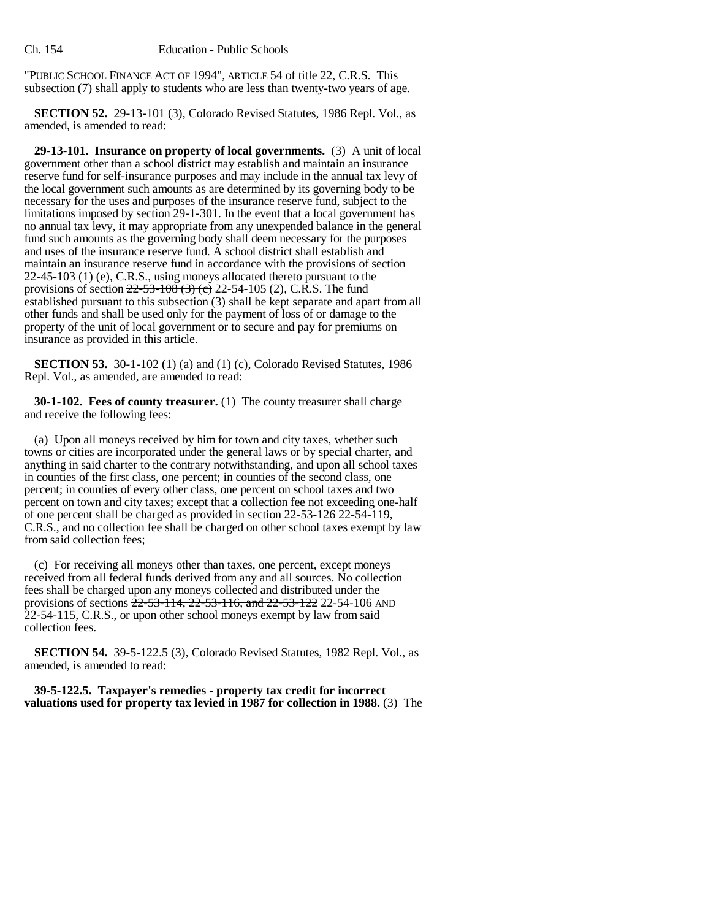"PUBLIC SCHOOL FINANCE ACT OF 1994", ARTICLE 54 of title 22, C.R.S. This subsection (7) shall apply to students who are less than twenty-two years of age.

**SECTION 52.** 29-13-101 (3), Colorado Revised Statutes, 1986 Repl. Vol., as amended, is amended to read:

**29-13-101. Insurance on property of local governments.** (3) A unit of local government other than a school district may establish and maintain an insurance reserve fund for self-insurance purposes and may include in the annual tax levy of the local government such amounts as are determined by its governing body to be necessary for the uses and purposes of the insurance reserve fund, subject to the limitations imposed by section 29-1-301. In the event that a local government has no annual tax levy, it may appropriate from any unexpended balance in the general fund such amounts as the governing body shall deem necessary for the purposes and uses of the insurance reserve fund. A school district shall establish and maintain an insurance reserve fund in accordance with the provisions of section 22-45-103 (1) (e), C.R.S., using moneys allocated thereto pursuant to the provisions of section ~~22-53-108 (3) (c)~~ 22-54-105 (2), C.R.S. The fund established pursuant to this subsection (3) shall be kept separate and apart from all other funds and shall be used only for the payment of loss of or damage to the property of the unit of local government or to secure and pay for premiums on insurance as provided in this article.

**SECTION 53.** 30-1-102 (1) (a) and (1) (c), Colorado Revised Statutes, 1986 Repl. Vol., as amended, are amended to read:

**30-1-102. Fees of county treasurer.** (1) The county treasurer shall charge and receive the following fees:

(a) Upon all moneys received by him for town and city taxes, whether such towns or cities are incorporated under the general laws or by special charter, and anything in said charter to the contrary notwithstanding, and upon all school taxes in counties of the first class, one percent; in counties of the second class, one percent; in counties of every other class, one percent on school taxes and two percent on town and city taxes; except that a collection fee not exceeding one-half of one percent shall be charged as provided in section ~~22-53-126~~ 22-54-119, C.R.S., and no collection fee shall be charged on other school taxes exempt by law from said collection fees;

(c) For receiving all moneys other than taxes, one percent, except moneys received from all federal funds derived from any and all sources. No collection fees shall be charged upon any moneys collected and distributed under the provisions of sections ~~22-53-114, 22-53-116, and 22-53-122~~ 22-54-106 AND 22-54-115, C.R.S., or upon other school moneys exempt by law from said collection fees.

**SECTION 54.** 39-5-122.5 (3), Colorado Revised Statutes, 1982 Repl. Vol., as amended, is amended to read:

**39-5-122.5. Taxpayer's remedies - property tax credit for incorrect valuations used for property tax levied in 1987 for collection in 1988.** (3) The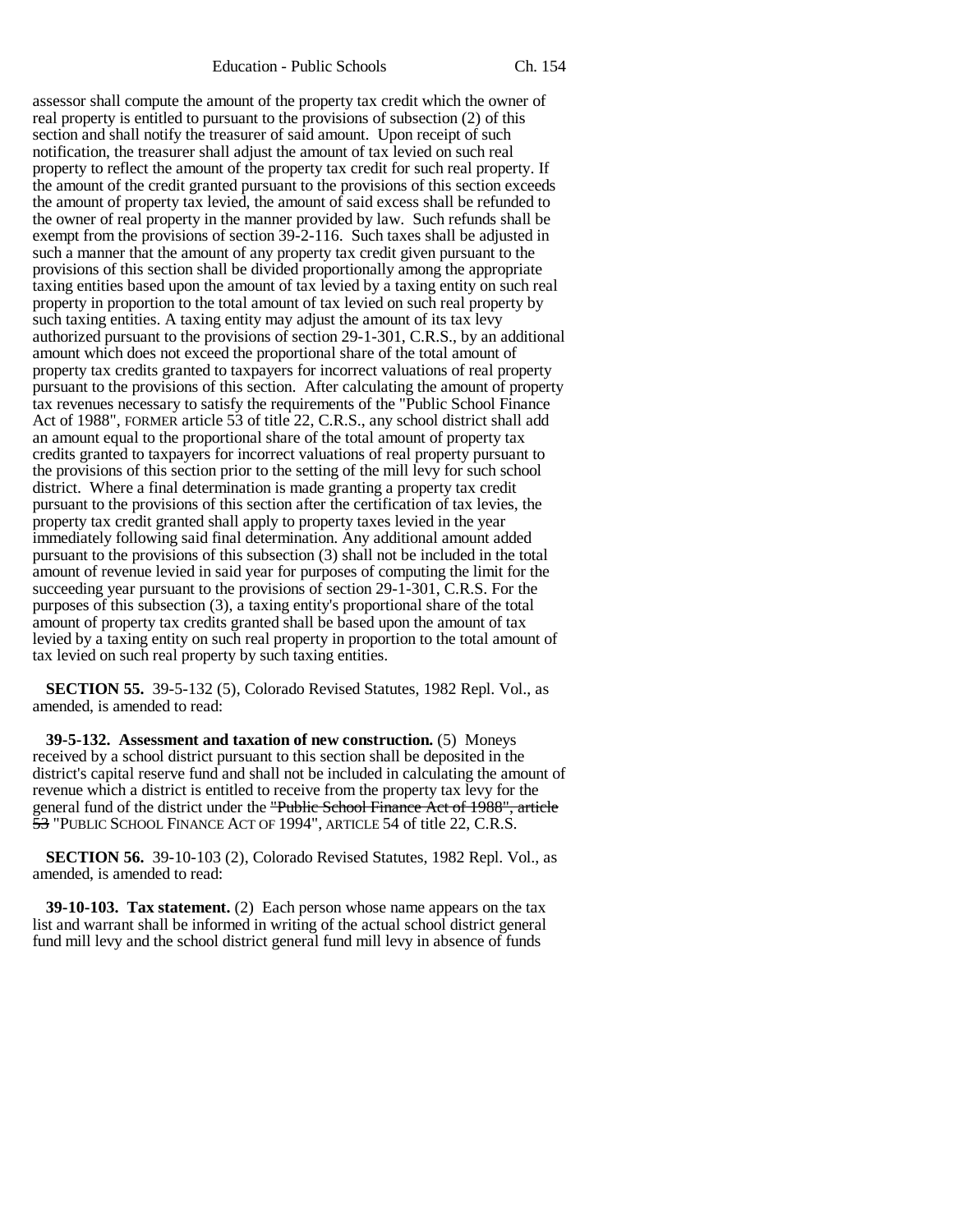assessor shall compute the amount of the property tax credit which the owner of real property is entitled to pursuant to the provisions of subsection (2) of this section and shall notify the treasurer of said amount. Upon receipt of such notification, the treasurer shall adjust the amount of tax levied on such real property to reflect the amount of the property tax credit for such real property. If the amount of the credit granted pursuant to the provisions of this section exceeds the amount of property tax levied, the amount of said excess shall be refunded to the owner of real property in the manner provided by law. Such refunds shall be exempt from the provisions of section 39-2-116. Such taxes shall be adjusted in such a manner that the amount of any property tax credit given pursuant to the provisions of this section shall be divided proportionally among the appropriate taxing entities based upon the amount of tax levied by a taxing entity on such real property in proportion to the total amount of tax levied on such real property by such taxing entities. A taxing entity may adjust the amount of its tax levy authorized pursuant to the provisions of section 29-1-301, C.R.S., by an additional amount which does not exceed the proportional share of the total amount of property tax credits granted to taxpayers for incorrect valuations of real property pursuant to the provisions of this section. After calculating the amount of property tax revenues necessary to satisfy the requirements of the "Public School Finance Act of 1988", FORMER article 53 of title 22, C.R.S., any school district shall add an amount equal to the proportional share of the total amount of property tax credits granted to taxpayers for incorrect valuations of real property pursuant to the provisions of this section prior to the setting of the mill levy for such school district. Where a final determination is made granting a property tax credit pursuant to the provisions of this section after the certification of tax levies, the property tax credit granted shall apply to property taxes levied in the year immediately following said final determination. Any additional amount added pursuant to the provisions of this subsection (3) shall not be included in the total amount of revenue levied in said year for purposes of computing the limit for the succeeding year pursuant to the provisions of section 29-1-301, C.R.S. For the purposes of this subsection (3), a taxing entity's proportional share of the total amount of property tax credits granted shall be based upon the amount of tax levied by a taxing entity on such real property in proportion to the total amount of tax levied on such real property by such taxing entities.

**SECTION 55.** 39-5-132 (5), Colorado Revised Statutes, 1982 Repl. Vol., as amended, is amended to read:

**39-5-132. Assessment and taxation of new construction.** (5) Moneys received by a school district pursuant to this section shall be deposited in the district's capital reserve fund and shall not be included in calculating the amount of revenue which a district is entitled to receive from the property tax levy for the general fund of the district under the ~~"Public School Finance Act of 1988", article 53~~ "PUBLIC SCHOOL FINANCE ACT OF 1994", ARTICLE 54 of title 22, C.R.S.

**SECTION 56.** 39-10-103 (2), Colorado Revised Statutes, 1982 Repl. Vol., as amended, is amended to read:

**39-10-103. Tax statement.** (2) Each person whose name appears on the tax list and warrant shall be informed in writing of the actual school district general fund mill levy and the school district general fund mill levy in absence of funds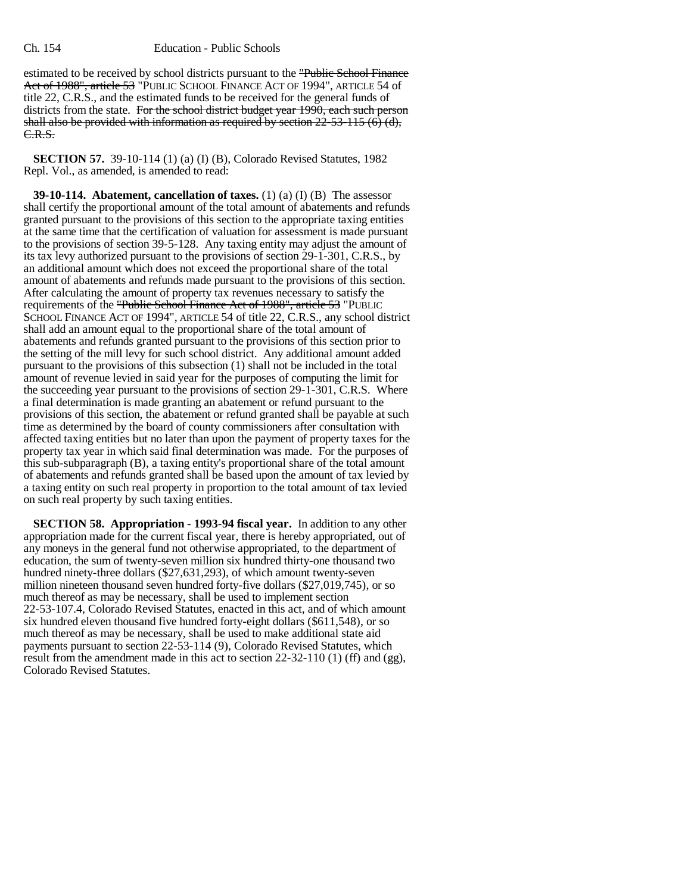estimated to be received by school districts pursuant to the ~~"Public School Finance Act of 1988", article 53~~ "PUBLIC SCHOOL FINANCE ACT OF 1994", ARTICLE 54 of title 22, C.R.S., and the estimated funds to be received for the general funds of districts from the state. ~~For the school district budget year 1990, each such person shall also be provided with information as required by section 22-53-115 (6) (d), C.R.S.~~

**SECTION 57.** 39-10-114 (1) (a) (I) (B), Colorado Revised Statutes, 1982 Repl. Vol., as amended, is amended to read:

**39-10-114. Abatement, cancellation of taxes.** (1) (a) (I) (B) The assessor shall certify the proportional amount of the total amount of abatements and refunds granted pursuant to the provisions of this section to the appropriate taxing entities at the same time that the certification of valuation for assessment is made pursuant to the provisions of section 39-5-128. Any taxing entity may adjust the amount of its tax levy authorized pursuant to the provisions of section 29-1-301, C.R.S., by an additional amount which does not exceed the proportional share of the total amount of abatements and refunds made pursuant to the provisions of this section. After calculating the amount of property tax revenues necessary to satisfy the requirements of the ~~"Public School Finance Act of 1988", article 53~~ "PUBLIC SCHOOL FINANCE ACT OF 1994", ARTICLE 54 of title 22, C.R.S., any school district shall add an amount equal to the proportional share of the total amount of abatements and refunds granted pursuant to the provisions of this section prior to the setting of the mill levy for such school district. Any additional amount added pursuant to the provisions of this subsection (1) shall not be included in the total amount of revenue levied in said year for the purposes of computing the limit for the succeeding year pursuant to the provisions of section 29-1-301, C.R.S. Where a final determination is made granting an abatement or refund pursuant to the provisions of this section, the abatement or refund granted shall be payable at such time as determined by the board of county commissioners after consultation with affected taxing entities but no later than upon the payment of property taxes for the property tax year in which said final determination was made. For the purposes of this sub-subparagraph (B), a taxing entity's proportional share of the total amount of abatements and refunds granted shall be based upon the amount of tax levied by a taxing entity on such real property in proportion to the total amount of tax levied on such real property by such taxing entities.

**SECTION 58. Appropriation - 1993-94 fiscal year.** In addition to any other appropriation made for the current fiscal year, there is hereby appropriated, out of any moneys in the general fund not otherwise appropriated, to the department of education, the sum of twenty-seven million six hundred thirty-one thousand two hundred ninety-three dollars ($27,631,293), of which amount twenty-seven million nineteen thousand seven hundred forty-five dollars ($27,019,745), or so much thereof as may be necessary, shall be used to implement section 22-53-107.4, Colorado Revised Statutes, enacted in this act, and of which amount six hundred eleven thousand five hundred forty-eight dollars ($611,548), or so much thereof as may be necessary, shall be used to make additional state aid payments pursuant to section 22-53-114 (9), Colorado Revised Statutes, which result from the amendment made in this act to section 22-32-110 (1) (ff) and (gg), Colorado Revised Statutes.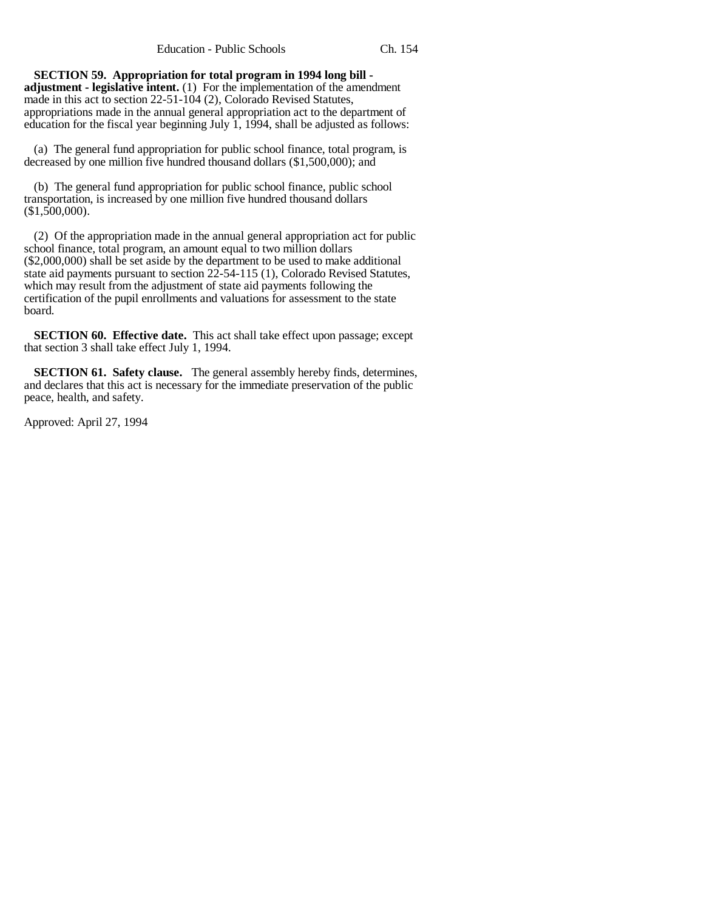**SECTION 59. Appropriation for total program in 1994 long bill - adjustment - legislative intent.** (1) For the implementation of the amendment made in this act to section 22-51-104 (2), Colorado Revised Statutes, appropriations made in the annual general appropriation act to the department of education for the fiscal year beginning July 1, 1994, shall be adjusted as follows:

(a) The general fund appropriation for public school finance, total program, is decreased by one million five hundred thousand dollars ($1,500,000); and

(b) The general fund appropriation for public school finance, public school transportation, is increased by one million five hundred thousand dollars ($1,500,000).

(2) Of the appropriation made in the annual general appropriation act for public school finance, total program, an amount equal to two million dollars ($2,000,000) shall be set aside by the department to be used to make additional state aid payments pursuant to section 22-54-115 (1), Colorado Revised Statutes, which may result from the adjustment of state aid payments following the certification of the pupil enrollments and valuations for assessment to the state board.

**SECTION 60. Effective date.** This act shall take effect upon passage; except that section 3 shall take effect July 1, 1994.

**SECTION 61. Safety clause.** The general assembly hereby finds, determines, and declares that this act is necessary for the immediate preservation of the public peace, health, and safety.

Approved: April 27, 1994